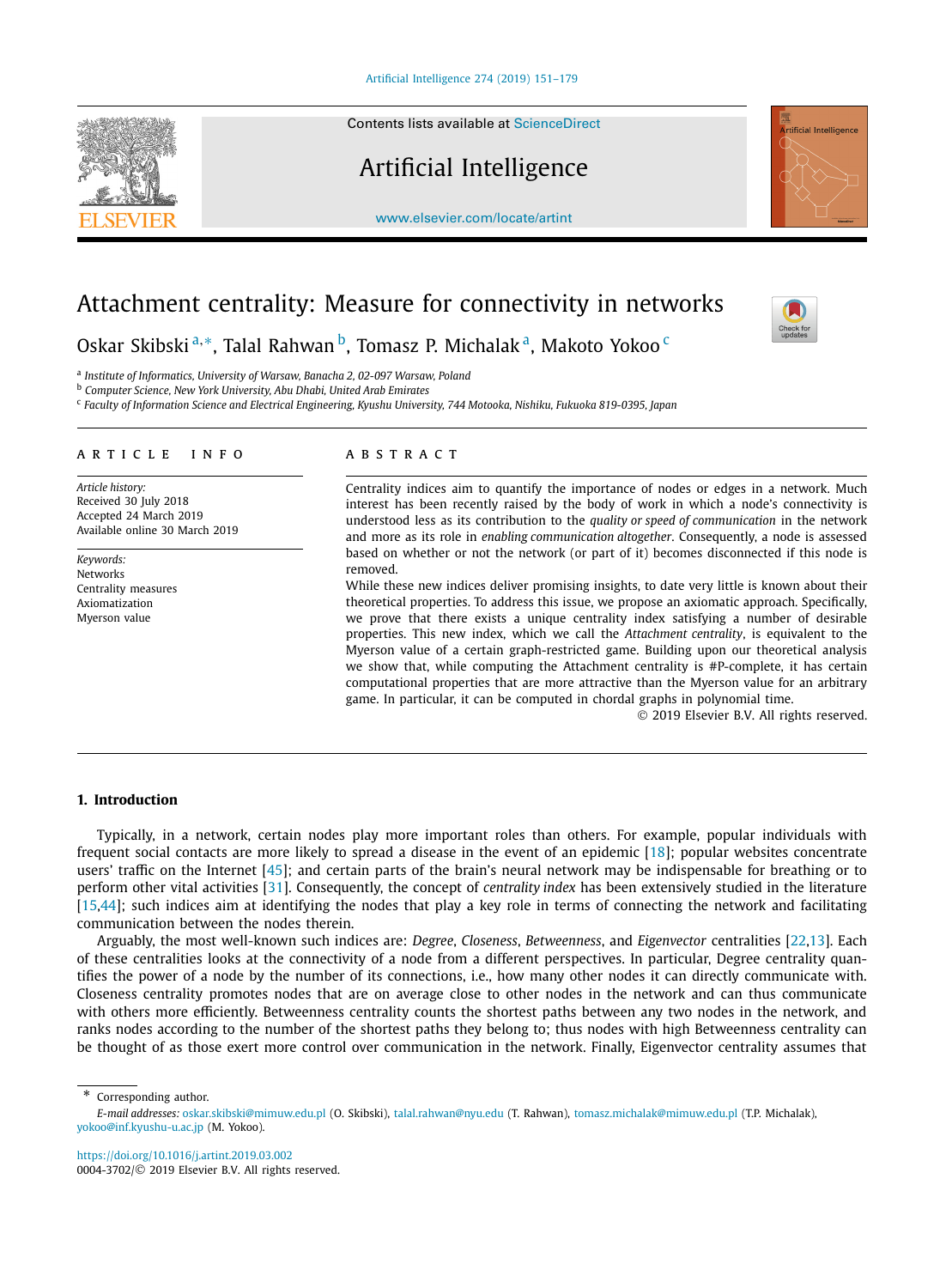# Attachment centrality: Measure for connectivity in networks

Oskar Skibski [a,*], Talal Rahwan [b], Tomasz P. Michalak [a], Makoto Yokoo [c]

[a] Institute of Informatics, University of Warsaw, Banacha 2, 02-097 Warsaw, Poland
[b] Computer Science, New York University, Abu Dhabi, United Arab Emirates
[c] Faculty of Information Science and Electrical Engineering, Kyushu University, 744 Motooka, Nishiku, Fukuoka 819-0395, Japan

## ARTICLE INFO

*Article history:*
Received 30 July 2018
Accepted 24 March 2019
Available online 30 March 2019

*Keywords:*
Networks
Centrality measures
Axiomatization
Myerson value

## ABSTRACT

Centrality indices aim to quantify the importance of nodes or edges in a network. Much interest has been recently raised by the body of work in which a node's connectivity is understood less as its contribution to the *quality or speed of communication* in the network and more as its role in *enabling communication altogether*. Consequently, a node is assessed based on whether or not the network (or part of it) becomes disconnected if this node is removed.

While these new indices deliver promising insights, to date very little is known about their theoretical properties. To address this issue, we propose an axiomatic approach. Specifically, we prove that there exists a unique centrality index satisfying a number of desirable properties. This new index, which we call the *Attachment centrality*, is equivalent to the Myerson value of a certain graph-restricted game. Building upon our theoretical analysis we show that, while computing the Attachment centrality is #P-complete, it has certain computational properties that are more attractive than the Myerson value for an arbitrary game. In particular, it can be computed in chordal graphs in polynomial time.

© 2019 Elsevier B.V. All rights reserved.

## 1. Introduction

Typically, in a network, certain nodes play more important roles than others. For example, popular individuals with frequent social contacts are more likely to spread a disease in the event of an epidemic [18]; popular websites concentrate users' traffic on the Internet [45]; and certain parts of the brain's neural network may be indispensable for breathing or to perform other vital activities [31]. Consequently, the concept of *centrality index* has been extensively studied in the literature [15,44]; such indices aim at identifying the nodes that play a key role in terms of connecting the network and facilitating communication between the nodes therein.

Arguably, the most well-known such indices are: *Degree*, *Closeness*, *Betweenness*, and *Eigenvector* centralities [22,13]. Each of these centralities looks at the connectivity of a node from a different perspectives. In particular, Degree centrality quantifies the power of a node by the number of its connections, i.e., how many other nodes it can directly communicate with. Closeness centrality promotes nodes that are on average close to other nodes in the network and can thus communicate with others more efficiently. Betweenness centrality counts the shortest paths between any two nodes in the network, and ranks nodes according to the number of the shortest paths they belong to; thus nodes with high Betweenness centrality can be thought of as those exert more control over communication in the network. Finally, Eigenvector centrality assumes that

\* Corresponding author.
*E-mail addresses:* oskar.skibski@mimuw.edu.pl (O. Skibski), talal.rahwan@nyu.edu (T. Rahwan), tomasz.michalak@mimuw.edu.pl (T.P. Michalak), yokoo@inf.kyushu-u.ac.jp (M. Yokoo).

https://doi.org/10.1016/j.artint.2019.03.002
0004-3702/© 2019 Elsevier B.V. All rights reserved.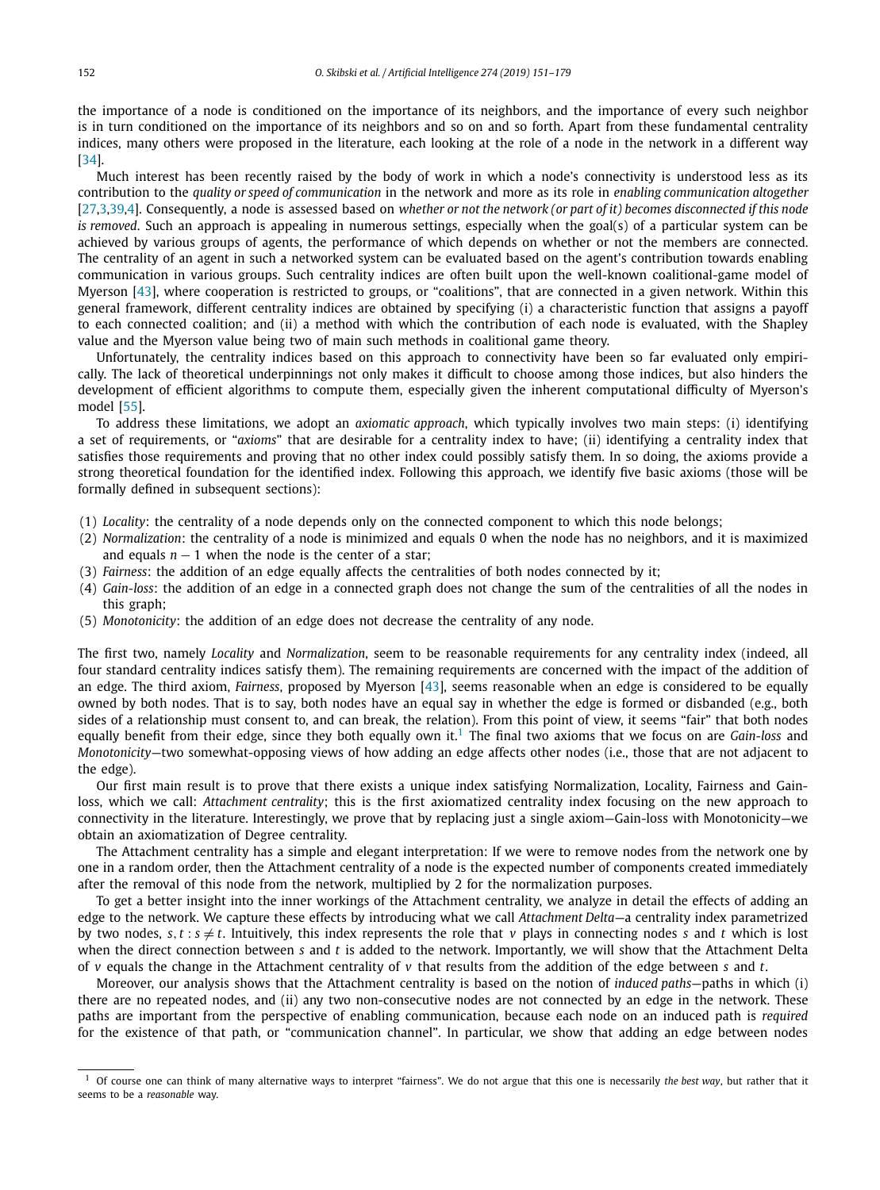the importance of a node is conditioned on the importance of its neighbors, and the importance of every such neighbor is in turn conditioned on the importance of its neighbors and so on and so forth. Apart from these fundamental centrality indices, many others were proposed in the literature, each looking at the role of a node in the network in a different way [34].

Much interest has been recently raised by the body of work in which a node's connectivity is understood less as its contribution to the *quality or speed of communication* in the network and more as its role in *enabling communication altogether* [27,3,39,4]. Consequently, a node is assessed based on *whether or not the network (or part of it) becomes disconnected if this node is removed*. Such an approach is appealing in numerous settings, especially when the goal(s) of a particular system can be achieved by various groups of agents, the performance of which depends on whether or not the members are connected. The centrality of an agent in such a networked system can be evaluated based on the agent's contribution towards enabling communication in various groups. Such centrality indices are often built upon the well-known coalitional-game model of Myerson [43], where cooperation is restricted to groups, or "coalitions", that are connected in a given network. Within this general framework, different centrality indices are obtained by specifying (i) a characteristic function that assigns a payoff to each connected coalition; and (ii) a method with which the contribution of each node is evaluated, with the Shapley value and the Myerson value being two of main such methods in coalitional game theory.

Unfortunately, the centrality indices based on this approach to connectivity have been so far evaluated only empirically. The lack of theoretical underpinnings not only makes it difficult to choose among those indices, but also hinders the development of efficient algorithms to compute them, especially given the inherent computational difficulty of Myerson's model [55].

To address these limitations, we adopt an *axiomatic approach*, which typically involves two main steps: (i) identifying a set of requirements, or "*axioms*" that are desirable for a centrality index to have; (ii) identifying a centrality index that satisfies those requirements and proving that no other index could possibly satisfy them. In so doing, the axioms provide a strong theoretical foundation for the identified index. Following this approach, we identify five basic axioms (those will be formally defined in subsequent sections):

(1) *Locality*: the centrality of a node depends only on the connected component to which this node belongs;
(2) *Normalization*: the centrality of a node is minimized and equals 0 when the node has no neighbors, and it is maximized and equals $n-1$ when the node is the center of a star;
(3) *Fairness*: the addition of an edge equally affects the centralities of both nodes connected by it;
(4) *Gain-loss*: the addition of an edge in a connected graph does not change the sum of the centralities of all the nodes in this graph;
(5) *Monotonicity*: the addition of an edge does not decrease the centrality of any node.

The first two, namely *Locality* and *Normalization*, seem to be reasonable requirements for any centrality index (indeed, all four standard centrality indices satisfy them). The remaining requirements are concerned with the impact of the addition of an edge. The third axiom, *Fairness*, proposed by Myerson [43], seems reasonable when an edge is considered to be equally owned by both nodes. That is to say, both nodes have an equal say in whether the edge is formed or disbanded (e.g., both sides of a relationship must consent to, and can break, the relation). From this point of view, it seems "fair" that both nodes equally benefit from their edge, since they both equally own it.[1] The final two axioms that we focus on are *Gain-loss* and *Monotonicity*—two somewhat-opposing views of how adding an edge affects other nodes (i.e., those that are not adjacent to the edge).

Our first main result is to prove that there exists a unique index satisfying Normalization, Locality, Fairness and Gain-loss, which we call: *Attachment centrality*; this is the first axiomatized centrality index focusing on the new approach to connectivity in the literature. Interestingly, we prove that by replacing just a single axiom—Gain-loss with Monotonicity—we obtain an axiomatization of Degree centrality.

The Attachment centrality has a simple and elegant interpretation: If we were to remove nodes from the network one by one in a random order, then the Attachment centrality of a node is the expected number of components created immediately after the removal of this node from the network, multiplied by 2 for the normalization purposes.

To get a better insight into the inner workings of the Attachment centrality, we analyze in detail the effects of adding an edge to the network. We capture these effects by introducing what we call *Attachment Delta*—a centrality index parametrized by two nodes, $s, t : s \neq t$. Intuitively, this index represents the role that $v$ plays in connecting nodes $s$ and $t$ which is lost when the direct connection between $s$ and $t$ is added to the network. Importantly, we will show that the Attachment Delta of $v$ equals the change in the Attachment centrality of $v$ that results from the addition of the edge between $s$ and $t$.

Moreover, our analysis shows that the Attachment centrality is based on the notion of *induced paths*—paths in which (i) there are no repeated nodes, and (ii) any two non-consecutive nodes are not connected by an edge in the network. These paths are important from the perspective of enabling communication, because each node on an induced path is *required* for the existence of that path, or "communication channel". In particular, we show that adding an edge between nodes

[1] Of course one can think of many alternative ways to interpret "fairness". We do not argue that this one is necessarily *the best way*, but rather that it seems to be a *reasonable* way.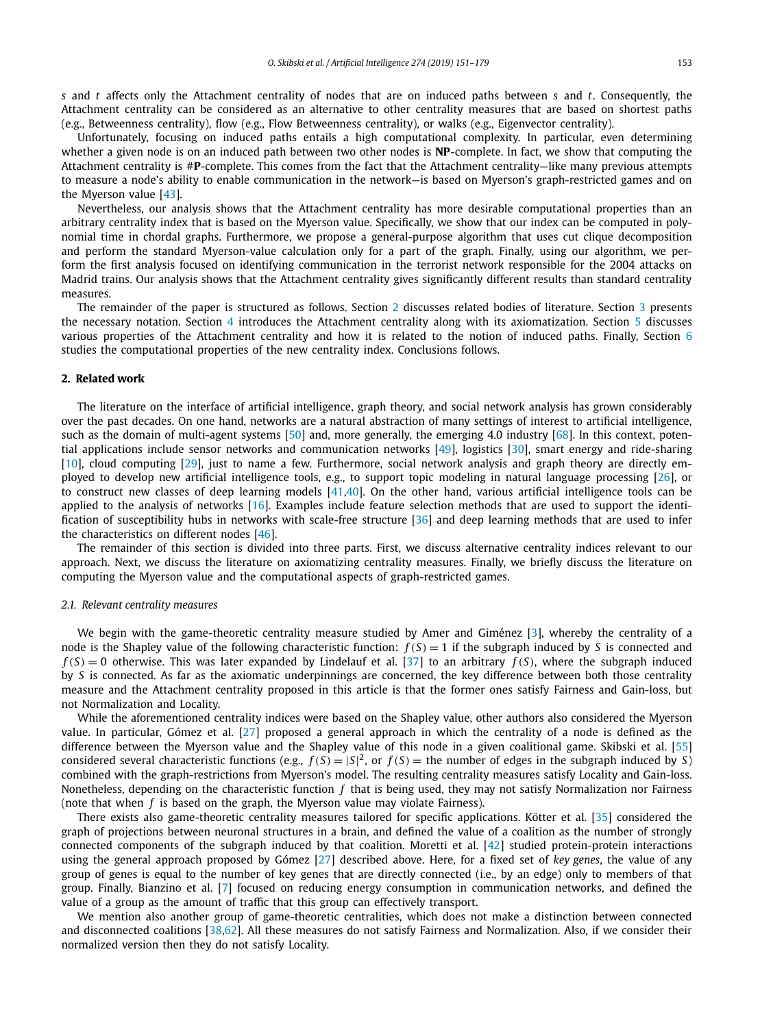$s$ and $t$ affects only the Attachment centrality of nodes that are on induced paths between $s$ and $t$. Consequently, the Attachment centrality can be considered as an alternative to other centrality measures that are based on shortest paths (e.g., Betweenness centrality), flow (e.g., Flow Betweenness centrality), or walks (e.g., Eigenvector centrality).

Unfortunately, focusing on induced paths entails a high computational complexity. In particular, even determining whether a given node is on an induced path between two other nodes is **NP**-complete. In fact, we show that computing the Attachment centrality is #**P**-complete. This comes from the fact that the Attachment centrality—like many previous attempts to measure a node's ability to enable communication in the network—is based on Myerson's graph-restricted games and on the Myerson value [43].

Nevertheless, our analysis shows that the Attachment centrality has more desirable computational properties than an arbitrary centrality index that is based on the Myerson value. Specifically, we show that our index can be computed in polynomial time in chordal graphs. Furthermore, we propose a general-purpose algorithm that uses cut clique decomposition and perform the standard Myerson-value calculation only for a part of the graph. Finally, using our algorithm, we perform the first analysis focused on identifying communication in the terrorist network responsible for the 2004 attacks on Madrid trains. Our analysis shows that the Attachment centrality gives significantly different results than standard centrality measures.

The remainder of the paper is structured as follows. Section 2 discusses related bodies of literature. Section 3 presents the necessary notation. Section 4 introduces the Attachment centrality along with its axiomatization. Section 5 discusses various properties of the Attachment centrality and how it is related to the notion of induced paths. Finally, Section 6 studies the computational properties of the new centrality index. Conclusions follows.

## 2. Related work

The literature on the interface of artificial intelligence, graph theory, and social network analysis has grown considerably over the past decades. On one hand, networks are a natural abstraction of many settings of interest to artificial intelligence, such as the domain of multi-agent systems [50] and, more generally, the emerging 4.0 industry [68]. In this context, potential applications include sensor networks and communication networks [49], logistics [30], smart energy and ride-sharing [10], cloud computing [29], just to name a few. Furthermore, social network analysis and graph theory are directly employed to develop new artificial intelligence tools, e.g., to support topic modeling in natural language processing [26], or to construct new classes of deep learning models [41,40]. On the other hand, various artificial intelligence tools can be applied to the analysis of networks [16]. Examples include feature selection methods that are used to support the identification of susceptibility hubs in networks with scale-free structure [36] and deep learning methods that are used to infer the characteristics on different nodes [46].

The remainder of this section is divided into three parts. First, we discuss alternative centrality indices relevant to our approach. Next, we discuss the literature on axiomatizing centrality measures. Finally, we briefly discuss the literature on computing the Myerson value and the computational aspects of graph-restricted games.

### 2.1. Relevant centrality measures

We begin with the game-theoretic centrality measure studied by Amer and Giménez [3], whereby the centrality of a node is the Shapley value of the following characteristic function: $f(S) = 1$ if the subgraph induced by $S$ is connected and $f(S) = 0$ otherwise. This was later expanded by Lindelauf et al. [37] to an arbitrary $f(S)$, where the subgraph induced by $S$ is connected. As far as the axiomatic underpinnings are concerned, the key difference between both those centrality measure and the Attachment centrality proposed in this article is that the former ones satisfy Fairness and Gain-loss, but not Normalization and Locality.

While the aforementioned centrality indices were based on the Shapley value, other authors also considered the Myerson value. In particular, Gómez et al. [27] proposed a general approach in which the centrality of a node is defined as the difference between the Myerson value and the Shapley value of this node in a given coalitional game. Skibski et al. [55] considered several characteristic functions (e.g., $f(S) = |S|^2$, or $f(S) =$ the number of edges in the subgraph induced by $S$) combined with the graph-restrictions from Myerson's model. The resulting centrality measures satisfy Locality and Gain-loss. Nonetheless, depending on the characteristic function $f$ that is being used, they may not satisfy Normalization nor Fairness (note that when $f$ is based on the graph, the Myerson value may violate Fairness).

There exists also game-theoretic centrality measures tailored for specific applications. Kötter et al. [35] considered the graph of projections between neuronal structures in a brain, and defined the value of a coalition as the number of strongly connected components of the subgraph induced by that coalition. Moretti et al. [42] studied protein-protein interactions using the general approach proposed by Gómez [27] described above. Here, for a fixed set of *key genes*, the value of any group of genes is equal to the number of key genes that are directly connected (i.e., by an edge) only to members of that group. Finally, Bianzino et al. [7] focused on reducing energy consumption in communication networks, and defined the value of a group as the amount of traffic that this group can effectively transport.

We mention also another group of game-theoretic centralities, which does not make a distinction between connected and disconnected coalitions [38,62]. All these measures do not satisfy Fairness and Normalization. Also, if we consider their normalized version then they do not satisfy Locality.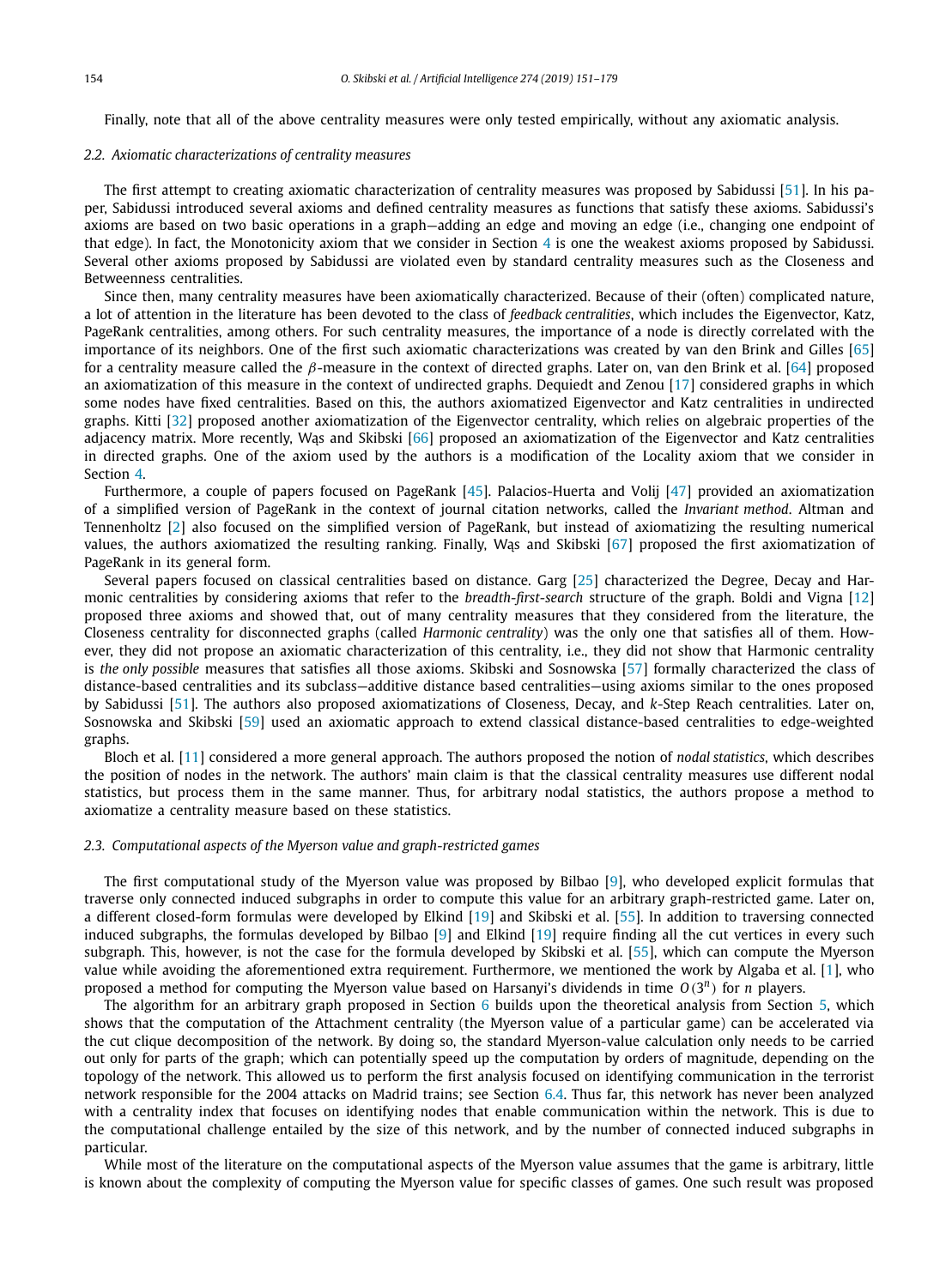Finally, note that all of the above centrality measures were only tested empirically, without any axiomatic analysis.

### 2.2. Axiomatic characterizations of centrality measures

The first attempt to creating axiomatic characterization of centrality measures was proposed by Sabidussi [51]. In his paper, Sabidussi introduced several axioms and defined centrality measures as functions that satisfy these axioms. Sabidussi's axioms are based on two basic operations in a graph—adding an edge and moving an edge (i.e., changing one endpoint of that edge). In fact, the Monotonicity axiom that we consider in Section 4 is one the weakest axioms proposed by Sabidussi. Several other axioms proposed by Sabidussi are violated even by standard centrality measures such as the Closeness and Betweenness centralities.

Since then, many centrality measures have been axiomatically characterized. Because of their (often) complicated nature, a lot of attention in the literature has been devoted to the class of *feedback centralities*, which includes the Eigenvector, Katz, PageRank centralities, among others. For such centrality measures, the importance of a node is directly correlated with the importance of its neighbors. One of the first such axiomatic characterizations was created by van den Brink and Gilles [65] for a centrality measure called the $\beta$-measure in the context of directed graphs. Later on, van den Brink et al. [64] proposed an axiomatization of this measure in the context of undirected graphs. Dequiedt and Zenou [17] considered graphs in which some nodes have fixed centralities. Based on this, the authors axiomatized Eigenvector and Katz centralities in undirected graphs. Kitti [32] proposed another axiomatization of the Eigenvector centrality, which relies on algebraic properties of the adjacency matrix. More recently, Wąs and Skibski [66] proposed an axiomatization of the Eigenvector and Katz centralities in directed graphs. One of the axiom used by the authors is a modification of the Locality axiom that we consider in Section 4.

Furthermore, a couple of papers focused on PageRank [45]. Palacios-Huerta and Volij [47] provided an axiomatization of a simplified version of PageRank in the context of journal citation networks, called the *Invariant method*. Altman and Tennenholtz [2] also focused on the simplified version of PageRank, but instead of axiomatizing the resulting numerical values, the authors axiomatized the resulting ranking. Finally, Wąs and Skibski [67] proposed the first axiomatization of PageRank in its general form.

Several papers focused on classical centralities based on distance. Garg [25] characterized the Degree, Decay and Harmonic centralities by considering axioms that refer to the *breadth-first-search* structure of the graph. Boldi and Vigna [12] proposed three axioms and showed that, out of many centrality measures that they considered from the literature, the Closeness centrality for disconnected graphs (called *Harmonic centrality*) was the only one that satisfies all of them. However, they did not propose an axiomatic characterization of this centrality, i.e., they did not show that Harmonic centrality is *the only possible* measures that satisfies all those axioms. Skibski and Sosnowska [57] formally characterized the class of distance-based centralities and its subclass—additive distance based centralities—using axioms similar to the ones proposed by Sabidussi [51]. The authors also proposed axiomatizations of Closeness, Decay, and $k$-Step Reach centralities. Later on, Sosnowska and Skibski [59] used an axiomatic approach to extend classical distance-based centralities to edge-weighted graphs.

Bloch et al. [11] considered a more general approach. The authors proposed the notion of *nodal statistics*, which describes the position of nodes in the network. The authors' main claim is that the classical centrality measures use different nodal statistics, but process them in the same manner. Thus, for arbitrary nodal statistics, the authors propose a method to axiomatize a centrality measure based on these statistics.

### 2.3. Computational aspects of the Myerson value and graph-restricted games

The first computational study of the Myerson value was proposed by Bilbao [9], who developed explicit formulas that traverse only connected induced subgraphs in order to compute this value for an arbitrary graph-restricted game. Later on, a different closed-form formulas were developed by Elkind [19] and Skibski et al. [55]. In addition to traversing connected induced subgraphs, the formulas developed by Bilbao [9] and Elkind [19] require finding all the cut vertices in every such subgraph. This, however, is not the case for the formula developed by Skibski et al. [55], which can compute the Myerson value while avoiding the aforementioned extra requirement. Furthermore, we mentioned the work by Algaba et al. [1], who proposed a method for computing the Myerson value based on Harsanyi's dividends in time $O(3^n)$ for $n$ players.

The algorithm for an arbitrary graph proposed in Section 6 builds upon the theoretical analysis from Section 5, which shows that the computation of the Attachment centrality (the Myerson value of a particular game) can be accelerated via the cut clique decomposition of the network. By doing so, the standard Myerson-value calculation only needs to be carried out only for parts of the graph; which can potentially speed up the computation by orders of magnitude, depending on the topology of the network. This allowed us to perform the first analysis focused on identifying communication in the terrorist network responsible for the 2004 attacks on Madrid trains; see Section 6.4. Thus far, this network has never been analyzed with a centrality index that focuses on identifying nodes that enable communication within the network. This is due to the computational challenge entailed by the size of this network, and by the number of connected induced subgraphs in particular.

While most of the literature on the computational aspects of the Myerson value assumes that the game is arbitrary, little is known about the complexity of computing the Myerson value for specific classes of games. One such result was proposed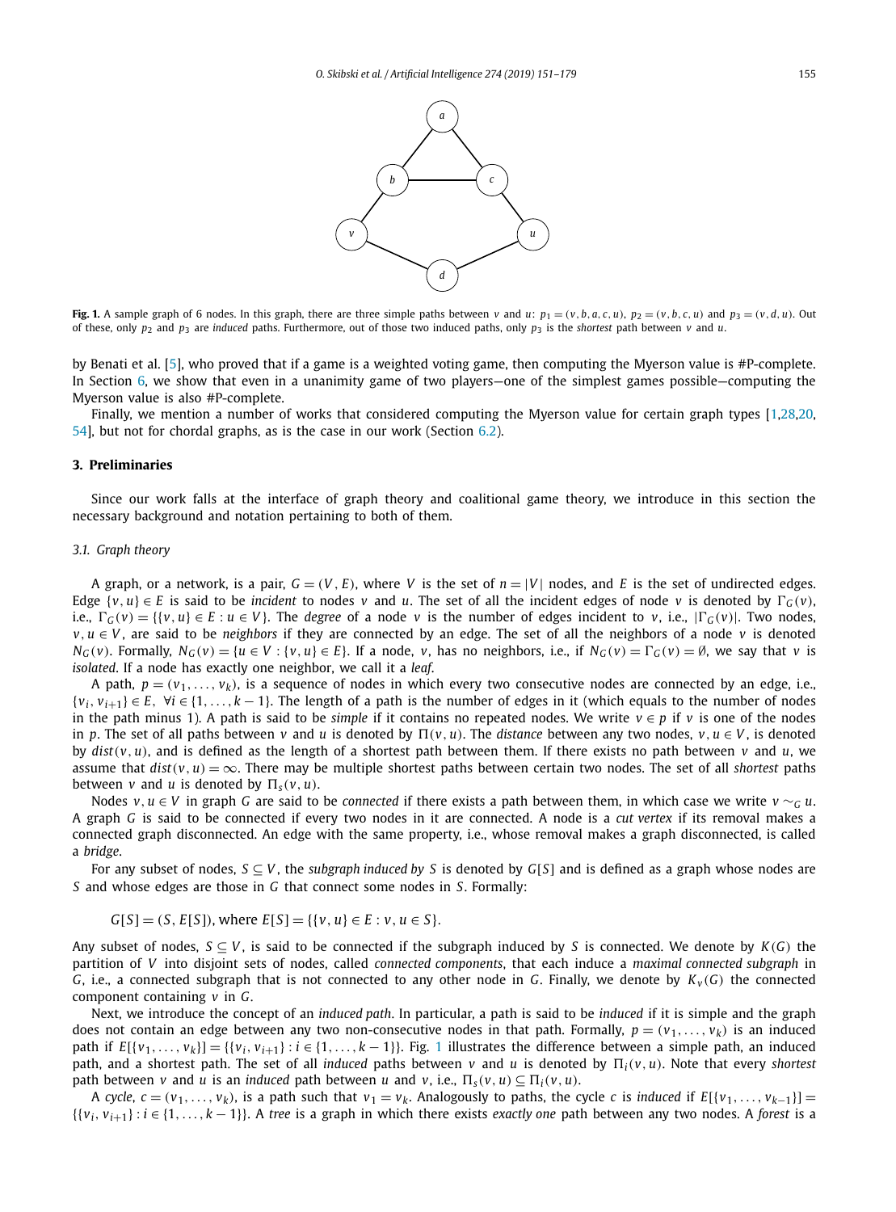**Fig. 1.** A sample graph of 6 nodes. In this graph, there are three simple paths between $v$ and $u$: $p_1 = (v, b, a, c, u)$, $p_2 = (v, b, c, u)$ and $p_3 = (v, d, u)$. Out of these, only $p_2$ and $p_3$ are *induced* paths. Furthermore, out of those two induced paths, only $p_3$ is the *shortest* path between $v$ and $u$.

by Benati et al. [5], who proved that if a game is a weighted voting game, then computing the Myerson value is #P-complete. In Section 6, we show that even in a unanimity game of two players—one of the simplest games possible—computing the Myerson value is also #P-complete.

Finally, we mention a number of works that considered computing the Myerson value for certain graph types [1,28,20,54], but not for chordal graphs, as is the case in our work (Section 6.2).

## 3. Preliminaries

Since our work falls at the interface of graph theory and coalitional game theory, we introduce in this section the necessary background and notation pertaining to both of them.

### 3.1. Graph theory

A graph, or a network, is a pair, $G = (V, E)$, where $V$ is the set of $n = |V|$ nodes, and $E$ is the set of undirected edges. Edge $\{v, u\} \in E$ is said to be *incident* to nodes $v$ and $u$. The set of all the incident edges of node $v$ is denoted by $\Gamma_G(v)$, i.e., $\Gamma_G(v) = \{\{v, u\} \in E : u \in V\}$. The *degree* of a node $v$ is the number of edges incident to $v$, i.e., $|\Gamma_G(v)|$. Two nodes, $v, u \in V$, are said to be *neighbors* if they are connected by an edge. The set of all the neighbors of a node $v$ is denoted $N_G(v)$. Formally, $N_G(v) = \{u \in V : \{v, u\} \in E\}$. If a node, $v$, has no neighbors, i.e., if $N_G(v) = \Gamma_G(v) = \emptyset$, we say that $v$ is *isolated*. If a node has exactly one neighbor, we call it a *leaf*.

A path, $p = (v_1, \ldots, v_k)$, is a sequence of nodes in which every two consecutive nodes are connected by an edge, i.e., $\{v_i, v_{i+1}\} \in E,\ \forall i \in \{1, \ldots, k-1\}$. The length of a path is the number of edges in it (which equals to the number of nodes in the path minus 1). A path is said to be *simple* if it contains no repeated nodes. We write $v \in p$ if $v$ is one of the nodes in $p$. The set of all paths between $v$ and $u$ is denoted by $\Pi(v, u)$. The *distance* between any two nodes, $v, u \in V$, is denoted by $dist(v, u)$, and is defined as the length of a shortest path between them. If there exists no path between $v$ and $u$, we assume that $dist(v, u) = \infty$. There may be multiple shortest paths between certain two nodes. The set of all *shortest* paths between $v$ and $u$ is denoted by $\Pi_s(v, u)$.

Nodes $v, u \in V$ in graph $G$ are said to be *connected* if there exists a path between them, in which case we write $v \sim_G u$. A graph $G$ is said to be connected if every two nodes in it are connected. A node is a *cut vertex* if its removal makes a connected graph disconnected. An edge with the same property, i.e., whose removal makes a graph disconnected, is called a *bridge*.

For any subset of nodes, $S \subseteq V$, the *subgraph induced by* $S$ is denoted by $G[S]$ and is defined as a graph whose nodes are $S$ and whose edges are those in $G$ that connect some nodes in $S$. Formally:

$$G[S] = (S, E[S]), \text{ where } E[S] = \{\{v, u\} \in E : v, u \in S\}.$$

Any subset of nodes, $S \subseteq V$, is said to be connected if the subgraph induced by $S$ is connected. We denote by $K(G)$ the partition of $V$ into disjoint sets of nodes, called *connected components*, that each induce a *maximal connected subgraph* in $G$, i.e., a connected subgraph that is not connected to any other node in $G$. Finally, we denote by $K_v(G)$ the connected component containing $v$ in $G$.

Next, we introduce the concept of an *induced path*. In particular, a path is said to be *induced* if it is simple and the graph does not contain an edge between any two non-consecutive nodes in that path. Formally, $p = (v_1, \ldots, v_k)$ is an induced path if $E[\{v_1, \ldots, v_k\}] = \{\{v_i, v_{i+1}\} : i \in \{1, \ldots, k-1\}\}$. Fig. 1 illustrates the difference between a simple path, an induced path, and a shortest path. The set of all *induced* paths between $v$ and $u$ is denoted by $\Pi_i(v, u)$. Note that every *shortest* path between $v$ and $u$ is an *induced* path between $u$ and $v$, i.e., $\Pi_s(v, u) \subseteq \Pi_i(v, u)$.

A *cycle*, $c = (v_1, \ldots, v_k)$, is a path such that $v_1 = v_k$. Analogously to paths, the cycle $c$ is *induced* if $E[\{v_1, \ldots, v_{k-1}\}] = \{\{v_i, v_{i+1}\} : i \in \{1, \ldots, k-1\}\}$. A *tree* is a graph in which there exists *exactly one* path between any two nodes. A *forest* is a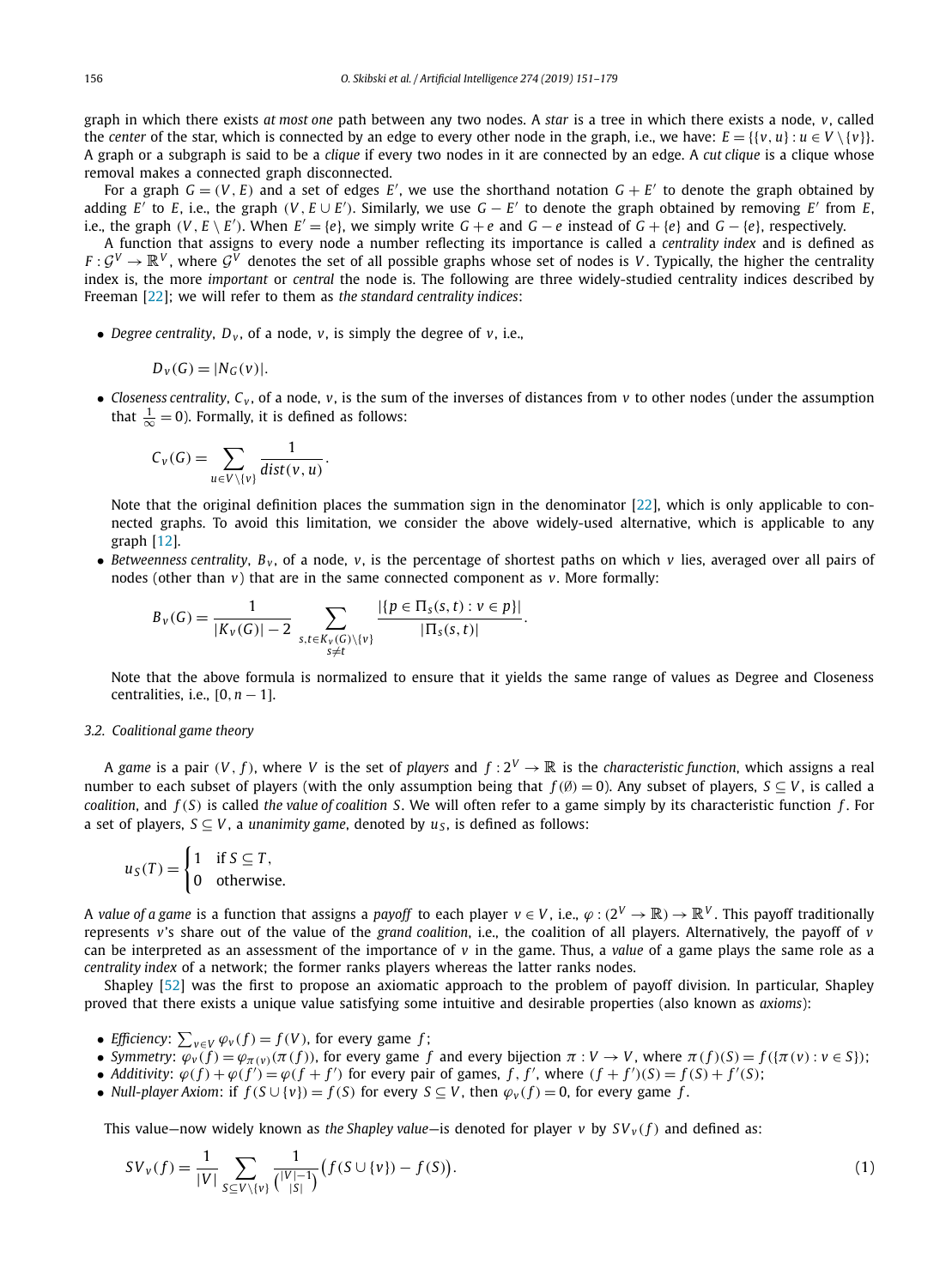graph in which there exists *at most one* path between any two nodes. A *star* is a tree in which there exists a node, $v$, called the *center* of the star, which is connected by an edge to every other node in the graph, i.e., we have: $E = \{\{v, u\} : u \in V \setminus \{v\}\}$. A graph or a subgraph is said to be a *clique* if every two nodes in it are connected by an edge. A *cut clique* is a clique whose removal makes a connected graph disconnected.

For a graph $G = (V, E)$ and a set of edges $E'$, we use the shorthand notation $G + E'$ to denote the graph obtained by adding $E'$ to $E$, i.e., the graph $(V, E \cup E')$. Similarly, we use $G - E'$ to denote the graph obtained by removing $E'$ from $E$, i.e., the graph $(V, E \setminus E')$. When $E' = \{e\}$, we simply write $G + e$ and $G - e$ instead of $G + \{e\}$ and $G - \{e\}$, respectively.

A function that assigns to every node a number reflecting its importance is called a *centrality index* and is defined as $F : \mathcal{G}^V \to \mathbb{R}^V$, where $\mathcal{G}^V$ denotes the set of all possible graphs whose set of nodes is $V$. Typically, the higher the centrality index is, the more *important* or *central* the node is. The following are three widely-studied centrality indices described by Freeman [22]; we will refer to them as *the standard centrality indices*:

- *Degree centrality*, $D_v$, of a node, $v$, is simply the degree of $v$, i.e.,

$$D_v(G) = |N_G(v)|.$$

- *Closeness centrality*, $C_v$, of a node, $v$, is the sum of the inverses of distances from $v$ to other nodes (under the assumption that $\frac{1}{\infty} = 0$). Formally, it is defined as follows:

$$C_v(G) = \sum_{u \in V \setminus \{v\}} \frac{1}{dist(v, u)}.$$

  Note that the original definition places the summation sign in the denominator [22], which is only applicable to connected graphs. To avoid this limitation, we consider the above widely-used alternative, which is applicable to any graph [12].

- *Betweenness centrality*, $B_v$, of a node, $v$, is the percentage of shortest paths on which $v$ lies, averaged over all pairs of nodes (other than $v$) that are in the same connected component as $v$. More formally:

$$B_v(G) = \frac{1}{|K_v(G)| - 2} \sum_{\substack{s,t \in K_v(G) \setminus \{v\} \\ s \neq t}} \frac{|\{p \in \Pi_s(s,t) : v \in p\}|}{|\Pi_s(s,t)|}.$$

  Note that the above formula is normalized to ensure that it yields the same range of values as Degree and Closeness centralities, i.e., $[0, n-1]$.

### 3.2. Coalitional game theory

A *game* is a pair $(V, f)$, where $V$ is the set of *players* and $f : 2^V \to \mathbb{R}$ is the *characteristic function*, which assigns a real number to each subset of players (with the only assumption being that $f(\emptyset) = 0$). Any subset of players, $S \subseteq V$, is called a *coalition*, and $f(S)$ is called *the value of coalition* $S$. We will often refer to a game simply by its characteristic function $f$. For a set of players, $S \subseteq V$, a *unanimity game*, denoted by $u_S$, is defined as follows:

$$u_S(T) = \begin{cases} 1 & \text{if } S \subseteq T, \\ 0 & \text{otherwise.} \end{cases}$$

A *value of a game* is a function that assigns a *payoff* to each player $v \in V$, i.e., $\varphi : (2^V \to \mathbb{R}) \to \mathbb{R}^V$. This payoff traditionally represents $v$'s share out of the value of the *grand coalition*, i.e., the coalition of all players. Alternatively, the payoff of $v$ can be interpreted as an assessment of the importance of $v$ in the game. Thus, a *value* of a game plays the same role as a *centrality index* of a network; the former ranks players whereas the latter ranks nodes.

Shapley [52] was the first to propose an axiomatic approach to the problem of payoff division. In particular, Shapley proved that there exists a unique value satisfying some intuitive and desirable properties (also known as *axioms*):

- *Efficiency*: $\sum_{v \in V} \varphi_v(f) = f(V)$, for every game $f$;
- *Symmetry*: $\varphi_v(f) = \varphi_{\pi(v)}(\pi(f))$, for every game $f$ and every bijection $\pi : V \to V$, where $\pi(f)(S) = f(\{\pi(v) : v \in S\})$;
- *Additivity*: $\varphi(f) + \varphi(f') = \varphi(f + f')$ for every pair of games, $f, f'$, where $(f + f')(S) = f(S) + f'(S)$;
- *Null-player Axiom*: if $f(S \cup \{v\}) = f(S)$ for every $S \subseteq V$, then $\varphi_v(f) = 0$, for every game $f$.

This value—now widely known as *the Shapley value*—is denoted for player $v$ by $SV_v(f)$ and defined as:

$$SV_v(f) = \frac{1}{|V|} \sum_{S \subseteq V \setminus \{v\}} \frac{1}{\binom{|V|-1}{|S|}} \big(f(S \cup \{v\}) - f(S)\big). \tag{1}$$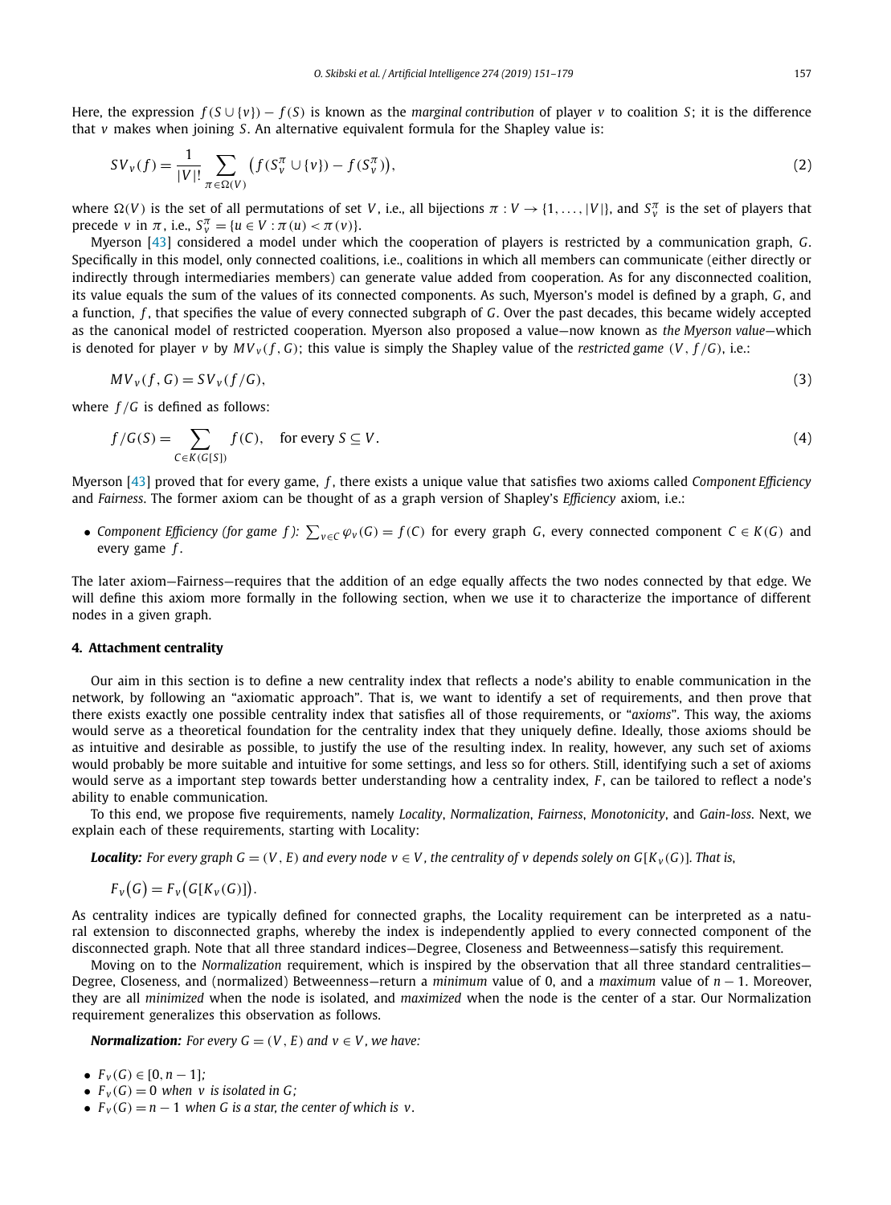Here, the expression $f(S \cup \{v\}) - f(S)$ is known as the *marginal contribution* of player $v$ to coalition $S$; it is the difference that $v$ makes when joining $S$. An alternative equivalent formula for the Shapley value is:

$$SV_v(f) = \frac{1}{|V|!} \sum_{\pi \in \Omega(V)} \left( f(S_v^\pi \cup \{v\}) - f(S_v^\pi) \right), \tag{2}$$

where $\Omega(V)$ is the set of all permutations of set $V$, i.e., all bijections $\pi : V \to \{1, \ldots, |V|\}$, and $S_v^\pi$ is the set of players that precede $v$ in $\pi$, i.e., $S_v^\pi = \{u \in V : \pi(u) < \pi(v)\}$.

Myerson [43] considered a model under which the cooperation of players is restricted by a communication graph, $G$. Specifically in this model, only connected coalitions, i.e., coalitions in which all members can communicate (either directly or indirectly through intermediaries members) can generate value added from cooperation. As for any disconnected coalition, its value equals the sum of the values of its connected components. As such, Myerson's model is defined by a graph, $G$, and a function, $f$, that specifies the value of every connected subgraph of $G$. Over the past decades, this became widely accepted as the canonical model of restricted cooperation. Myerson also proposed a value—now known as *the Myerson value*—which is denoted for player $v$ by $MV_v(f, G)$; this value is simply the Shapley value of the *restricted game* $(V, f/G)$, i.e.:

$$MV_v(f, G) = SV_v(f/G), \tag{3}$$

where $f/G$ is defined as follows:

$$f/G(S) = \sum_{C \in K(G[S])} f(C), \quad \text{for every } S \subseteq V. \tag{4}$$

Myerson [43] proved that for every game, $f$, there exists a unique value that satisfies two axioms called *Component Efficiency* and *Fairness*. The former axiom can be thought of as a graph version of Shapley's *Efficiency* axiom, i.e.:

- *Component Efficiency (for game $f$):* $\sum_{v \in C} \varphi_v(G) = f(C)$ for every graph $G$, every connected component $C \in K(G)$ and every game $f$.

The later axiom—Fairness—requires that the addition of an edge equally affects the two nodes connected by that edge. We will define this axiom more formally in the following section, when we use it to characterize the importance of different nodes in a given graph.

## 4. Attachment centrality

Our aim in this section is to define a new centrality index that reflects a node's ability to enable communication in the network, by following an "axiomatic approach". That is, we want to identify a set of requirements, and then prove that there exists exactly one possible centrality index that satisfies all of those requirements, or "*axioms*". This way, the axioms would serve as a theoretical foundation for the centrality index that they uniquely define. Ideally, those axioms should be as intuitive and desirable as possible, to justify the use of the resulting index. In reality, however, any such set of axioms would probably be more suitable and intuitive for some settings, and less so for others. Still, identifying such a set of axioms would serve as a important step towards better understanding how a centrality index, $F$, can be tailored to reflect a node's ability to enable communication.

To this end, we propose five requirements, namely *Locality*, *Normalization*, *Fairness*, *Monotonicity*, and *Gain-loss*. Next, we explain each of these requirements, starting with Locality:

***Locality:*** *For every graph $G = (V, E)$ and every node $v \in V$, the centrality of $v$ depends solely on $G[K_v(G)]$. That is,*

$$F_v(G) = F_v(G[K_v(G)]).$$

As centrality indices are typically defined for connected graphs, the Locality requirement can be interpreted as a natural extension to disconnected graphs, whereby the index is independently applied to every connected component of the disconnected graph. Note that all three standard indices—Degree, Closeness and Betweenness—satisfy this requirement.

Moving on to the *Normalization* requirement, which is inspired by the observation that all three standard centralities—Degree, Closeness, and (normalized) Betweenness—return a *minimum* value of 0, and a *maximum* value of $n - 1$. Moreover, they are all *minimized* when the node is isolated, and *maximized* when the node is the center of a star. Our Normalization requirement generalizes this observation as follows.

***Normalization:*** *For every $G = (V, E)$ and $v \in V$, we have:*

- *$F_v(G) \in [0, n - 1]$;*
- *$F_v(G) = 0$ when $v$ is isolated in $G$;*
- *$F_v(G) = n - 1$ when $G$ is a star, the center of which is $v$.*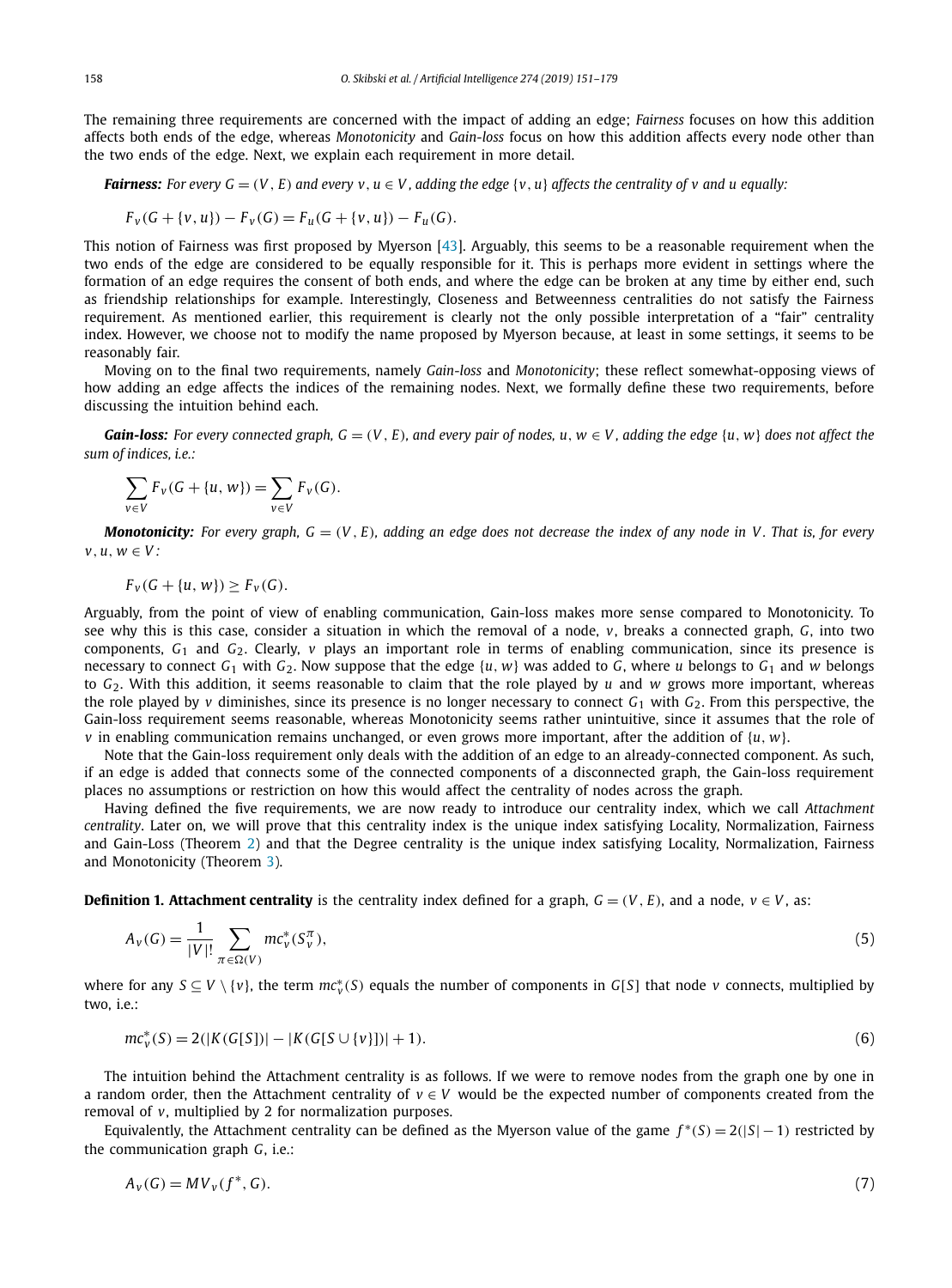The remaining three requirements are concerned with the impact of adding an edge; *Fairness* focuses on how this addition affects both ends of the edge, whereas *Monotonicity* and *Gain-loss* focus on how this addition affects every node other than the two ends of the edge. Next, we explain each requirement in more detail.

***Fairness:*** *For every $G = (V, E)$ and every $v, u \in V$, adding the edge $\{v, u\}$ affects the centrality of $v$ and $u$ equally:*

$$F_v(G + \{v, u\}) - F_v(G) = F_u(G + \{v, u\}) - F_u(G).$$

This notion of Fairness was first proposed by Myerson [43]. Arguably, this seems to be a reasonable requirement when the two ends of the edge are considered to be equally responsible for it. This is perhaps more evident in settings where the formation of an edge requires the consent of both ends, and where the edge can be broken at any time by either end, such as friendship relationships for example. Interestingly, Closeness and Betweenness centralities do not satisfy the Fairness requirement. As mentioned earlier, this requirement is clearly not the only possible interpretation of a "fair" centrality index. However, we choose not to modify the name proposed by Myerson because, at least in some settings, it seems to be reasonably fair.

Moving on to the final two requirements, namely *Gain-loss* and *Monotonicity*; these reflect somewhat-opposing views of how adding an edge affects the indices of the remaining nodes. Next, we formally define these two requirements, before discussing the intuition behind each.

***Gain-loss:*** *For every connected graph, $G = (V, E)$, and every pair of nodes, $u, w \in V$, adding the edge $\{u, w\}$ does not affect the sum of indices, i.e.:*

$$\sum_{v \in V} F_v(G + \{u, w\}) = \sum_{v \in V} F_v(G).$$

***Monotonicity:*** *For every graph, $G = (V, E)$, adding an edge does not decrease the index of any node in $V$. That is, for every $v, u, w \in V$:*

$$F_v(G + \{u, w\}) \geq F_v(G).$$

Arguably, from the point of view of enabling communication, Gain-loss makes more sense compared to Monotonicity. To see why this is this case, consider a situation in which the removal of a node, $v$, breaks a connected graph, $G$, into two components, $G_1$ and $G_2$. Clearly, $v$ plays an important role in terms of enabling communication, since its presence is necessary to connect $G_1$ with $G_2$. Now suppose that the edge $\{u, w\}$ was added to $G$, where $u$ belongs to $G_1$ and $w$ belongs to $G_2$. With this addition, it seems reasonable to claim that the role played by $u$ and $w$ grows more important, whereas the role played by $v$ diminishes, since its presence is no longer necessary to connect $G_1$ with $G_2$. From this perspective, the Gain-loss requirement seems reasonable, whereas Monotonicity seems rather unintuitive, since it assumes that the role of $v$ in enabling communication remains unchanged, or even grows more important, after the addition of $\{u, w\}$.

Note that the Gain-loss requirement only deals with the addition of an edge to an already-connected component. As such, if an edge is added that connects some of the connected components of a disconnected graph, the Gain-loss requirement places no assumptions or restriction on how this would affect the centrality of nodes across the graph.

Having defined the five requirements, we are now ready to introduce our centrality index, which we call *Attachment centrality*. Later on, we will prove that this centrality index is the unique index satisfying Locality, Normalization, Fairness and Gain-Loss (Theorem 2) and that the Degree centrality is the unique index satisfying Locality, Normalization, Fairness and Monotonicity (Theorem 3).

**Definition 1. Attachment centrality** is the centrality index defined for a graph, $G = (V, E)$, and a node, $v \in V$, as:

$$A_v(G) = \frac{1}{|V|!} \sum_{\pi \in \Omega(V)} mc^*_v(S^\pi_v), \tag{5}$$

where for any $S \subseteq V \setminus \{v\}$, the term $mc^*_v(S)$ equals the number of components in $G[S]$ that node $v$ connects, multiplied by two, i.e.:

$$mc^*_v(S) = 2(|K(G[S])| - |K(G[S \cup \{v\}])| + 1). \tag{6}$$

The intuition behind the Attachment centrality is as follows. If we were to remove nodes from the graph one by one in a random order, then the Attachment centrality of $v \in V$ would be the expected number of components created from the removal of $v$, multiplied by 2 for normalization purposes.

Equivalently, the Attachment centrality can be defined as the Myerson value of the game $f^*(S) = 2(|S| - 1)$ restricted by the communication graph $G$, i.e.:

$$A_v(G) = MV_v(f^*, G). \tag{7}$$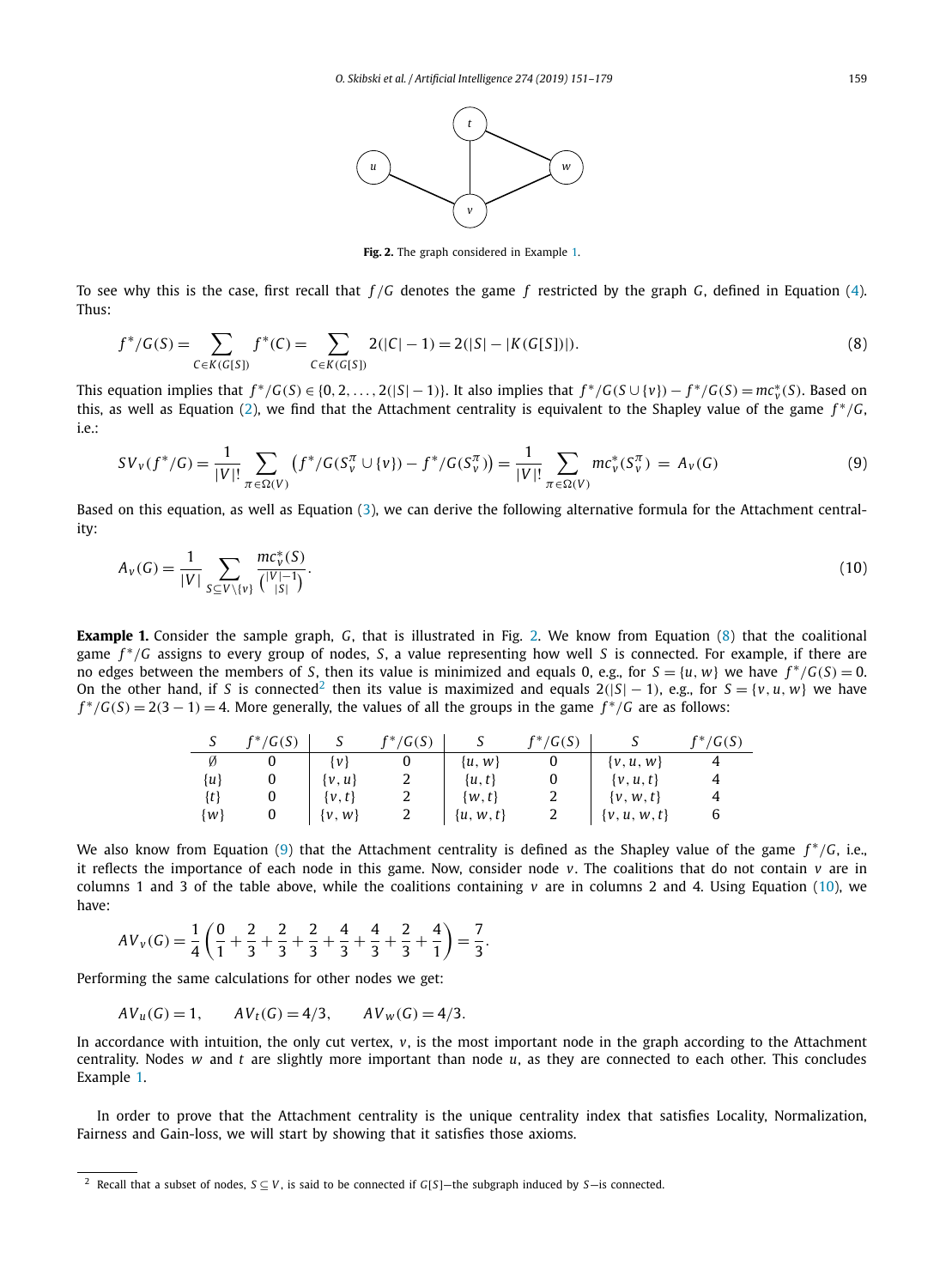**Fig. 2.** The graph considered in Example 1.

To see why this is the case, first recall that $f/G$ denotes the game $f$ restricted by the graph $G$, defined in Equation (4). Thus:

$$f^*/G(S) = \sum_{C \in K(G[S])} f^*(C) = \sum_{C \in K(G[S])} 2(|C| - 1) = 2(|S| - |K(G[S])|). \tag{8}$$

This equation implies that $f^*/G(S) \in \{0, 2, \ldots, 2(|S| - 1)\}$. It also implies that $f^*/G(S \cup \{v\}) - f^*/G(S) = mc^*_v(S)$. Based on this, as well as Equation (2), we find that the Attachment centrality is equivalent to the Shapley value of the game $f^*/G$, i.e.:

$$SV_v(f^*/G) = \frac{1}{|V|!} \sum_{\pi \in \Omega(V)} \left( f^*/G(S^\pi_v \cup \{v\}) - f^*/G(S^\pi_v) \right) = \frac{1}{|V|!} \sum_{\pi \in \Omega(V)} mc^*_v(S^\pi_v) \; = \; A_v(G) \tag{9}$$

Based on this equation, as well as Equation (3), we can derive the following alternative formula for the Attachment centrality:

$$A_v(G) = \frac{1}{|V|} \sum_{S \subseteq V \setminus \{v\}} \frac{mc^*_v(S)}{\binom{|V|-1}{|S|}}. \tag{10}$$

**Example 1.** Consider the sample graph, $G$, that is illustrated in Fig. 2. We know from Equation (8) that the coalitional game $f^*/G$ assigns to every group of nodes, $S$, a value representing how well $S$ is connected. For example, if there are no edges between the members of $S$, then its value is minimized and equals 0, e.g., for $S = \{u, w\}$ we have $f^*/G(S) = 0$. On the other hand, if $S$ is connected[2] then its value is maximized and equals $2(|S| - 1)$, e.g., for $S = \{v, u, w\}$ we have $f^*/G(S) = 2(3 - 1) = 4$. More generally, the values of all the groups in the game $f^*/G$ are as follows:

| $S$ | $f^*/G(S)$ | $S$ | $f^*/G(S)$ | $S$ | $f^*/G(S)$ | $S$ | $f^*/G(S)$ |
|---|---|---|---|---|---|---|---|
| $\emptyset$ | 0 | $\{v\}$ | 0 | $\{u, w\}$ | 0 | $\{v, u, w\}$ | 4 |
| $\{u\}$ | 0 | $\{v, u\}$ | 2 | $\{u, t\}$ | 0 | $\{v, u, t\}$ | 4 |
| $\{t\}$ | 0 | $\{v, t\}$ | 2 | $\{w, t\}$ | 2 | $\{v, w, t\}$ | 4 |
| $\{w\}$ | 0 | $\{v, w\}$ | 2 | $\{u, w, t\}$ | 2 | $\{v, u, w, t\}$ | 6 |

We also know from Equation (9) that the Attachment centrality is defined as the Shapley value of the game $f^*/G$, i.e., it reflects the importance of each node in this game. Now, consider node $v$. The coalitions that do not contain $v$ are in columns 1 and 3 of the table above, while the coalitions containing $v$ are in columns 2 and 4. Using Equation (10), we have:

$$AV_v(G) = \frac{1}{4}\left(\frac{0}{1} + \frac{2}{3} + \frac{2}{3} + \frac{2}{3} + \frac{4}{3} + \frac{4}{3} + \frac{2}{3} + \frac{4}{1}\right) = \frac{7}{3}.$$

Performing the same calculations for other nodes we get:

$$AV_u(G) = 1, \qquad AV_t(G) = 4/3, \qquad AV_w(G) = 4/3.$$

In accordance with intuition, the only cut vertex, $v$, is the most important node in the graph according to the Attachment centrality. Nodes $w$ and $t$ are slightly more important than node $u$, as they are connected to each other. This concludes Example 1.

In order to prove that the Attachment centrality is the unique centrality index that satisfies Locality, Normalization, Fairness and Gain-loss, we will start by showing that it satisfies those axioms.

[2] Recall that a subset of nodes, $S \subseteq V$, is said to be connected if $G[S]$—the subgraph induced by $S$—is connected.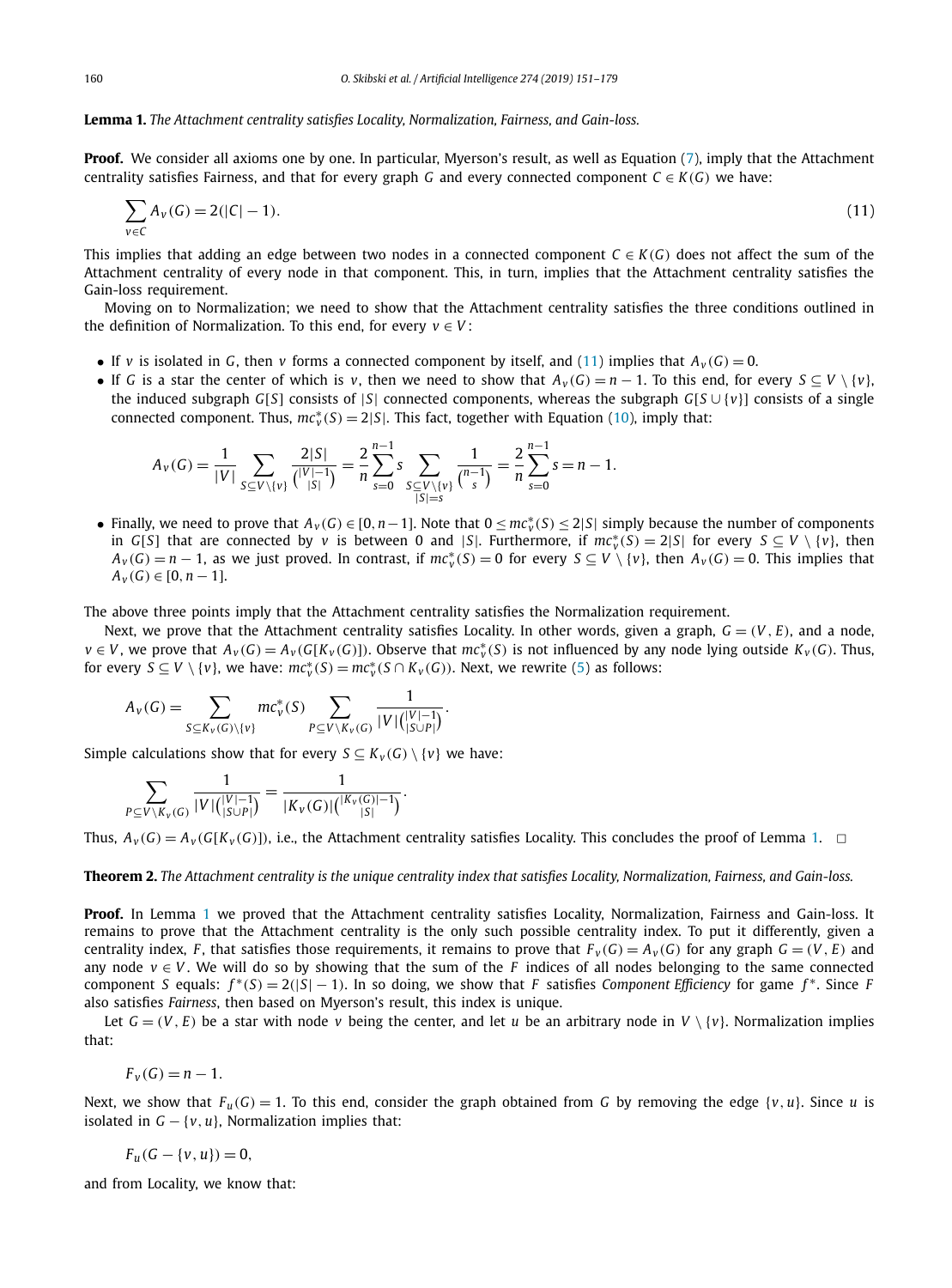**Lemma 1.** *The Attachment centrality satisfies Locality, Normalization, Fairness, and Gain-loss.*

**Proof.** We consider all axioms one by one. In particular, Myerson's result, as well as Equation (7), imply that the Attachment centrality satisfies Fairness, and that for every graph $G$ and every connected component $C \in K(G)$ we have:

$$\sum_{v \in C} A_v(G) = 2(|C| - 1). \tag{11}$$

This implies that adding an edge between two nodes in a connected component $C \in K(G)$ does not affect the sum of the Attachment centrality of every node in that component. This, in turn, implies that the Attachment centrality satisfies the Gain-loss requirement.

Moving on to Normalization; we need to show that the Attachment centrality satisfies the three conditions outlined in the definition of Normalization. To this end, for every $v \in V$:

- If $v$ is isolated in $G$, then $v$ forms a connected component by itself, and (11) implies that $A_v(G) = 0$.
- If $G$ is a star the center of which is $v$, then we need to show that $A_v(G) = n - 1$. To this end, for every $S \subseteq V \setminus \{v\}$, the induced subgraph $G[S]$ consists of $|S|$ connected components, whereas the subgraph $G[S \cup \{v\}]$ consists of a single connected component. Thus, $mc^*_v(S) = 2|S|$. This fact, together with Equation (10), imply that:

$$A_v(G) = \frac{1}{|V|} \sum_{S \subseteq V \setminus \{v\}} \frac{2|S|}{\binom{|V|-1}{|S|}} = \frac{2}{n} \sum_{s=0}^{n-1} s \sum_{\substack{S \subseteq V \setminus \{v\} \\ |S|=s}} \frac{1}{\binom{n-1}{s}} = \frac{2}{n} \sum_{s=0}^{n-1} s = n - 1.$$

- Finally, we need to prove that $A_v(G) \in [0, n-1]$. Note that $0 \leq mc^*_v(S) \leq 2|S|$ simply because the number of components in $G[S]$ that are connected by $v$ is between 0 and $|S|$. Furthermore, if $mc^*_v(S) = 2|S|$ for every $S \subseteq V \setminus \{v\}$, then $A_v(G) = n - 1$, as we just proved. In contrast, if $mc^*_v(S) = 0$ for every $S \subseteq V \setminus \{v\}$, then $A_v(G) = 0$. This implies that $A_v(G) \in [0, n - 1]$.

The above three points imply that the Attachment centrality satisfies the Normalization requirement.

Next, we prove that the Attachment centrality satisfies Locality. In other words, given a graph, $G = (V, E)$, and a node, $v \in V$, we prove that $A_v(G) = A_v(G[K_v(G)])$. Observe that $mc^*_v(S)$ is not influenced by any node lying outside $K_v(G)$. Thus, for every $S \subseteq V \setminus \{v\}$, we have: $mc^*_v(S) = mc^*_v(S \cap K_v(G))$. Next, we rewrite (5) as follows:

$$A_v(G) = \sum_{S \subseteq K_v(G) \setminus \{v\}} mc^*_v(S) \sum_{P \subseteq V \setminus K_v(G)} \frac{1}{|V| \binom{|V|-1}{|S \cup P|}}.$$

Simple calculations show that for every $S \subseteq K_v(G) \setminus \{v\}$ we have:

$$\sum_{P \subseteq V \setminus K_v(G)} \frac{1}{|V| \binom{|V|-1}{|S \cup P|}} = \frac{1}{|K_v(G)| \binom{|K_v(G)|-1}{|S|}}.$$

Thus, $A_v(G) = A_v(G[K_v(G)])$, i.e., the Attachment centrality satisfies Locality. This concludes the proof of Lemma 1. $\square$

**Theorem 2.** *The Attachment centrality is the unique centrality index that satisfies Locality, Normalization, Fairness, and Gain-loss.*

**Proof.** In Lemma 1 we proved that the Attachment centrality satisfies Locality, Normalization, Fairness and Gain-loss. It remains to prove that the Attachment centrality is the only such possible centrality index. To put it differently, given a centrality index, $F$, that satisfies those requirements, it remains to prove that $F_v(G) = A_v(G)$ for any graph $G = (V, E)$ and any node $v \in V$. We will do so by showing that the sum of the $F$ indices of all nodes belonging to the same connected component $S$ equals: $f^*(S) = 2(|S| - 1)$. In so doing, we show that $F$ satisfies *Component Efficiency* for game $f^*$. Since $F$ also satisfies *Fairness*, then based on Myerson's result, this index is unique.

Let $G = (V, E)$ be a star with node $v$ being the center, and let $u$ be an arbitrary node in $V \setminus \{v\}$. Normalization implies that:

$$F_v(G) = n - 1.$$

Next, we show that $F_u(G) = 1$. To this end, consider the graph obtained from $G$ by removing the edge $\{v, u\}$. Since $u$ is isolated in $G - \{v, u\}$, Normalization implies that:

$$F_u(G - \{v, u\}) = 0,$$

and from Locality, we know that: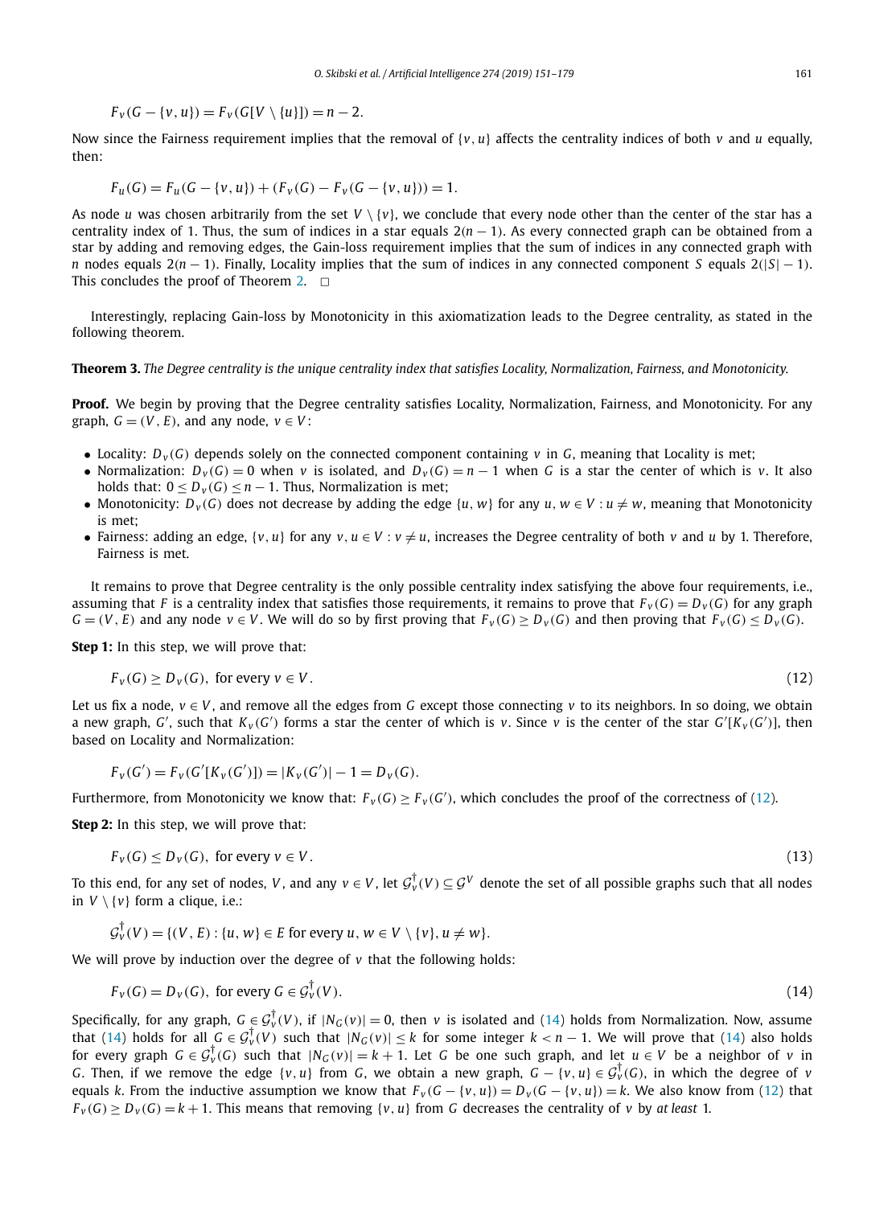$$F_v(G - \{v, u\}) = F_v(G[V \setminus \{u\}]) = n - 2.$$

Now since the Fairness requirement implies that the removal of $\{v, u\}$ affects the centrality indices of both $v$ and $u$ equally, then:

$$F_u(G) = F_u(G - \{v, u\}) + (F_v(G) - F_v(G - \{v, u\})) = 1.$$

As node $u$ was chosen arbitrarily from the set $V \setminus \{v\}$, we conclude that every node other than the center of the star has a centrality index of 1. Thus, the sum of indices in a star equals $2(n - 1)$. As every connected graph can be obtained from a star by adding and removing edges, the Gain-loss requirement implies that the sum of indices in any connected graph with $n$ nodes equals $2(n - 1)$. Finally, Locality implies that the sum of indices in any connected component $S$ equals $2(|S| - 1)$. This concludes the proof of Theorem 2. □

Interestingly, replacing Gain-loss by Monotonicity in this axiomatization leads to the Degree centrality, as stated in the following theorem.

**Theorem 3.** *The Degree centrality is the unique centrality index that satisfies Locality, Normalization, Fairness, and Monotonicity.*

**Proof.** We begin by proving that the Degree centrality satisfies Locality, Normalization, Fairness, and Monotonicity. For any graph, $G = (V, E)$, and any node, $v \in V$:

- Locality: $D_v(G)$ depends solely on the connected component containing $v$ in $G$, meaning that Locality is met;
- Normalization: $D_v(G) = 0$ when $v$ is isolated, and $D_v(G) = n - 1$ when $G$ is a star the center of which is $v$. It also holds that: $0 \leq D_v(G) \leq n - 1$. Thus, Normalization is met;
- Monotonicity: $D_v(G)$ does not decrease by adding the edge $\{u, w\}$ for any $u, w \in V : u \neq w$, meaning that Monotonicity is met;
- Fairness: adding an edge, $\{v, u\}$ for any $v, u \in V : v \neq u$, increases the Degree centrality of both $v$ and $u$ by 1. Therefore, Fairness is met.

It remains to prove that Degree centrality is the only possible centrality index satisfying the above four requirements, i.e., assuming that $F$ is a centrality index that satisfies those requirements, it remains to prove that $F_v(G) = D_v(G)$ for any graph $G = (V, E)$ and any node $v \in V$. We will do so by first proving that $F_v(G) \geq D_v(G)$ and then proving that $F_v(G) \leq D_v(G)$.

**Step 1:** In this step, we will prove that:

$$F_v(G) \geq D_v(G), \text{ for every } v \in V. \tag{12}$$

Let us fix a node, $v \in V$, and remove all the edges from $G$ except those connecting $v$ to its neighbors. In so doing, we obtain a new graph, $G'$, such that $K_v(G')$ forms a star the center of which is $v$. Since $v$ is the center of the star $G'[K_v(G')]$, then based on Locality and Normalization:

$$F_v(G') = F_v(G'[K_v(G')]) = |K_v(G')| - 1 = D_v(G).$$

Furthermore, from Monotonicity we know that: $F_v(G) \geq F_v(G')$, which concludes the proof of the correctness of (12).

**Step 2:** In this step, we will prove that:

$$F_v(G) \leq D_v(G), \text{ for every } v \in V. \tag{13}$$

To this end, for any set of nodes, $V$, and any $v \in V$, let $\mathcal{G}^{\dagger}_v(V) \subseteq \mathcal{G}^V$ denote the set of all possible graphs such that all nodes in $V \setminus \{v\}$ form a clique, i.e.:

$$\mathcal{G}^{\dagger}_v(V) = \{(V, E) : \{u, w\} \in E \text{ for every } u, w \in V \setminus \{v\}, u \neq w\}.$$

We will prove by induction over the degree of $v$ that the following holds:

$$F_v(G) = D_v(G), \text{ for every } G \in \mathcal{G}^{\dagger}_v(V). \tag{14}$$

Specifically, for any graph, $G \in \mathcal{G}^{\dagger}_v(V)$, if $|N_G(v)| = 0$, then $v$ is isolated and (14) holds from Normalization. Now, assume that (14) holds for all $G \in \mathcal{G}^{\dagger}_v(V)$ such that $|N_G(v)| \leq k$ for some integer $k < n - 1$. We will prove that (14) also holds for every graph $G \in \mathcal{G}^{\dagger}_v(G)$ such that $|N_G(v)| = k + 1$. Let $G$ be one such graph, and let $u \in V$ be a neighbor of $v$ in $G$. Then, if we remove the edge $\{v, u\}$ from $G$, we obtain a new graph, $G - \{v, u\} \in \mathcal{G}^{\dagger}_v(G)$, in which the degree of $v$ equals $k$. From the inductive assumption we know that $F_v(G - \{v, u\}) = D_v(G - \{v, u\}) = k$. We also know from (12) that $F_v(G) \geq D_v(G) = k + 1$. This means that removing $\{v, u\}$ from $G$ decreases the centrality of $v$ by *at least* 1.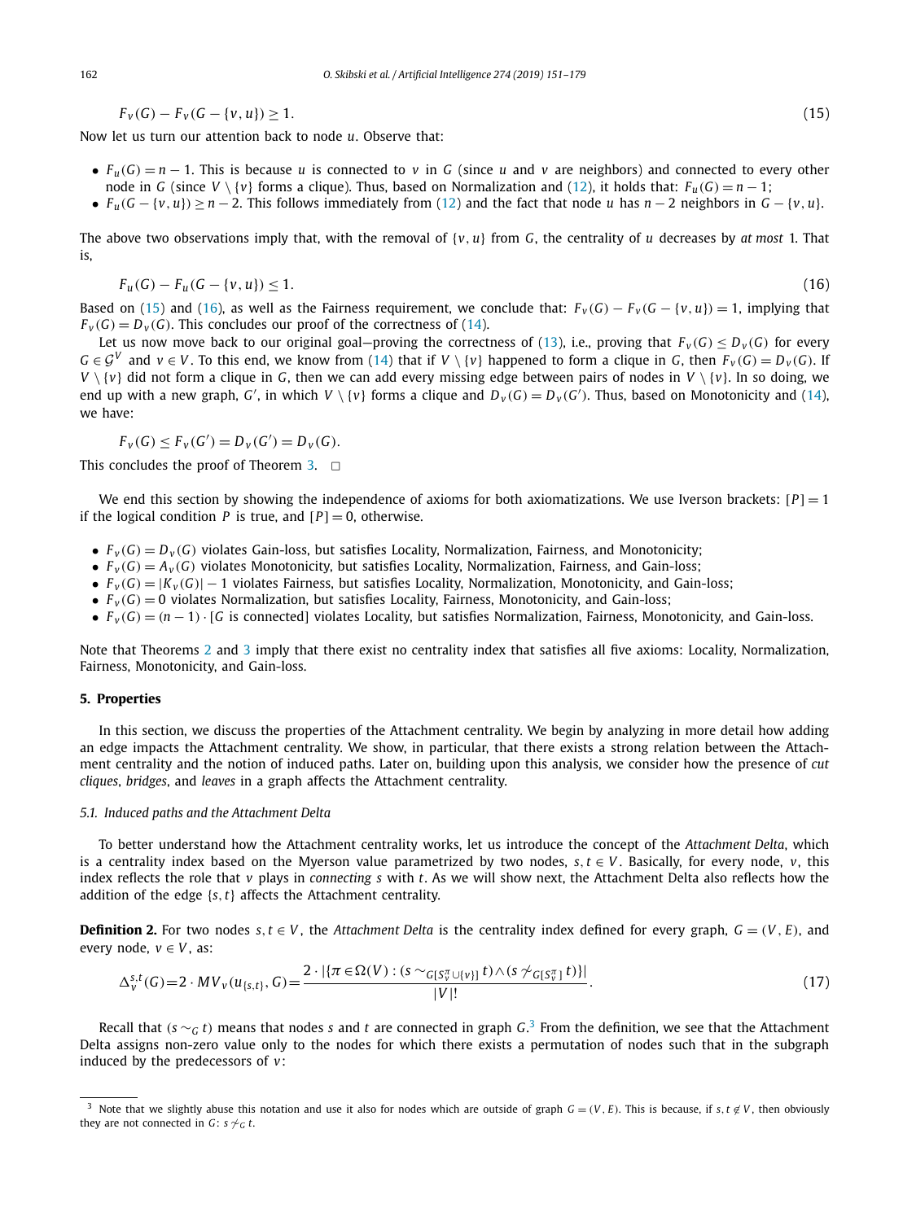$$F_v(G) - F_v(G - \{v, u\}) \geq 1. \tag{15}$$

Now let us turn our attention back to node $u$. Observe that:

- $F_u(G) = n - 1$. This is because $u$ is connected to $v$ in $G$ (since $u$ and $v$ are neighbors) and connected to every other node in $G$ (since $V \setminus \{v\}$ forms a clique). Thus, based on Normalization and (12), it holds that: $F_u(G) = n - 1$;
- $F_u(G - \{v, u\}) \geq n - 2$. This follows immediately from (12) and the fact that node $u$ has $n - 2$ neighbors in $G - \{v, u\}$.

The above two observations imply that, with the removal of $\{v, u\}$ from $G$, the centrality of $u$ decreases by *at most* 1. That is,

$$F_u(G) - F_u(G - \{v, u\}) \leq 1. \tag{16}$$

Based on (15) and (16), as well as the Fairness requirement, we conclude that: $F_v(G) - F_v(G - \{v, u\}) = 1$, implying that $F_v(G) = D_v(G)$. This concludes our proof of the correctness of (14).

Let us now move back to our original goal—proving the correctness of (13), i.e., proving that $F_v(G) \leq D_v(G)$ for every $G \in \mathcal{G}^V$ and $v \in V$. To this end, we know from (14) that if $V \setminus \{v\}$ happened to form a clique in $G$, then $F_v(G) = D_v(G)$. If $V \setminus \{v\}$ did not form a clique in $G$, then we can add every missing edge between pairs of nodes in $V \setminus \{v\}$. In so doing, we end up with a new graph, $G'$, in which $V \setminus \{v\}$ forms a clique and $D_v(G) = D_v(G')$. Thus, based on Monotonicity and (14), we have:

$$F_v(G) \leq F_v(G') = D_v(G') = D_v(G).$$

This concludes the proof of Theorem 3. $\square$

We end this section by showing the independence of axioms for both axiomatizations. We use Iverson brackets: $[P] = 1$ if the logical condition $P$ is true, and $[P] = 0$, otherwise.

- $F_v(G) = D_v(G)$ violates Gain-loss, but satisfies Locality, Normalization, Fairness, and Monotonicity;
- $F_v(G) = A_v(G)$ violates Monotonicity, but satisfies Locality, Normalization, Fairness, and Gain-loss;
- $F_v(G) = |K_v(G)| - 1$ violates Fairness, but satisfies Locality, Normalization, Monotonicity, and Gain-loss;
- $F_v(G) = 0$ violates Normalization, but satisfies Locality, Fairness, Monotonicity, and Gain-loss;
- $F_v(G) = (n-1) \cdot [G \text{ is connected}]$ violates Locality, but satisfies Normalization, Fairness, Monotonicity, and Gain-loss.

Note that Theorems 2 and 3 imply that there exist no centrality index that satisfies all five axioms: Locality, Normalization, Fairness, Monotonicity, and Gain-loss.

## 5. Properties

In this section, we discuss the properties of the Attachment centrality. We begin by analyzing in more detail how adding an edge impacts the Attachment centrality. We show, in particular, that there exists a strong relation between the Attachment centrality and the notion of induced paths. Later on, building upon this analysis, we consider how the presence of *cut cliques*, *bridges*, and *leaves* in a graph affects the Attachment centrality.

### 5.1. Induced paths and the Attachment Delta

To better understand how the Attachment centrality works, let us introduce the concept of the *Attachment Delta*, which is a centrality index based on the Myerson value parametrized by two nodes, $s, t \in V$. Basically, for every node, $v$, this index reflects the role that $v$ plays in *connecting* $s$ with $t$. As we will show next, the Attachment Delta also reflects how the addition of the edge $\{s, t\}$ affects the Attachment centrality.

**Definition 2.** For two nodes $s, t \in V$, the *Attachment Delta* is the centrality index defined for every graph, $G = (V, E)$, and every node, $v \in V$, as:

$$\Delta_v^{s,t}(G) = 2 \cdot MV_v(u_{\{s,t\}}, G) = \frac{2 \cdot |\{\pi \in \Omega(V) : (s \sim_{G[S_v^\pi \cup \{v\}]} t) \wedge (s \not\sim_{G[S_v^\pi]} t)\}|}{|V|!}. \tag{17}$$

Recall that $(s \sim_G t)$ means that nodes $s$ and $t$ are connected in graph $G$.[3] From the definition, we see that the Attachment Delta assigns non-zero value only to the nodes for which there exists a permutation of nodes such that in the subgraph induced by the predecessors of $v$:

[3] Note that we slightly abuse this notation and use it also for nodes which are outside of graph $G = (V, E)$. This is because, if $s, t \notin V$, then obviously they are not connected in $G$: $s \not\sim_G t$.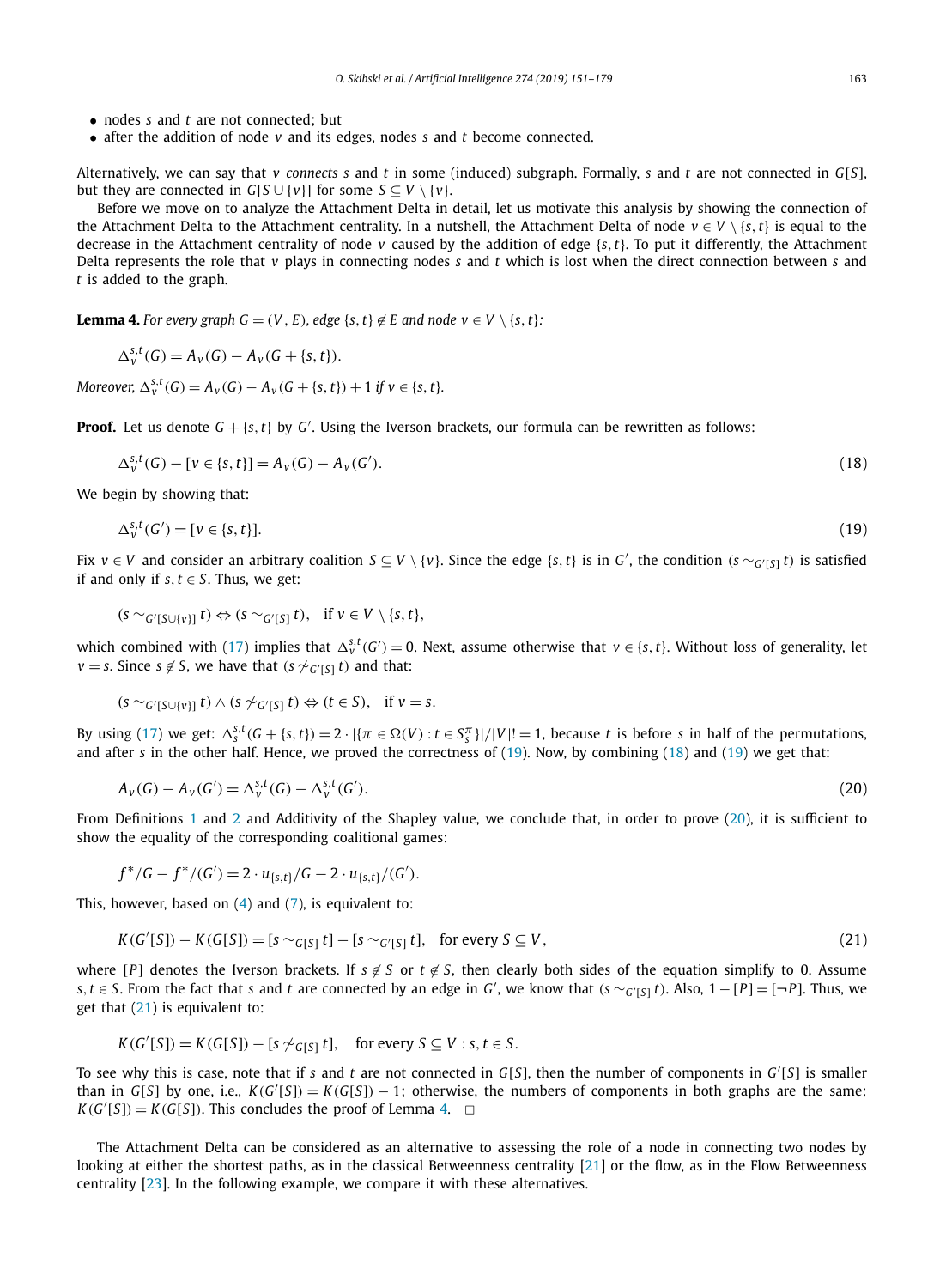- nodes $s$ and $t$ are not connected; but
- after the addition of node $v$ and its edges, nodes $s$ and $t$ become connected.

Alternatively, we can say that $v$ *connects* $s$ and $t$ in some (induced) subgraph. Formally, $s$ and $t$ are not connected in $G[S]$, but they are connected in $G[S \cup \{v\}]$ for some $S \subseteq V \setminus \{v\}$.

Before we move on to analyze the Attachment Delta in detail, let us motivate this analysis by showing the connection of the Attachment Delta to the Attachment centrality. In a nutshell, the Attachment Delta of node $v \in V \setminus \{s, t\}$ is equal to the decrease in the Attachment centrality of node $v$ caused by the addition of edge $\{s, t\}$. To put it differently, the Attachment Delta represents the role that $v$ plays in connecting nodes $s$ and $t$ which is lost when the direct connection between $s$ and $t$ is added to the graph.

**Lemma 4.** *For every graph $G = (V, E)$, edge $\{s, t\} \notin E$ and node $v \in V \setminus \{s, t\}$:*

$$\Delta_v^{s,t}(G) = A_v(G) - A_v(G + \{s, t\}).$$

*Moreover, $\Delta_v^{s,t}(G) = A_v(G) - A_v(G + \{s, t\}) + 1$ if $v \in \{s, t\}$.*

**Proof.** Let us denote $G + \{s, t\}$ by $G'$. Using the Iverson brackets, our formula can be rewritten as follows:

$$\Delta_v^{s,t}(G) - [v \in \{s, t\}] = A_v(G) - A_v(G'). \tag{18}$$

We begin by showing that:

$$\Delta_v^{s,t}(G') = [v \in \{s, t\}]. \tag{19}$$

Fix $v \in V$ and consider an arbitrary coalition $S \subseteq V \setminus \{v\}$. Since the edge $\{s, t\}$ is in $G'$, the condition $(s \sim_{G'[S]} t)$ is satisfied if and only if $s, t \in S$. Thus, we get:

$$(s \sim_{G'[S \cup \{v\}]} t) \Leftrightarrow (s \sim_{G'[S]} t), \quad \text{if } v \in V \setminus \{s, t\},$$

which combined with (17) implies that $\Delta_v^{s,t}(G') = 0$. Next, assume otherwise that $v \in \{s, t\}$. Without loss of generality, let $v = s$. Since $s \notin S$, we have that $(s \not\sim_{G'[S]} t)$ and that:

$$(s \sim_{G'[S \cup \{v\}]} t) \wedge (s \not\sim_{G'[S]} t) \Leftrightarrow (t \in S), \quad \text{if } v = s.$$

By using (17) we get: $\Delta_s^{s,t}(G + \{s, t\}) = 2 \cdot |\{\pi \in \Omega(V) : t \in S_s^\pi\}|/|V|! = 1$, because $t$ is before $s$ in half of the permutations, and after $s$ in the other half. Hence, we proved the correctness of (19). Now, by combining (18) and (19) we get that:

$$A_v(G) - A_v(G') = \Delta_v^{s,t}(G) - \Delta_v^{s,t}(G'). \tag{20}$$

From Definitions 1 and 2 and Additivity of the Shapley value, we conclude that, in order to prove (20), it is sufficient to show the equality of the corresponding coalitional games:

$$f^*/G - f^*/(G') = 2 \cdot u_{\{s,t\}}/G - 2 \cdot u_{\{s,t\}}/(G').$$

This, however, based on (4) and (7), is equivalent to:

$$K(G'[S]) - K(G[S]) = [s \sim_{G[S]} t] - [s \sim_{G'[S]} t], \quad \text{for every } S \subseteq V, \tag{21}$$

where $[P]$ denotes the Iverson brackets. If $s \notin S$ or $t \notin S$, then clearly both sides of the equation simplify to 0. Assume $s, t \in S$. From the fact that $s$ and $t$ are connected by an edge in $G'$, we know that $(s \sim_{G'[S]} t)$. Also, $1 - [P] = [\neg P]$. Thus, we get that (21) is equivalent to:

$$K(G'[S]) = K(G[S]) - [s \not\sim_{G[S]} t], \quad \text{for every } S \subseteq V : s, t \in S.$$

To see why this is case, note that if $s$ and $t$ are not connected in $G[S]$, then the number of components in $G'[S]$ is smaller than in $G[S]$ by one, i.e., $K(G'[S]) = K(G[S]) - 1$; otherwise, the numbers of components in both graphs are the same: $K(G'[S]) = K(G[S])$. This concludes the proof of Lemma 4. $\square$

The Attachment Delta can be considered as an alternative to assessing the role of a node in connecting two nodes by looking at either the shortest paths, as in the classical Betweenness centrality [21] or the flow, as in the Flow Betweenness centrality [23]. In the following example, we compare it with these alternatives.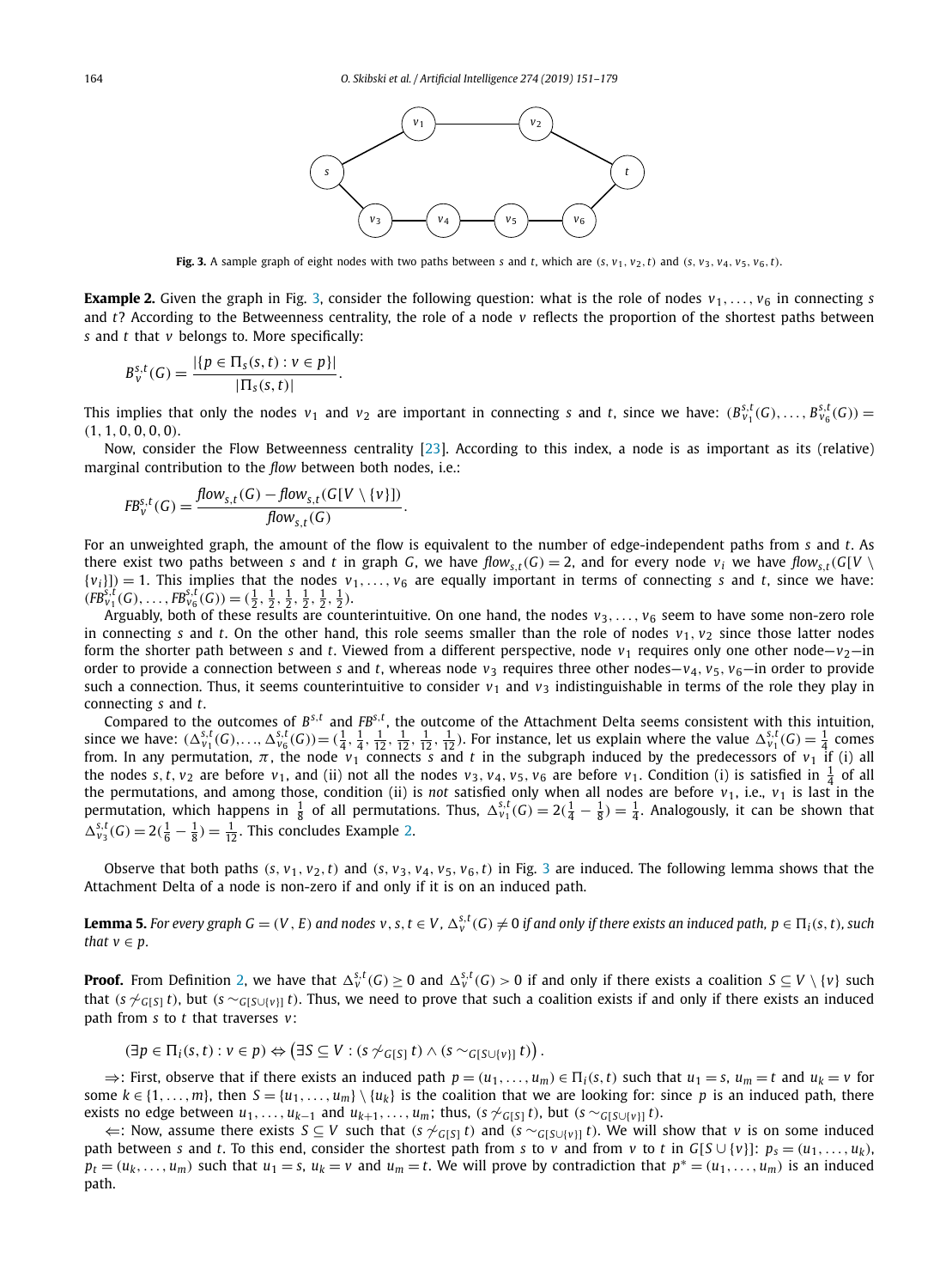**Fig. 3.** A sample graph of eight nodes with two paths between $s$ and $t$, which are $(s, v_1, v_2, t)$ and $(s, v_3, v_4, v_5, v_6, t)$.

**Example 2.** Given the graph in Fig. 3, consider the following question: what is the role of nodes $v_1, \dots, v_6$ in connecting $s$ and $t$? According to the Betweenness centrality, the role of a node $v$ reflects the proportion of the shortest paths between $s$ and $t$ that $v$ belongs to. More specifically:

$$B_v^{s,t}(G) = \frac{|\{p \in \Pi_s(s,t) : v \in p\}|}{|\Pi_s(s,t)|}.$$

This implies that only the nodes $v_1$ and $v_2$ are important in connecting $s$ and $t$, since we have: $(B_{v_1}^{s,t}(G), \dots, B_{v_6}^{s,t}(G)) = (1, 1, 0, 0, 0, 0)$.

Now, consider the Flow Betweenness centrality [23]. According to this index, a node is as important as its (relative) marginal contribution to the *flow* between both nodes, i.e.:

$$FB_v^{s,t}(G) = \frac{flow_{s,t}(G) - flow_{s,t}(G[V \setminus \{v\}])}{flow_{s,t}(G)}.$$

For an unweighted graph, the amount of the flow is equivalent to the number of edge-independent paths from $s$ and $t$. As there exist two paths between $s$ and $t$ in graph $G$, we have $flow_{s,t}(G) = 2$, and for every node $v_i$ we have $flow_{s,t}(G[V \setminus \{v_i\}]) = 1$. This implies that the nodes $v_1, \dots, v_6$ are equally important in terms of connecting $s$ and $t$, since we have: $(FB_{v_1}^{s,t}(G), \dots, FB_{v_6}^{s,t}(G)) = (\frac{1}{2}, \frac{1}{2}, \frac{1}{2}, \frac{1}{2}, \frac{1}{2}, \frac{1}{2})$.

Arguably, both of these results are counterintuitive. On one hand, the nodes $v_3, \dots, v_6$ seem to have some non-zero role in connecting $s$ and $t$. On the other hand, this role seems smaller than the role of nodes $v_1, v_2$ since those latter nodes form the shorter path between $s$ and $t$. Viewed from a different perspective, node $v_1$ requires only one other node—$v_2$—in order to provide a connection between $s$ and $t$, whereas node $v_3$ requires three other nodes—$v_4$, $v_5$, $v_6$—in order to provide such a connection. Thus, it seems counterintuitive to consider $v_1$ and $v_3$ indistinguishable in terms of the role they play in connecting $s$ and $t$.

Compared to the outcomes of $B^{s,t}$ and $FB^{s,t}$, the outcome of the Attachment Delta seems consistent with this intuition, since we have: $(\Delta_{v_1}^{s,t}(G), \dots, \Delta_{v_6}^{s,t}(G)) = (\frac{1}{4}, \frac{1}{4}, \frac{1}{12}, \frac{1}{12}, \frac{1}{12}, \frac{1}{12})$. For instance, let us explain where the value $\Delta_{v_1}^{s,t}(G) = \frac{1}{4}$ comes from. In any permutation, $\pi$, the node $v_1$ connects $s$ and $t$ in the subgraph induced by the predecessors of $v_1$ if (i) all the nodes $s, t, v_2$ are before $v_1$, and (ii) not all the nodes $v_3, v_4, v_5, v_6$ are before $v_1$. Condition (i) is satisfied in $\frac{1}{4}$ of all the permutations, and among those, condition (ii) is *not* satisfied only when all nodes are before $v_1$, i.e., $v_1$ is last in the permutation, which happens in $\frac{1}{8}$ of all permutations. Thus, $\Delta_{v_1}^{s,t}(G) = 2(\frac{1}{4} - \frac{1}{8}) = \frac{1}{4}$. Analogously, it can be shown that $\Delta_{v_3}^{s,t}(G) = 2(\frac{1}{6} - \frac{1}{8}) = \frac{1}{12}$. This concludes Example 2.

Observe that both paths $(s, v_1, v_2, t)$ and $(s, v_3, v_4, v_5, v_6, t)$ in Fig. 3 are induced. The following lemma shows that the Attachment Delta of a node is non-zero if and only if it is on an induced path.

**Lemma 5.** *For every graph $G = (V, E)$ and nodes $v, s, t \in V$, $\Delta_v^{s,t}(G) \neq 0$ if and only if there exists an induced path, $p \in \Pi_i(s,t)$, such that $v \in p$.*

**Proof.** From Definition 2, we have that $\Delta_v^{s,t}(G) \geq 0$ and $\Delta_v^{s,t}(G) > 0$ if and only if there exists a coalition $S \subseteq V \setminus \{v\}$ such that $(s \not\sim_{G[S]} t)$, but $(s \sim_{G[S \cup \{v\}]} t)$. Thus, we need to prove that such a coalition exists if and only if there exists an induced path from $s$ to $t$ that traverses $v$:

$$(\exists p \in \Pi_i(s,t) : v \in p) \Leftrightarrow \left(\exists S \subseteq V : (s \not\sim_{G[S]} t) \wedge (s \sim_{G[S \cup \{v\}]} t)\right).$$

$\Rightarrow$: First, observe that if there exists an induced path $p = (u_1, \dots, u_m) \in \Pi_i(s,t)$ such that $u_1 = s$, $u_m = t$ and $u_k = v$ for some $k \in \{1, \dots, m\}$, then $S = \{u_1, \dots, u_m\} \setminus \{u_k\}$ is the coalition that we are looking for: since $p$ is an induced path, there exists no edge between $u_1, \dots, u_{k-1}$ and $u_{k+1}, \dots, u_m$; thus, $(s \not\sim_{G[S]} t)$, but $(s \sim_{G[S \cup \{v\}]} t)$.

$\Leftarrow$: Now, assume there exists $S \subseteq V$ such that $(s \not\sim_{G[S]} t)$ and $(s \sim_{G[S \cup \{v\}]} t)$. We will show that $v$ is on some induced path between $s$ and $t$. To this end, consider the shortest path from $s$ to $v$ and from $v$ to $t$ in $G[S \cup \{v\}]$: $p_s = (u_1, \dots, u_k)$, $p_t = (u_k, \dots, u_m)$ such that $u_1 = s$, $u_k = v$ and $u_m = t$. We will prove by contradiction that $p^* = (u_1, \dots, u_m)$ is an induced path.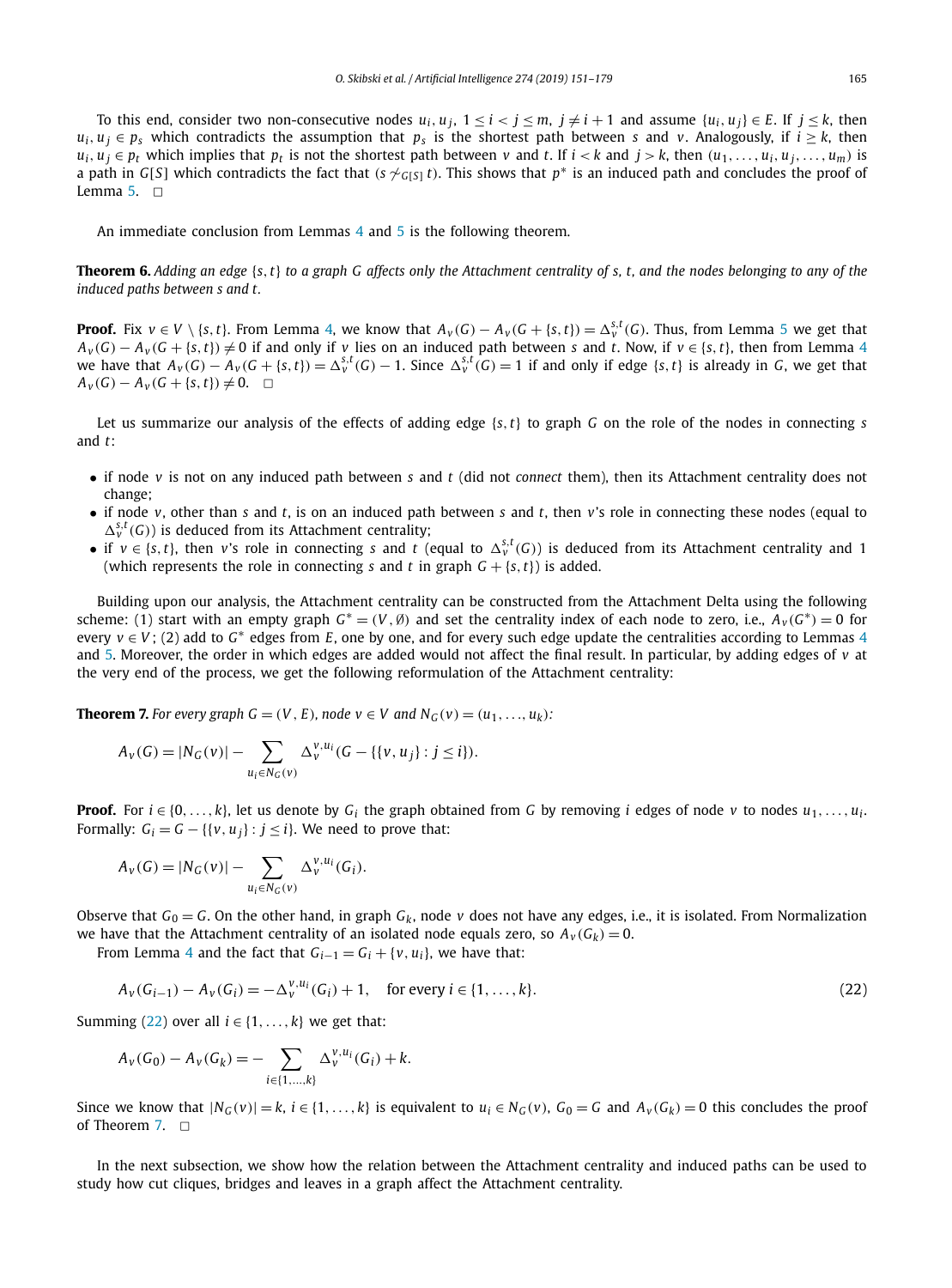To this end, consider two non-consecutive nodes $u_i, u_j$, $1 \le i < j \le m$, $j \ne i+1$ and assume $\{u_i, u_j\} \in E$. If $j \le k$, then $u_i, u_j \in p_s$ which contradicts the assumption that $p_s$ is the shortest path between $s$ and $v$. Analogously, if $i \ge k$, then $u_i, u_j \in p_t$ which implies that $p_t$ is not the shortest path between $v$ and $t$. If $i < k$ and $j > k$, then $(u_1, \dots, u_i, u_j, \dots, u_m)$ is a path in $G[S]$ which contradicts the fact that $(s \not\sim_{G[S]} t)$. This shows that $p^*$ is an induced path and concludes the proof of Lemma 5. □

An immediate conclusion from Lemmas 4 and 5 is the following theorem.

**Theorem 6.** *Adding an edge $\{s,t\}$ to a graph $G$ affects only the Attachment centrality of $s$, $t$, and the nodes belonging to any of the induced paths between $s$ and $t$.*

**Proof.** Fix $v \in V \setminus \{s,t\}$. From Lemma 4, we know that $A_v(G) - A_v(G + \{s,t\}) = \Delta_v^{s,t}(G)$. Thus, from Lemma 5 we get that $A_v(G) - A_v(G + \{s,t\}) \ne 0$ if and only if $v$ lies on an induced path between $s$ and $t$. Now, if $v \in \{s,t\}$, then from Lemma 4 we have that $A_v(G) - A_v(G + \{s,t\}) = \Delta_v^{s,t}(G) - 1$. Since $\Delta_v^{s,t}(G) = 1$ if and only if edge $\{s,t\}$ is already in $G$, we get that $A_v(G) - A_v(G + \{s,t\}) \ne 0$. □

Let us summarize our analysis of the effects of adding edge $\{s,t\}$ to graph $G$ on the role of the nodes in connecting $s$ and $t$:

- if node $v$ is not on any induced path between $s$ and $t$ (did not *connect* them), then its Attachment centrality does not change;
- if node $v$, other than $s$ and $t$, is on an induced path between $s$ and $t$, then $v$'s role in connecting these nodes (equal to $\Delta_v^{s,t}(G)$) is deduced from its Attachment centrality;
- if $v \in \{s,t\}$, then $v$'s role in connecting $s$ and $t$ (equal to $\Delta_v^{s,t}(G)$) is deduced from its Attachment centrality and 1 (which represents the role in connecting $s$ and $t$ in graph $G + \{s,t\}$) is added.

Building upon our analysis, the Attachment centrality can be constructed from the Attachment Delta using the following scheme: (1) start with an empty graph $G^* = (V, \emptyset)$ and set the centrality index of each node to zero, i.e., $A_v(G^*) = 0$ for every $v \in V$; (2) add to $G^*$ edges from $E$, one by one, and for every such edge update the centralities according to Lemmas 4 and 5. Moreover, the order in which edges are added would not affect the final result. In particular, by adding edges of $v$ at the very end of the process, we get the following reformulation of the Attachment centrality:

**Theorem 7.** *For every graph $G = (V, E)$, node $v \in V$ and $N_G(v) = (u_1, \dots, u_k)$:*

$$A_v(G) = |N_G(v)| - \sum_{u_i \in N_G(v)} \Delta_v^{v,u_i}(G - \{\{v, u_j\} : j \le i\}).$$

**Proof.** For $i \in \{0, \dots, k\}$, let us denote by $G_i$ the graph obtained from $G$ by removing $i$ edges of node $v$ to nodes $u_1, \dots, u_i$. Formally: $G_i = G - \{\{v, u_j\} : j \le i\}$. We need to prove that:

$$A_v(G) = |N_G(v)| - \sum_{u_i \in N_G(v)} \Delta_v^{v,u_i}(G_i).$$

Observe that $G_0 = G$. On the other hand, in graph $G_k$, node $v$ does not have any edges, i.e., it is isolated. From Normalization we have that the Attachment centrality of an isolated node equals zero, so $A_v(G_k) = 0$.

From Lemma 4 and the fact that $G_{i-1} = G_i + \{v, u_i\}$, we have that:

$$A_v(G_{i-1}) - A_v(G_i) = -\Delta_v^{v,u_i}(G_i) + 1, \quad \text{for every } i \in \{1, \dots, k\}. \tag{22}$$

Summing (22) over all $i \in \{1, \dots, k\}$ we get that:

$$A_v(G_0) - A_v(G_k) = -\sum_{i \in \{1,\dots,k\}} \Delta_v^{v,u_i}(G_i) + k.$$

Since we know that $|N_G(v)| = k$, $i \in \{1, \dots, k\}$ is equivalent to $u_i \in N_G(v)$, $G_0 = G$ and $A_v(G_k) = 0$ this concludes the proof of Theorem 7. □

In the next subsection, we show how the relation between the Attachment centrality and induced paths can be used to study how cut cliques, bridges and leaves in a graph affect the Attachment centrality.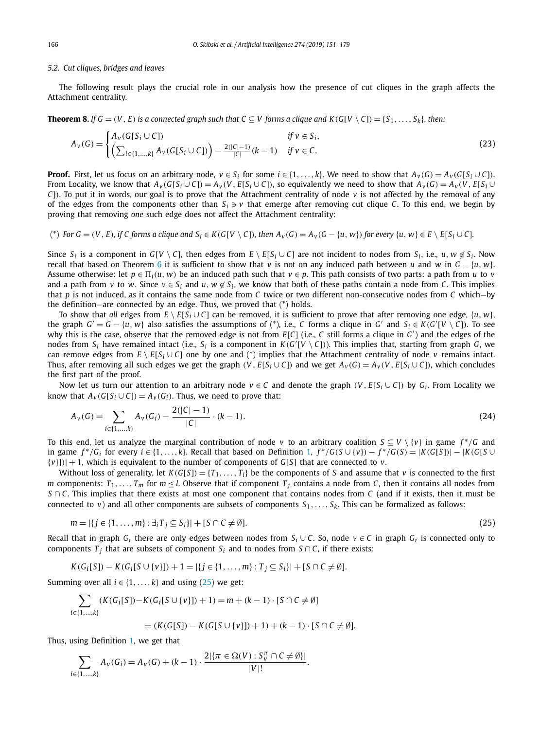### 5.2. Cut cliques, bridges and leaves

The following result plays the crucial role in our analysis how the presence of cut cliques in the graph affects the Attachment centrality.

**Theorem 8.** *If $G = (V, E)$ is a connected graph such that $C \subseteq V$ forms a clique and $K(G[V \setminus C]) = \{S_1, \ldots, S_k\}$, then:*

$$A_v(G) = \begin{cases} A_v(G[S_i \cup C]) & \text{if } v \in S_i, \\ \left(\sum_{i \in \{1,\ldots,k\}} A_v(G[S_i \cup C])\right) - \frac{2(|C|-1)}{|C|}(k-1) & \text{if } v \in C. \end{cases} \tag{23}$$

**Proof.** First, let us focus on an arbitrary node, $v \in S_i$ for some $i \in \{1, \ldots, k\}$. We need to show that $A_v(G) = A_v(G[S_i \cup C])$. From Locality, we know that $A_v(G[S_i \cup C]) = A_v(V, E[S_i \cup C])$, so equivalently we need to show that $A_v(G) = A_v(V, E[S_i \cup C])$. To put it in words, our goal is to prove that the Attachment centrality of node $v$ is not affected by the removal of any of the edges from the components other than $S_i \ni v$ that emerge after removing cut clique $C$. To this end, we begin by proving that removing *one* such edge does not affect the Attachment centrality:

($*$) *For $G = (V, E)$, if $C$ forms a clique and $S_i \in K(G[V \setminus C])$, then $A_v(G) = A_v(G - \{u, w\})$ for every $\{u, w\} \in E \setminus E[S_i \cup C]$.*

Since $S_i$ is a component in $G[V \setminus C]$, then edges from $E \setminus E[S_i \cup C]$ are not incident to nodes from $S_i$, i.e., $u, w \notin S_i$. Now recall that based on Theorem 6 it is sufficient to show that $v$ is not on any induced path between $u$ and $w$ in $G - \{u, w\}$. Assume otherwise: let $p \in \Pi_i(u, w)$ be an induced path such that $v \in p$. This path consists of two parts: a path from $u$ to $v$ and a path from $v$ to $w$. Since $v \in S_i$ and $u, w \notin S_i$, we know that both of these paths contain a node from $C$. This implies that $p$ is not induced, as it contains the same node from $C$ twice or two different non-consecutive nodes from $C$ which—by the definition—are connected by an edge. Thus, we proved that ($*$) holds.

To show that *all* edges from $E \setminus E[S_i \cup C]$ can be removed, it is sufficient to prove that after removing one edge, $\{u, w\}$, the graph $G' = G - \{u, w\}$ also satisfies the assumptions of ($*$), i.e., $C$ forms a clique in $G'$ and $S_i \in K(G'[V \setminus C])$. To see why this is the case, observe that the removed edge is not from $E[C]$ (i.e., $C$ still forms a clique in $G'$) and the edges of the nodes from $S_i$ have remained intact (i.e., $S_i$ is a component in $K(G'[V \setminus C])$). This implies that, starting from graph $G$, we can remove edges from $E \setminus E[S_i \cup C]$ one by one and ($*$) implies that the Attachment centrality of node $v$ remains intact. Thus, after removing all such edges we get the graph $(V, E[S_i \cup C])$ and we get $A_v(G) = A_v(V, E[S_i \cup C])$, which concludes the first part of the proof.

Now let us turn our attention to an arbitrary node $v \in C$ and denote the graph $(V, E[S_i \cup C])$ by $G_i$. From Locality we know that $A_v(G[S_i \cup C]) = A_v(G_i)$. Thus, we need to prove that:

$$A_v(G) = \sum_{i \in \{1,\ldots,k\}} A_v(G_i) - \frac{2(|C|-1)}{|C|} \cdot (k-1). \tag{24}$$

To this end, let us analyze the marginal contribution of node $v$ to an arbitrary coalition $S \subseteq V \setminus \{v\}$ in game $f^*/G$ and in game $f^*/G_i$ for every $i \in \{1, \ldots, k\}$. Recall that based on Definition 1, $f^*/G(S \cup \{v\}) - f^*/G(S) = |K(G[S])| - |K(G[S \cup \{v\}])| + 1$, which is equivalent to the number of components of $G[S]$ that are connected to $v$.

Without loss of generality, let $K(G[S]) = \{T_1, \ldots, T_l\}$ be the components of $S$ and assume that $v$ is connected to the first $m$ components: $T_1, \ldots, T_m$ for $m \leq l$. Observe that if component $T_j$ contains a node from $C$, then it contains all nodes from $S \cap C$. This implies that there exists at most one component that contains nodes from $C$ (and if it exists, then it must be connected to $v$) and all other components are subsets of components $S_1, \ldots, S_k$. This can be formalized as follows:

$$m = |\{j \in \{1, \ldots, m\} : \exists_i T_j \subseteq S_i\}| + [S \cap C \neq \emptyset]. \tag{25}$$

Recall that in graph $G_i$ there are only edges between nodes from $S_i \cup C$. So, node $v \in C$ in graph $G_i$ is connected only to components $T_j$ that are subsets of component $S_i$ and to nodes from $S \cap C$, if there exists:

$$K(G_i[S]) - K(G_i[S \cup \{v\}]) + 1 = |\{j \in \{1, \ldots, m\} : T_j \subseteq S_i\}| + [S \cap C \neq \emptyset].$$

Summing over all $i \in \{1, \ldots, k\}$ and using (25) we get:

$$\sum_{i \in \{1,\ldots,k\}} (K(G_i[S]) - K(G_i[S \cup \{v\}]) + 1) = m + (k-1) \cdot [S \cap C \neq \emptyset]$$

$$= (K(G[S]) - K(G[S \cup \{v\}]) + 1) + (k-1) \cdot [S \cap C \neq \emptyset].$$

Thus, using Definition 1, we get that

$$\sum_{i \in \{1,\ldots,k\}} A_v(G_i) = A_v(G) + (k-1) \cdot \frac{2|\{\pi \in \Omega(V) : S_v^\pi \cap C \neq \emptyset\}|}{|V|!}.$$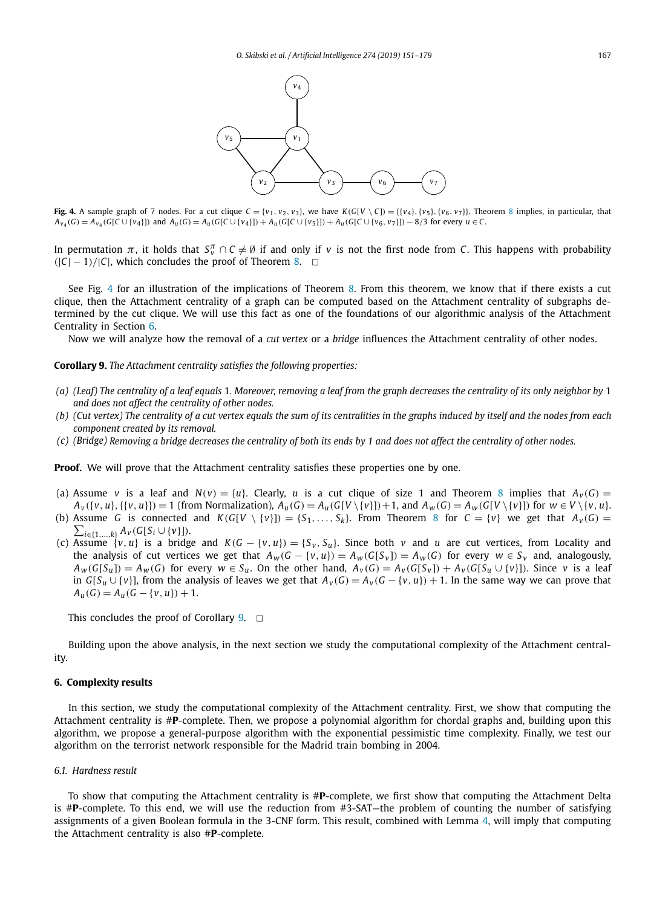**Fig. 4.** A sample graph of 7 nodes. For a cut clique $C = \{v_1, v_2, v_3\}$, we have $K(G[V \setminus C]) = \{\{v_4\}, \{v_5\}, \{v_6, v_7\}\}$. Theorem 8 implies, in particular, that $A_{v_4}(G) = A_{v_4}(G[C \cup \{v_4\}])$ and $A_u(G) = A_u(G[C \cup \{v_4\}]) + A_u(G[C \cup \{v_5\}]) + A_u(G[C \cup \{v_6, v_7\}]) - 8/3$ for every $u \in C$.

In permutation $\pi$, it holds that $S_v^\pi \cap C \neq \emptyset$ if and only if $v$ is not the first node from $C$. This happens with probability $(|C| - 1)/|C|$, which concludes the proof of Theorem 8. $\square$

See Fig. 4 for an illustration of the implications of Theorem 8. From this theorem, we know that if there exists a cut clique, then the Attachment centrality of a graph can be computed based on the Attachment centrality of subgraphs determined by the cut clique. We will use this fact as one of the foundations of our algorithmic analysis of the Attachment Centrality in Section 6.

Now we will analyze how the removal of a *cut vertex* or a *bridge* influences the Attachment centrality of other nodes.

**Corollary 9.** *The Attachment centrality satisfies the following properties:*

- *(a) (Leaf) The centrality of a leaf equals* 1. *Moreover, removing a leaf from the graph decreases the centrality of its only neighbor by* 1 *and does not affect the centrality of other nodes.*
- *(b) (Cut vertex) The centrality of a cut vertex equals the sum of its centralities in the graphs induced by itself and the nodes from each component created by its removal.*
- *(c) (Bridge) Removing a bridge decreases the centrality of both its ends by 1 and does not affect the centrality of other nodes.*

**Proof.** We will prove that the Attachment centrality satisfies these properties one by one.

- (a) Assume $v$ is a leaf and $N(v) = \{u\}$. Clearly, $u$ is a cut clique of size 1 and Theorem 8 implies that $A_v(G) = A_v(\{v, u\}, \{\{v, u\}\}) = 1$ (from Normalization), $A_u(G) = A_u(G[V \setminus \{v\}]) + 1$, and $A_w(G) = A_w(G[V \setminus \{v\}])$ for $w \in V \setminus \{v, u\}$.
- (b) Assume $G$ is connected and $K(G[V \setminus \{v\}]) = \{S_1, \ldots, S_k\}$. From Theorem 8 for $C = \{v\}$ we get that $A_v(G) = \sum_{i \in \{1,\ldots,k\}} A_v(G[S_i \cup \{v\}])$.
- (c) Assume $\{v, u\}$ is a bridge and $K(G - \{v, u\}) = \{S_v, S_u\}$. Since both $v$ and $u$ are cut vertices, from Locality and the analysis of cut vertices we get that $A_w(G - \{v, u\}) = A_w(G[S_v]) = A_w(G)$ for every $w \in S_v$ and, analogously, $A_w(G[S_u]) = A_w(G)$ for every $w \in S_u$. On the other hand, $A_v(G) = A_v(G[S_v]) + A_v(G[S_u \cup \{v\}])$. Since $v$ is a leaf in $G[S_u \cup \{v\}]$, from the analysis of leaves we get that $A_v(G) = A_v(G - \{v, u\}) + 1$. In the same way we can prove that $A_u(G) = A_u(G - \{v, u\}) + 1$.

This concludes the proof of Corollary 9. $\square$

Building upon the above analysis, in the next section we study the computational complexity of the Attachment centrality.

## 6. Complexity results

In this section, we study the computational complexity of the Attachment centrality. First, we show that computing the Attachment centrality is #**P**-complete. Then, we propose a polynomial algorithm for chordal graphs and, building upon this algorithm, we propose a general-purpose algorithm with the exponential pessimistic time complexity. Finally, we test our algorithm on the terrorist network responsible for the Madrid train bombing in 2004.

### 6.1. Hardness result

To show that computing the Attachment centrality is #**P**-complete, we first show that computing the Attachment Delta is #**P**-complete. To this end, we will use the reduction from #3-SAT—the problem of counting the number of satisfying assignments of a given Boolean formula in the 3-CNF form. This result, combined with Lemma 4, will imply that computing the Attachment centrality is also #**P**-complete.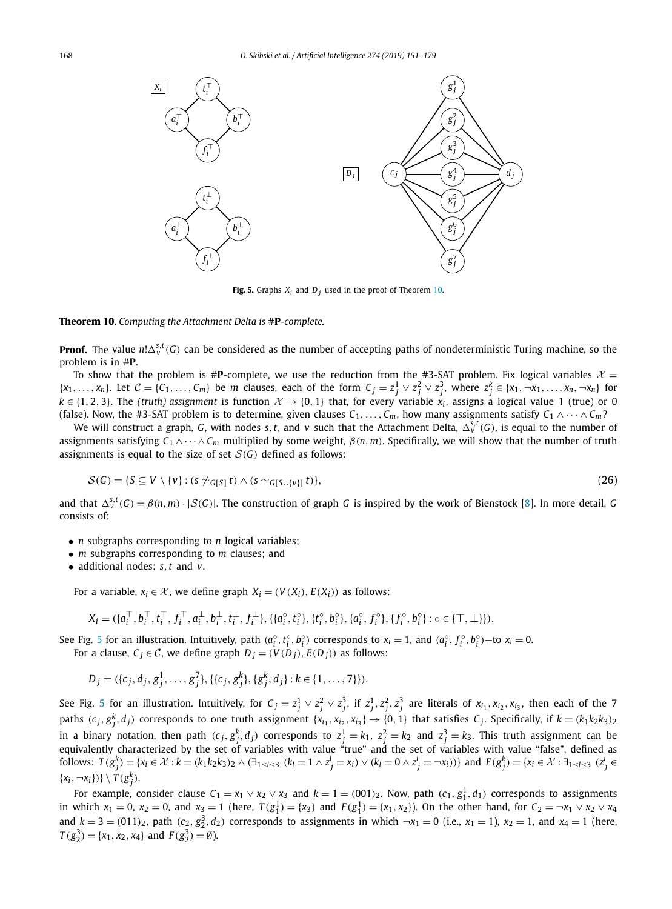**Fig. 5.** Graphs $X_i$ and $D_j$ used in the proof of Theorem 10.

**Theorem 10.** *Computing the Attachment Delta is #**P**-complete.*

**Proof.** The value $n!\Delta_v^{s,t}(G)$ can be considered as the number of accepting paths of nondeterministic Turing machine, so the problem is in #**P**.

To show that the problem is #**P**-complete, we use the reduction from the #3-SAT problem. Fix logical variables $\mathcal{X} = \{x_1, \ldots, x_n\}$. Let $\mathcal{C} = \{C_1, \ldots, C_m\}$ be $m$ clauses, each of the form $C_j = z_j^1 \vee z_j^2 \vee z_j^3$, where $z_j^k \in \{x_1, \neg x_1, \ldots, x_n, \neg x_n\}$ for $k \in \{1, 2, 3\}$. The *(truth) assignment* is function $\mathcal{X} \to \{0, 1\}$ that, for every variable $x_i$, assigns a logical value 1 (true) or 0 (false). Now, the #3-SAT problem is to determine, given clauses $C_1, \ldots, C_m$, how many assignments satisfy $C_1 \wedge \cdots \wedge C_m$?

We will construct a graph, $G$, with nodes $s, t$, and $v$ such that the Attachment Delta, $\Delta_v^{s,t}(G)$, is equal to the number of assignments satisfying $C_1 \wedge \cdots \wedge C_m$ multiplied by some weight, $\beta(n, m)$. Specifically, we will show that the number of truth assignments is equal to the size of set $\mathcal{S}(G)$ defined as follows:

$$\mathcal{S}(G) = \{S \subseteq V \setminus \{v\} : (s \not\sim_{G[S]} t) \wedge (s \sim_{G[S \cup \{v\}]} t)\}, \tag{26}$$

and that $\Delta_v^{s,t}(G) = \beta(n, m) \cdot |\mathcal{S}(G)|$. The construction of graph $G$ is inspired by the work of Bienstock [8]. In more detail, $G$ consists of:

- $n$ subgraphs corresponding to $n$ logical variables;
- $m$ subgraphs corresponding to $m$ clauses; and
- additional nodes: $s, t$ and $v$.

For a variable, $x_i \in \mathcal{X}$, we define graph $X_i = (V(X_i), E(X_i))$ as follows:

$$X_i = (\{a_i^\top, b_i^\top, t_i^\top, f_i^\top, a_i^\perp, b_i^\perp, t_i^\perp, f_i^\perp\}, \{\{a_i^\circ, t_i^\circ\}, \{t_i^\circ, b_i^\circ\}, \{a_i^\circ, f_i^\circ\}, \{f_i^\circ, b_i^\circ\} : \circ \in \{\top, \perp\}\}).$$

See Fig. 5 for an illustration. Intuitively, path $(a_i^\circ, t_i^\circ, b_i^\circ)$ corresponds to $x_i = 1$, and $(a_i^\circ, f_i^\circ, b_i^\circ)$—to $x_i = 0$.

For a clause, $C_j \in \mathcal{C}$, we define graph $D_j = (V(D_j), E(D_j))$ as follows:

$$D_j = (\{c_j, d_j, g_j^1, \ldots, g_j^7\}, \{\{c_j, g_j^k\}, \{g_j^k, d_j\} : k \in \{1, \ldots, 7\}\}).$$

See Fig. 5 for an illustration. Intuitively, for $C_j = z_j^1 \vee z_j^2 \vee z_j^3$, if $z_j^1, z_j^2, z_j^3$ are literals of $x_{i_1}, x_{i_2}, x_{i_3}$, then each of the 7 paths $(c_j, g_j^k, d_j)$ corresponds to one truth assignment $\{x_{i_1}, x_{i_2}, x_{i_3}\} \to \{0, 1\}$ that satisfies $C_j$. Specifically, if $k = (k_1k_2k_3)_2$ in a binary notation, then path $(c_j, g_j^k, d_j)$ corresponds to $z_j^1 = k_1$, $z_j^2 = k_2$ and $z_j^3 = k_3$. This truth assignment can be equivalently characterized by the set of variables with value "true" and the set of variables with value "false", defined as follows: $T(g_j^k) = \{x_i \in \mathcal{X} : k = (k_1k_2k_3)_2 \wedge (\exists_{1 \le l \le 3}\ (k_l = 1 \wedge z_j^l = x_i) \vee (k_l = 0 \wedge z_j^l = \neg x_i))\}$ and $F(g_j^k) = \{x_i \in \mathcal{X} : \exists_{1 \le l \le 3}\ (z_j^l \in \{x_i, \neg x_i\})\} \setminus T(g_j^k)$.

For example, consider clause $C_1 = x_1 \vee x_2 \vee x_3$ and $k = 1 = (001)_2$. Now, path $(c_1, g_1^1, d_1)$ corresponds to assignments in which $x_1 = 0$, $x_2 = 0$, and $x_3 = 1$ (here, $T(g_1^1) = \{x_3\}$ and $F(g_1^1) = \{x_1, x_2\}$). On the other hand, for $C_2 = \neg x_1 \vee x_2 \vee x_4$ and $k = 3 = (011)_2$, path $(c_2, g_2^3, d_2)$ corresponds to assignments in which $\neg x_1 = 0$ (i.e., $x_1 = 1$), $x_2 = 1$, and $x_4 = 1$ (here, $T(g_2^3) = \{x_1, x_2, x_4\}$ and $F(g_2^3) = \emptyset$).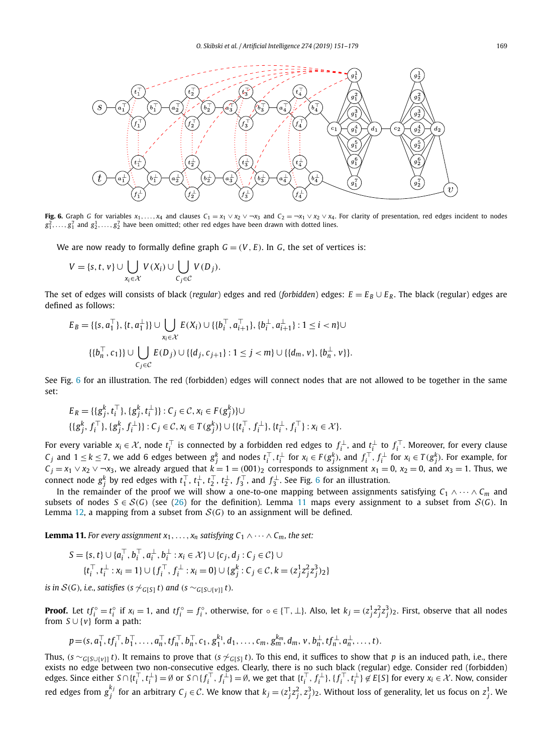**Fig. 6.** Graph $G$ for variables $x_1, \dots, x_4$ and clauses $C_1 = x_1 \vee x_2 \vee \neg x_3$ and $C_2 = \neg x_1 \vee x_2 \vee x_4$. For clarity of presentation, red edges incident to nodes $g_1^1, \dots, g_1^7$ and $g_2^1, \dots, g_2^7$ have been omitted; other red edges have been drawn with dotted lines.

We are now ready to formally define graph $G = (V, E)$. In $G$, the set of vertices is:

$$V = \{s, t, v\} \cup \bigcup_{x_i \in \mathcal{X}} V(X_i) \cup \bigcup_{C_j \in \mathcal{C}} V(D_j).$$

The set of edges will consists of black (*regular*) edges and red (*forbidden*) edges: $E = E_B \cup E_R$. The black (regular) edges are defined as follows:

$$E_B = \{\{s, a_1^\top\}, \{t, a_1^\perp\}\} \cup \bigcup_{x_i \in \mathcal{X}} E(X_i) \cup \{\{b_i^\top, a_{i+1}^\top\}, \{b_i^\perp, a_{i+1}^\perp\} : 1 \le i < n\} \cup$$
$$\{\{b_n^\top, c_1\}\} \cup \bigcup_{C_j \in \mathcal{C}} E(D_j) \cup \{\{d_j, c_{j+1}\} : 1 \le j < m\} \cup \{\{d_m, v\}, \{b_n^\perp, v\}\}.$$

See Fig. 6 for an illustration. The red (forbidden) edges will connect nodes that are not allowed to be together in the same set:

$$E_R = \{\{g_j^k, t_i^\top\}, \{g_j^k, t_i^\perp\}\} : C_j \in \mathcal{C}, x_i \in F(g_j^k)\} \cup$$
$$\{\{g_j^k, f_i^\top\}, \{g_j^k, f_i^\perp\}\} : C_j \in \mathcal{C}, x_i \in T(g_j^k)\} \cup \{\{t_i^\top, f_i^\perp\}, \{t_i^\perp, f_i^\top\} : x_i \in \mathcal{X}\}.$$

For every variable $x_i \in \mathcal{X}$, node $t_i^\top$ is connected by a forbidden red edges to $f_i^\perp$, and $t_i^\perp$ to $f_i^\top$. Moreover, for every clause $C_j$ and $1 \le k \le 7$, we add 6 edges between $g_j^k$ and nodes $t_i^\top, t_i^\perp$ for $x_i \in F(g_j^k)$, and $f_i^\top, f_i^\perp$ for $x_i \in T(g_j^k)$. For example, for $C_j = x_1 \vee x_2 \vee \neg x_3$, we already argued that $k = 1 = (001)_2$ corresponds to assignment $x_1 = 0$, $x_2 = 0$, and $x_3 = 1$. Thus, we connect node $g_j^k$ by red edges with $t_1^\top, t_1^\perp, t_2^\top, t_2^\perp, f_3^\top$, and $f_3^\perp$. See Fig. 6 for an illustration.

In the remainder of the proof we will show a one-to-one mapping between assignments satisfying $C_1 \wedge \dots \wedge C_m$ and subsets of nodes $S \in \mathcal{S}(G)$ (see (26) for the definition). Lemma 11 maps every assignment to a subset from $\mathcal{S}(G)$. In Lemma 12, a mapping from a subset from $\mathcal{S}(G)$ to an assignment will be defined.

**Lemma 11.** *For every assignment $x_1, \dots, x_n$ satisfying $C_1 \wedge \dots \wedge C_m$, the set:*

$$S = \{s, t\} \cup \{a_i^\top, b_i^\top, a_i^\perp, b_i^\perp : x_i \in \mathcal{X}\} \cup \{c_j, d_j : C_j \in \mathcal{C}\} \cup$$
$$\{t_i^\top, t_i^\perp : x_i = 1\} \cup \{f_i^\top, f_i^\perp : x_i = 0\} \cup \{g_j^k : C_j \in \mathcal{C}, k = (z_j^1 z_j^2 z_j^3)_2\}$$

*is in $\mathcal{S}(G)$, i.e., satisfies $(s \not\sim_{G[S]} t)$ and $(s \sim_{G[S \cup \{v\}]} t)$.*

**Proof.** Let $tf_i^\circ = t_i^\circ$ if $x_i = 1$, and $tf_i^\circ = f_i^\circ$, otherwise, for $\circ \in \{\top, \perp\}$. Also, let $k_j = (z_j^1 z_j^2 z_j^3)_2$. First, observe that all nodes from $S \cup \{v\}$ form a path:

$$p = (s, a_1^\top, tf_1^\top, b_1^\top, \dots, a_n^\top, tf_n^\top, b_n^\top, c_1, g_1^{k_1}, d_1, \dots, c_m, g_m^{k_m}, d_m, v, b_n^\perp, tf_n^\perp, a_n^\perp, \dots, t).$$

Thus, $(s \sim_{G[S \cup \{v\}]} t)$. It remains to prove that $(s \not\sim_{G[S]} t)$. To this end, it suffices to show that $p$ is an induced path, i.e., there exists no edge between two non-consecutive edges. Clearly, there is no such black (regular) edge. Consider red (forbidden) edges. Since either $S \cap \{t_i^\top, t_i^\perp\} = \emptyset$ or $S \cap \{f_i^\top, f_i^\perp\} = \emptyset$, we get that $\{t_i^\top, f_i^\perp\}, \{f_i^\top, t_i^\perp\} \notin E[S]$ for every $x_i \in \mathcal{X}$. Now, consider red edges from $g_j^{k_j}$ for an arbitrary $C_j \in \mathcal{C}$. We know that $k_j = (z_j^1 z_j^2, z_j^3)_2$. Without loss of generality, let us focus on $z_j^1$. We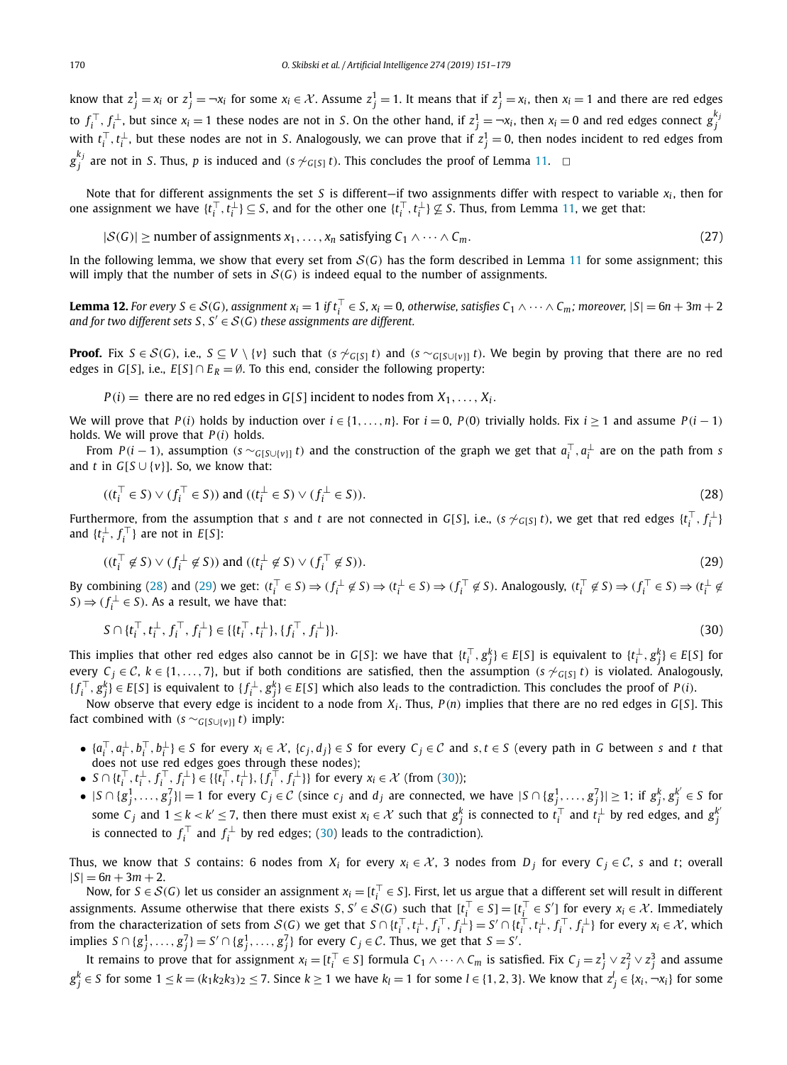know that $z_j^1 = x_i$ or $z_j^1 = \neg x_i$ for some $x_i \in \mathcal{X}$. Assume $z_j^1 = 1$. It means that if $z_j^1 = x_i$, then $x_i = 1$ and there are red edges to $f_i^\top, f_i^\perp$, but since $x_i = 1$ these nodes are not in $S$. On the other hand, if $z_j^1 = \neg x_i$, then $x_i = 0$ and red edges connect $g_j^{k_j}$ with $t_i^\top, t_i^\perp$, but these nodes are not in $S$. Analogously, we can prove that if $z_j^1 = 0$, then nodes incident to red edges from $g_j^{k_j}$ are not in $S$. Thus, $p$ is induced and $(s \not\sim_{G[S]} t)$. This concludes the proof of Lemma 11. □

Note that for different assignments the set $S$ is different—if two assignments differ with respect to variable $x_i$, then for one assignment we have $\{t_i^\top, t_i^\perp\} \subseteq S$, and for the other one $\{t_i^\top, t_i^\perp\} \not\subseteq S$. Thus, from Lemma 11, we get that:

$$|\mathcal{S}(G)| \geq \text{number of assignments } x_1, \ldots, x_n \text{ satisfying } C_1 \wedge \cdots \wedge C_m. \tag{27}$$

In the following lemma, we show that every set from $\mathcal{S}(G)$ has the form described in Lemma 11 for some assignment; this will imply that the number of sets in $\mathcal{S}(G)$ is indeed equal to the number of assignments.

**Lemma 12.** *For every $S \in \mathcal{S}(G)$, assignment $x_i = 1$ if $t_i^\top \in S$, $x_i = 0$, otherwise, satisfies $C_1 \wedge \cdots \wedge C_m$; moreover, $|S| = 6n + 3m + 2$ and for two different sets $S, S' \in \mathcal{S}(G)$ these assignments are different.*

**Proof.** Fix $S \in \mathcal{S}(G)$, i.e., $S \subseteq V \setminus \{v\}$ such that $(s \not\sim_{G[S]} t)$ and $(s \sim_{G[S \cup \{v\}]} t)$. We begin by proving that there are no red edges in $G[S]$, i.e., $E[S] \cap E_R = \emptyset$. To this end, consider the following property:

$P(i) =$ there are no red edges in $G[S]$ incident to nodes from $X_1, \ldots, X_i$.

We will prove that $P(i)$ holds by induction over $i \in \{1, \ldots, n\}$. For $i = 0$, $P(0)$ trivially holds. Fix $i \geq 1$ and assume $P(i-1)$ holds. We will prove that $P(i)$ holds.

From $P(i-1)$, assumption $(s \sim_{G[S \cup \{v\}]} t)$ and the construction of the graph we get that $a_i^\top, a_i^\perp$ are on the path from $s$ and $t$ in $G[S \cup \{v\}]$. So, we know that:

$$((t_i^\top \in S) \vee (f_i^\top \in S)) \text{ and } ((t_i^\perp \in S) \vee (f_i^\perp \in S)). \tag{28}$$

Furthermore, from the assumption that $s$ and $t$ are not connected in $G[S]$, i.e., $(s \not\sim_{G[S]} t)$, we get that red edges $\{t_i^\top, f_i^\perp\}$ and $\{t_i^\perp, f_i^\top\}$ are not in $E[S]$:

$$((t_i^\top \notin S) \vee (f_i^\perp \notin S)) \text{ and } ((t_i^\perp \notin S) \vee (f_i^\top \notin S)). \tag{29}$$

By combining (28) and (29) we get: $(t_i^\top \in S) \Rightarrow (f_i^\perp \notin S) \Rightarrow (t_i^\perp \in S) \Rightarrow (f_i^\top \notin S)$. Analogously, $(t_i^\top \notin S) \Rightarrow (f_i^\top \in S) \Rightarrow (t_i^\perp \notin S) \Rightarrow (f_i^\perp \in S)$. As a result, we have that:

$$S \cap \{t_i^\top, t_i^\perp, f_i^\top, f_i^\perp\} \in \{\{t_i^\top, t_i^\perp\}, \{f_i^\top, f_i^\perp\}\}. \tag{30}$$

This implies that other red edges also cannot be in $G[S]$: we have that $\{t_i^\top, g_j^k\} \in E[S]$ is equivalent to $\{t_i^\perp, g_j^k\} \in E[S]$ for every $C_j \in \mathcal{C}$, $k \in \{1, \ldots, 7\}$, but if both conditions are satisfied, then the assumption $(s \not\sim_{G[S]} t)$ is violated. Analogously, $\{f_i^\top, g_j^k\} \in E[S]$ is equivalent to $\{f_i^\perp, g_j^k\} \in E[S]$ which also leads to the contradiction. This concludes the proof of $P(i)$.

Now observe that every edge is incident to a node from $X_i$. Thus, $P(n)$ implies that there are no red edges in $G[S]$. This fact combined with $(s \sim_{G[S \cup \{v\}]} t)$ imply:

- $\{a_i^\top, a_i^\perp, b_i^\top, b_i^\perp\} \in S$ for every $x_i \in \mathcal{X}$, $\{c_j, d_j\} \in S$ for every $C_j \in \mathcal{C}$ and $s, t \in S$ (every path in $G$ between $s$ and $t$ that does not use red edges goes through these nodes);
- $S \cap \{t_i^\top, t_i^\perp, f_i^\top, f_i^\perp\} \in \{\{t_i^\top, t_i^\perp\}, \{f_i^\top, f_i^\perp\}\}$ for every $x_i \in \mathcal{X}$ (from (30));
- $|S \cap \{g_j^1, \ldots, g_j^7\}| = 1$ for every $C_j \in \mathcal{C}$ (since $c_j$ and $d_j$ are connected, we have $|S \cap \{g_j^1, \ldots, g_j^7\}| \geq 1$; if $g_j^k, g_j^{k'} \in S$ for some $C_j$ and $1 \leq k < k' \leq 7$, then there must exist $x_i \in \mathcal{X}$ such that $g_j^k$ is connected to $t_i^\top$ and $t_i^\perp$ by red edges, and $g_j^{k'}$ is connected to $f_i^\top$ and $f_i^\perp$ by red edges; (30) leads to the contradiction).

Thus, we know that $S$ contains: 6 nodes from $X_i$ for every $x_i \in \mathcal{X}$, 3 nodes from $D_j$ for every $C_j \in \mathcal{C}$, $s$ and $t$; overall $|S| = 6n + 3m + 2$.

Now, for $S \in \mathcal{S}(G)$ let us consider an assignment $x_i = [t_i^\top \in S]$. First, let us argue that a different set will result in different assignments. Assume otherwise that there exists $S, S' \in \mathcal{S}(G)$ such that $[t_i^\top \in S] = [t_i^\top \in S']$ for every $x_i \in \mathcal{X}$. Immediately from the characterization of sets from $\mathcal{S}(G)$ we get that $S \cap \{t_i^\top, t_i^\perp, f_i^\top, f_i^\perp\} = S' \cap \{t_i^\top, t_i^\perp, f_i^\top, f_i^\perp\}$ for every $x_i \in \mathcal{X}$, which implies $S \cap \{g_j^1, \ldots, g_j^7\} = S' \cap \{g_j^1, \ldots, g_j^7\}$ for every $C_j \in \mathcal{C}$. Thus, we get that $S = S'$.

It remains to prove that for assignment $x_i = [t_i^\top \in S]$ formula $C_1 \wedge \cdots \wedge C_m$ is satisfied. Fix $C_j = z_j^1 \vee z_j^2 \vee z_j^3$ and assume $g_j^k \in S$ for some $1 \leq k = (k_1 k_2 k_3)_2 \leq 7$. Since $k \geq 1$ we have $k_l = 1$ for some $l \in \{1, 2, 3\}$. We know that $z_j^l \in \{x_i, \neg x_i\}$ for some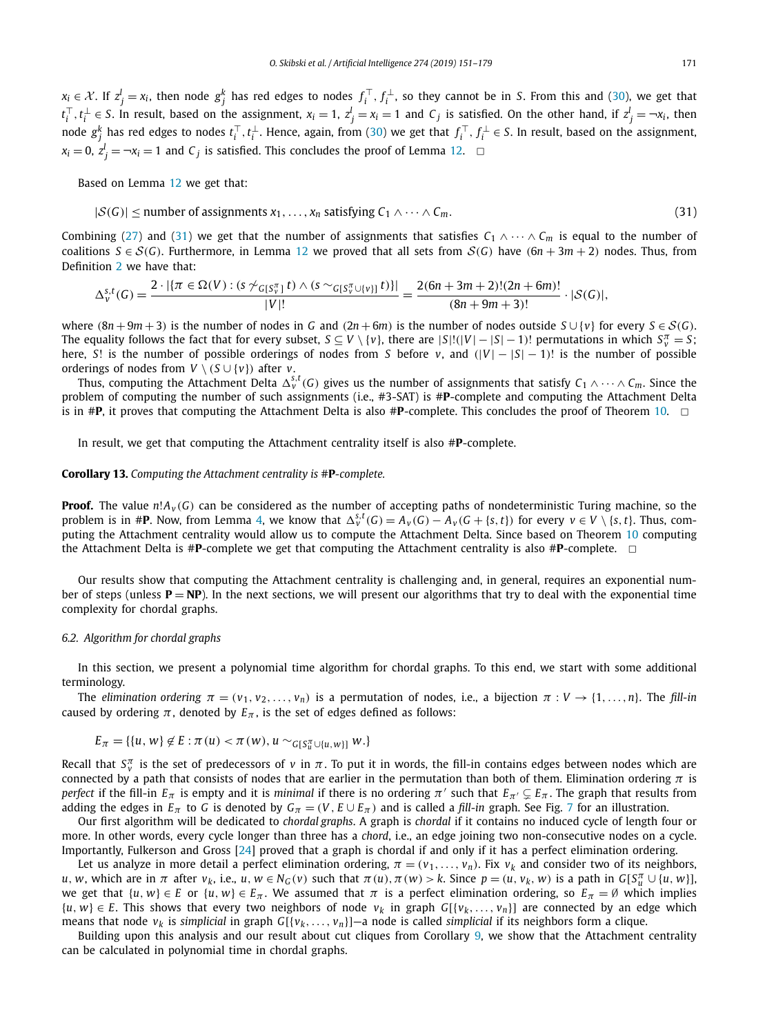$x_i \in \mathcal{X}$. If $z_j^l = x_i$, then node $g_j^k$ has red edges to nodes $f_i^\top, f_i^\perp$, so they cannot be in $S$. From this and (30), we get that $t_i^\top, t_i^\perp \in S$. In result, based on the assignment, $x_i = 1$, $z_j^l = x_i = 1$ and $C_j$ is satisfied. On the other hand, if $z_j^l = \neg x_i$, then node $g_j^k$ has red edges to nodes $t_i^\top, t_i^\perp$. Hence, again, from (30) we get that $f_i^\top, f_i^\perp \in S$. In result, based on the assignment, $x_i = 0$, $z_j^l = \neg x_i = 1$ and $C_j$ is satisfied. This concludes the proof of Lemma 12. $\square$

Based on Lemma 12 we get that:

$$|\mathcal{S}(G)| \leq \text{number of assignments } x_1, \ldots, x_n \text{ satisfying } C_1 \wedge \cdots \wedge C_m. \tag{31}$$

Combining (27) and (31) we get that the number of assignments that satisfies $C_1 \wedge \cdots \wedge C_m$ is equal to the number of coalitions $S \in \mathcal{S}(G)$. Furthermore, in Lemma 12 we proved that all sets from $\mathcal{S}(G)$ have $(6n + 3m + 2)$ nodes. Thus, from Definition 2 we have that:

$$\Delta_v^{s,t}(G) = \frac{2 \cdot |\{\pi \in \Omega(V) : (s \not\sim_{G[S_v^\pi]} t) \wedge (s \sim_{G[S_v^\pi \cup \{v\}]} t)\}|}{|V|!} = \frac{2(6n + 3m + 2)!(2n + 6m)!}{(8n + 9m + 3)!} \cdot |\mathcal{S}(G)|,$$

where $(8n + 9m + 3)$ is the number of nodes in $G$ and $(2n + 6m)$ is the number of nodes outside $S \cup \{v\}$ for every $S \in \mathcal{S}(G)$. The equality follows the fact that for every subset, $S \subseteq V \setminus \{v\}$, there are $|S|!(|V| - |S| - 1)!$ permutations in which $S_v^\pi = S$; here, $S!$ is the number of possible orderings of nodes from $S$ before $v$, and $(|V| - |S| - 1)!$ is the number of possible orderings of nodes from $V \setminus (S \cup \{v\})$ after $v$.

Thus, computing the Attachment Delta $\Delta_v^{s,t}(G)$ gives us the number of assignments that satisfy $C_1 \wedge \cdots \wedge C_m$. Since the problem of computing the number of such assignments (i.e., #3-SAT) is #**P**-complete and computing the Attachment Delta is in #**P**, it proves that computing the Attachment Delta is also #**P**-complete. This concludes the proof of Theorem 10. $\square$

In result, we get that computing the Attachment centrality itself is also #**P**-complete.

**Corollary 13.** *Computing the Attachment centrality is #**P**-complete.*

**Proof.** The value $n!A_v(G)$ can be considered as the number of accepting paths of nondeterministic Turing machine, so the problem is in #**P**. Now, from Lemma 4, we know that $\Delta_v^{s,t}(G) = A_v(G) - A_v(G + \{s, t\})$ for every $v \in V \setminus \{s, t\}$. Thus, computing the Attachment centrality would allow us to compute the Attachment Delta. Since based on Theorem 10 computing the Attachment Delta is #**P**-complete we get that computing the Attachment centrality is also #**P**-complete. $\square$

Our results show that computing the Attachment centrality is challenging and, in general, requires an exponential number of steps (unless **P** = **NP**). In the next sections, we will present our algorithms that try to deal with the exponential time complexity for chordal graphs.

### 6.2. Algorithm for chordal graphs

In this section, we present a polynomial time algorithm for chordal graphs. To this end, we start with some additional terminology.

The *elimination ordering* $\pi = (v_1, v_2, \ldots, v_n)$ is a permutation of nodes, i.e., a bijection $\pi : V \to \{1, \ldots, n\}$. The *fill-in* caused by ordering $\pi$, denoted by $E_\pi$, is the set of edges defined as follows:

$$E_\pi = \{\{u, w\} \notin E : \pi(u) < \pi(w), u \sim_{G[S_u^\pi \cup \{u,w\}]} w.\}$$

Recall that $S_v^\pi$ is the set of predecessors of $v$ in $\pi$. To put it in words, the fill-in contains edges between nodes which are connected by a path that consists of nodes that are earlier in the permutation than both of them. Elimination ordering $\pi$ is *perfect* if the fill-in $E_\pi$ is empty and it is *minimal* if there is no ordering $\pi'$ such that $E_{\pi'} \subsetneq E_\pi$. The graph that results from adding the edges in $E_\pi$ to $G$ is denoted by $G_\pi = (V, E \cup E_\pi)$ and is called a *fill-in* graph. See Fig. 7 for an illustration.

Our first algorithm will be dedicated to *chordal graphs*. A graph is *chordal* if it contains no induced cycle of length four or more. In other words, every cycle longer than three has a *chord*, i.e., an edge joining two non-consecutive nodes on a cycle. Importantly, Fulkerson and Gross [24] proved that a graph is chordal if and only if it has a perfect elimination ordering.

Let us analyze in more detail a perfect elimination ordering, $\pi = (v_1, \ldots, v_n)$. Fix $v_k$ and consider two of its neighbors, $u, w$, which are in $\pi$ after $v_k$, i.e., $u, w \in N_G(v)$ such that $\pi(u), \pi(w) > k$. Since $p = (u, v_k, w)$ is a path in $G[S_u^\pi \cup \{u, w\}]$, we get that $\{u, w\} \in E$ or $\{u, w\} \in E_\pi$. We assumed that $\pi$ is a perfect elimination ordering, so $E_\pi = \emptyset$ which implies $\{u, w\} \in E$. This shows that every two neighbors of node $v_k$ in graph $G[\{v_k, \ldots, v_n\}]$ are connected by an edge which means that node $v_k$ is *simplicial* in graph $G[\{v_k, \ldots, v_n\}]$—a node is called *simplicial* if its neighbors form a clique.

Building upon this analysis and our result about cut cliques from Corollary 9, we show that the Attachment centrality can be calculated in polynomial time in chordal graphs.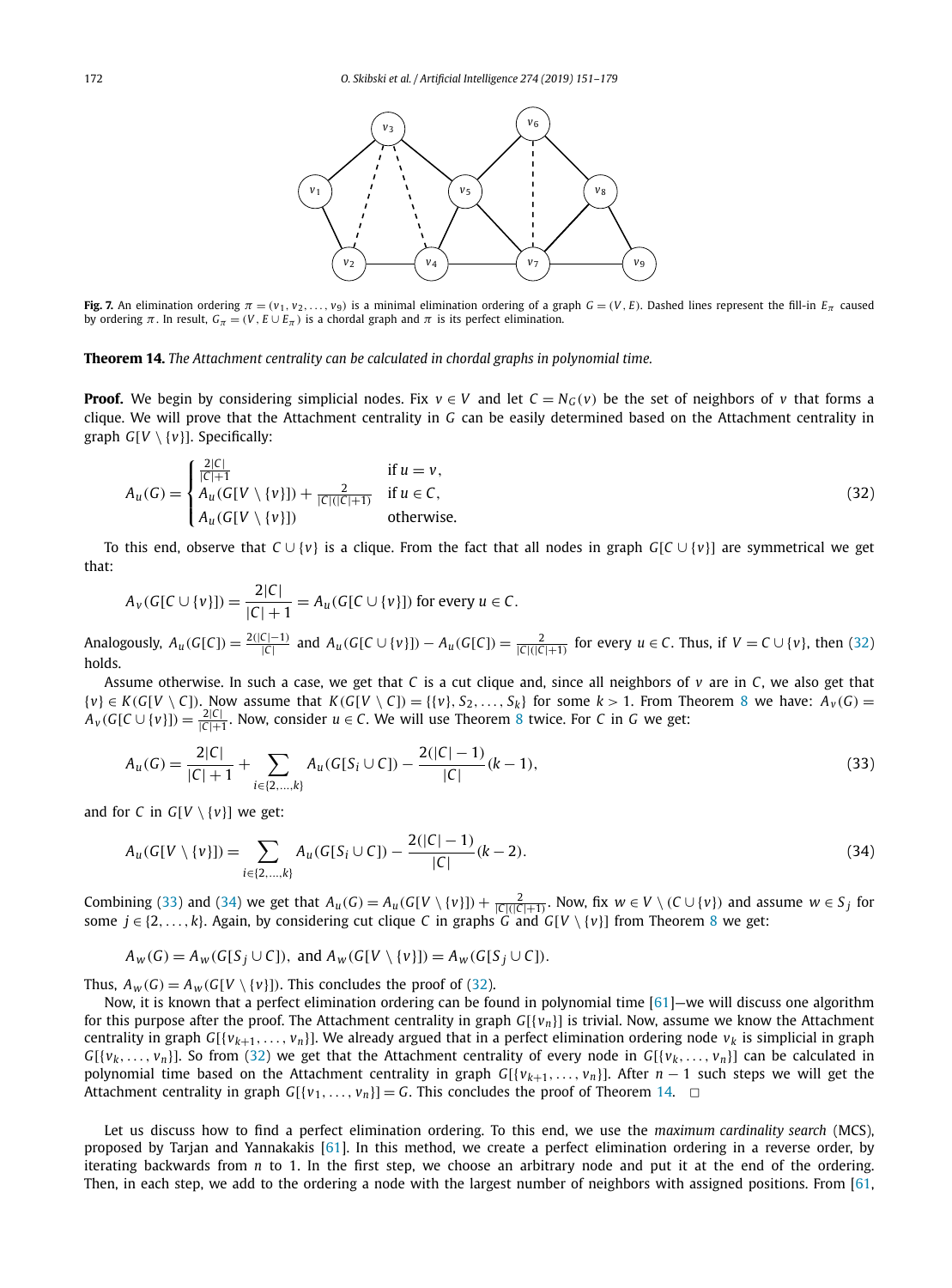**Fig. 7.** An elimination ordering $\pi = (v_1, v_2, \dots, v_9)$ is a minimal elimination ordering of a graph $G = (V, E)$. Dashed lines represent the fill-in $E_\pi$ caused by ordering $\pi$. In result, $G_\pi = (V, E \cup E_\pi)$ is a chordal graph and $\pi$ is its perfect elimination.

**Theorem 14.** *The Attachment centrality can be calculated in chordal graphs in polynomial time.*

**Proof.** We begin by considering simplicial nodes. Fix $v \in V$ and let $C = N_G(v)$ be the set of neighbors of $v$ that forms a clique. We will prove that the Attachment centrality in $G$ can be easily determined based on the Attachment centrality in graph $G[V \setminus \{v\}]$. Specifically:

$$A_u(G) = \begin{cases} \frac{2|C|}{|C|+1} & \text{if } u = v, \\ A_u(G[V \setminus \{v\}]) + \frac{2}{|C|(|C|+1)} & \text{if } u \in C, \\ A_u(G[V \setminus \{v\}]) & \text{otherwise.} \end{cases} \tag{32}$$

To this end, observe that $C \cup \{v\}$ is a clique. From the fact that all nodes in graph $G[C \cup \{v\}]$ are symmetrical we get that:

$$A_v(G[C \cup \{v\}]) = \frac{2|C|}{|C|+1} = A_u(G[C \cup \{v\}]) \text{ for every } u \in C.$$

Analogously, $A_u(G[C]) = \frac{2(|C|-1)}{|C|}$ and $A_u(G[C \cup \{v\}]) - A_u(G[C]) = \frac{2}{|C|(|C|+1)}$ for every $u \in C$. Thus, if $V = C \cup \{v\}$, then (32) holds.

Assume otherwise. In such a case, we get that $C$ is a cut clique and, since all neighbors of $v$ are in $C$, we also get that $\{v\} \in K(G[V \setminus C])$. Now assume that $K(G[V \setminus C]) = \{\{v\}, S_2, \dots, S_k\}$ for some $k > 1$. From Theorem 8 we have: $A_v(G) = A_v(G[C \cup \{v\}]) = \frac{2|C|}{|C|+1}$. Now, consider $u \in C$. We will use Theorem 8 twice. For $C$ in $G$ we get:

$$A_u(G) = \frac{2|C|}{|C|+1} + \sum_{i \in \{2,\dots,k\}} A_u(G[S_i \cup C]) - \frac{2(|C|-1)}{|C|}(k-1), \tag{33}$$

and for $C$ in $G[V \setminus \{v\}]$ we get:

$$A_u(G[V \setminus \{v\}]) = \sum_{i \in \{2,\dots,k\}} A_u(G[S_i \cup C]) - \frac{2(|C|-1)}{|C|}(k-2). \tag{34}$$

Combining (33) and (34) we get that $A_u(G) = A_u(G[V \setminus \{v\}]) + \frac{2}{|C|(|C|+1)}$. Now, fix $w \in V \setminus (C \cup \{v\})$ and assume $w \in S_j$ for some $j \in \{2, \dots, k\}$. Again, by considering cut clique $C$ in graphs $G$ and $G[V \setminus \{v\}]$ from Theorem 8 we get:

$$A_w(G) = A_w(G[S_j \cup C]), \text{ and } A_w(G[V \setminus \{v\}]) = A_w(G[S_j \cup C]).$$

Thus, $A_w(G) = A_w(G[V \setminus \{v\}])$. This concludes the proof of (32).

Now, it is known that a perfect elimination ordering can be found in polynomial time [61]—we will discuss one algorithm for this purpose after the proof. The Attachment centrality in graph $G[\{v_n\}]$ is trivial. Now, assume we know the Attachment centrality in graph $G[\{v_{k+1}, \dots, v_n\}]$. We already argued that in a perfect elimination ordering node $v_k$ is simplicial in graph $G[\{v_k, \dots, v_n\}]$. So from (32) we get that the Attachment centrality of every node in $G[\{v_k, \dots, v_n\}]$ can be calculated in polynomial time based on the Attachment centrality in graph $G[\{v_{k+1}, \dots, v_n\}]$. After $n-1$ such steps we will get the Attachment centrality in graph $G[\{v_1, \dots, v_n\}] = G$. This concludes the proof of Theorem 14. □

Let us discuss how to find a perfect elimination ordering. To this end, we use the *maximum cardinality search* (MCS), proposed by Tarjan and Yannakakis [61]. In this method, we create a perfect elimination ordering in a reverse order, by iterating backwards from $n$ to 1. In the first step, we choose an arbitrary node and put it at the end of the ordering. Then, in each step, we add to the ordering a node with the largest number of neighbors with assigned positions. From [61,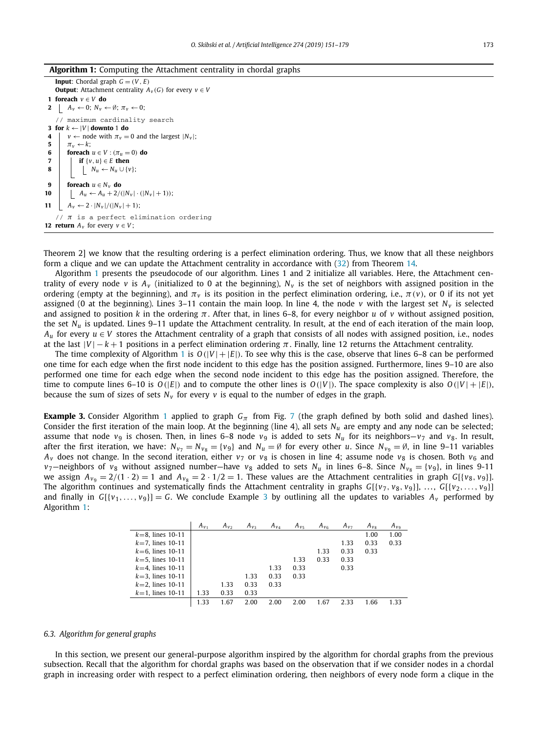**Algorithm 1:** Computing the Attachment centrality in chordal graphs

```
Input: Chordal graph G = (V, E)
Output: Attachment centrality A_v(G) for every v ∈ V
1  foreach v ∈ V do
2  |  A_v ← 0; N_v ← ∅; π_v ← 0;
   // maximum cardinality search
3  for k ← |V| downto 1 do
4  |  v ← node with π_v = 0 and the largest |N_v|;
5  |  π_v ← k;
6  |  foreach u ∈ V : (π_u = 0) do
7  |  |  if {v, u} ∈ E then
8  |  |  |  N_u ← N_u ∪ {v};
9  |  foreach u ∈ N_v do
10 |  |  A_u ← A_u + 2/(|N_v| · (|N_v| + 1));
11 |  A_v ← 2 · |N_v|/(|N_v| + 1);
   // π is a perfect elimination ordering
12 return A_v for every v ∈ V;
```

Theorem 2] we know that the resulting ordering is a perfect elimination ordering. Thus, we know that all these neighbors form a clique and we can update the Attachment centrality in accordance with (32) from Theorem 14.

Algorithm 1 presents the pseudocode of our algorithm. Lines 1 and 2 initialize all variables. Here, the Attachment centrality of every node $v$ is $A_v$ (initialized to 0 at the beginning), $N_v$ is the set of neighbors with assigned position in the ordering (empty at the beginning), and $\pi_v$ is its position in the perfect elimination ordering, i.e., $\pi(v)$, or 0 if its not yet assigned (0 at the beginning). Lines 3–11 contain the main loop. In line 4, the node $v$ with the largest set $N_v$ is selected and assigned to position $k$ in the ordering $\pi$. After that, in lines 6–8, for every neighbor $u$ of $v$ without assigned position, the set $N_u$ is updated. Lines 9–11 update the Attachment centrality. In result, at the end of each iteration of the main loop, $A_u$ for every $u \in V$ stores the Attachment centrality of a graph that consists of all nodes with assigned position, i.e., nodes at the last $|V| - k + 1$ positions in a perfect elimination ordering $\pi$. Finally, line 12 returns the Attachment centrality.

The time complexity of Algorithm 1 is $O(|V| + |E|)$. To see why this is the case, observe that lines 6–8 can be performed one time for each edge when the first node incident to this edge has the position assigned. Furthermore, lines 9–10 are also performed one time for each edge when the second node incident to this edge has the position assigned. Therefore, the time to compute lines 6–10 is $O(|E|)$ and to compute the other lines is $O(|V|)$. The space complexity is also $O(|V| + |E|)$, because the sum of sizes of sets $N_v$ for every $v$ is equal to the number of edges in the graph.

**Example 3.** Consider Algorithm 1 applied to graph $G_\pi$ from Fig. 7 (the graph defined by both solid and dashed lines). Consider the first iteration of the main loop. At the beginning (line 4), all sets $N_u$ are empty and any node can be selected; assume that node $v_9$ is chosen. Then, in lines 6–8 node $v_9$ is added to sets $N_u$ for its neighbors—$v_7$ and $v_8$. In result, after the first iteration, we have: $N_{v_7} = N_{v_8} = \{v_9\}$ and $N_u = \emptyset$ for every other $u$. Since $N_{v_9} = \emptyset$, in line 9–11 variables $A_v$ does not change. In the second iteration, either $v_7$ or $v_8$ is chosen in line 4; assume node $v_8$ is chosen. Both $v_6$ and $v_7$—neighbors of $v_8$ without assigned number—have $v_8$ added to sets $N_u$ in lines 6–8. Since $N_{v_8} = \{v_9\}$, in lines 9-11 we assign $A_{v_9} = 2/(1 \cdot 2) = 1$ and $A_{v_8} = 2 \cdot 1/2 = 1$. These values are the Attachment centralities in graph $G[\{v_8, v_9\}]$. The algorithm continues and systematically finds the Attachment centrality in graphs $G[\{v_7, v_8, v_9\}]$, ..., $G[\{v_2, \ldots, v_9\}]$ and finally in $G[\{v_1, \ldots, v_9\}] = G$. We conclude Example 3 by outlining all the updates to variables $A_v$ performed by Algorithm 1:

| | $A_{v_1}$ | $A_{v_2}$ | $A_{v_3}$ | $A_{v_4}$ | $A_{v_5}$ | $A_{v_6}$ | $A_{v_7}$ | $A_{v_8}$ | $A_{v_9}$ |
|---|---|---|---|---|---|---|---|---|---|
| $k$=8, lines 10-11 | | | | | | | | 1.00 | 1.00 |
| $k$=7, lines 10-11 | | | | | | | 1.33 | 0.33 | 0.33 |
| $k$=6, lines 10-11 | | | | | | 1.33 | 0.33 | 0.33 | |
| $k$=5, lines 10-11 | | | | | 1.33 | 0.33 | 0.33 | | |
| $k$=4, lines 10-11 | | | | 1.33 | 0.33 | | 0.33 | | |
| $k$=3, lines 10-11 | | | 1.33 | 0.33 | 0.33 | | | | |
| $k$=2, lines 10-11 | | 1.33 | 0.33 | 0.33 | | | | | |
| $k$=1, lines 10-11 | 1.33 | 0.33 | 0.33 | | | | | | |
| | 1.33 | 1.67 | 2.00 | 2.00 | 2.00 | 1.67 | 2.33 | 1.66 | 1.33 |

### 6.3. Algorithm for general graphs

In this section, we present our general-purpose algorithm inspired by the algorithm for chordal graphs from the previous subsection. Recall that the algorithm for chordal graphs was based on the observation that if we consider nodes in a chordal graph in increasing order with respect to a perfect elimination ordering, then neighbors of every node form a clique in the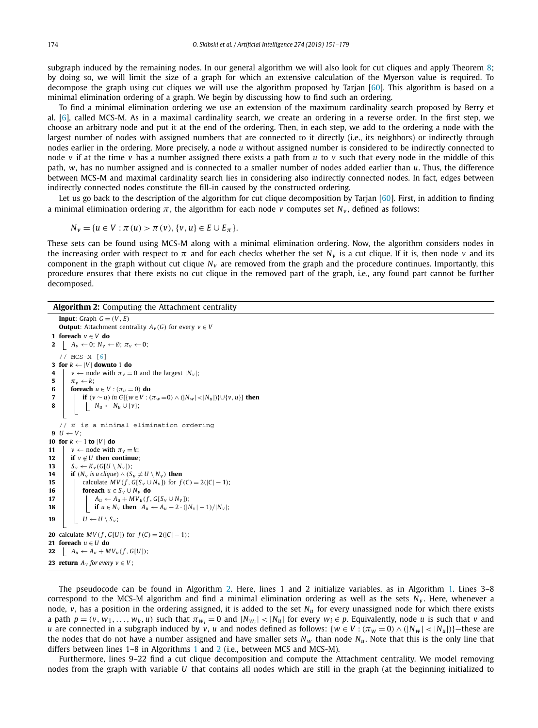subgraph induced by the remaining nodes. In our general algorithm we will also look for cut cliques and apply Theorem 8; by doing so, we will limit the size of a graph for which an extensive calculation of the Myerson value is required. To decompose the graph using cut cliques we will use the algorithm proposed by Tarjan [60]. This algorithm is based on a minimal elimination ordering of a graph. We begin by discussing how to find such an ordering.

To find a minimal elimination ordering we use an extension of the maximum cardinality search proposed by Berry et al. [6], called MCS-M. As in a maximal cardinality search, we create an ordering in a reverse order. In the first step, we choose an arbitrary node and put it at the end of the ordering. Then, in each step, we add to the ordering a node with the largest number of nodes with assigned numbers that are connected to it directly (i.e., its neighbors) or indirectly through nodes earlier in the ordering. More precisely, a node $u$ without assigned number is considered to be indirectly connected to node $v$ if at the time $v$ has a number assigned there exists a path from $u$ to $v$ such that every node in the middle of this path, $w$, has no number assigned and is connected to a smaller number of nodes added earlier than $u$. Thus, the difference between MCS-M and maximal cardinality search lies in considering also indirectly connected nodes. In fact, edges between indirectly connected nodes constitute the fill-in caused by the constructed ordering.

Let us go back to the description of the algorithm for cut clique decomposition by Tarjan [60]. First, in addition to finding a minimal elimination ordering $\pi$, the algorithm for each node $v$ computes set $N_v$, defined as follows:

$$N_v = \{u \in V : \pi(u) > \pi(v), \{v, u\} \in E \cup E_\pi\}.$$

These sets can be found using MCS-M along with a minimal elimination ordering. Now, the algorithm considers nodes in the increasing order with respect to $\pi$ and for each checks whether the set $N_v$ is a cut clique. If it is, then node $v$ and its component in the graph without cut clique $N_v$ are removed from the graph and the procedure continues. Importantly, this procedure ensures that there exists no cut clique in the removed part of the graph, i.e., any found part cannot be further decomposed.

**Algorithm 2:** Computing the Attachment centrality

```
   Input: Graph G = (V, E)
   Output: Attachment centrality A_v(G) for every v ∈ V
 1 foreach v ∈ V do
 2     A_v ← 0; N_v ← ∅; π_v ← 0;
   // MCS-M [6]
 3 for k ← |V| downto 1 do
 4     v ← node with π_v = 0 and the largest |N_v|;
 5     π_v ← k;
 6     foreach u ∈ V : (π_u = 0) do
 7         if (v ~ u) in G[{w ∈ V : (π_w = 0) ∧ (|N_w| < |N_u|)} ∪ {v, u}] then
 8             N_u ← N_u ∪ {v};
   // π is a minimal elimination ordering
 9 U ← V;
10 for k ← 1 to |V| do
11     v ← node with π_v = k;
12     if v ∉ U then continue;
13     S_v ← K_v(G[U \ N_v]);
14     if (N_v is a clique) ∧ (S_v ≠ U \ N_v) then
15         calculate MV(f, G[S_v ∪ N_v]) for f(C) = 2(|C| − 1);
16         foreach u ∈ S_v ∪ N_v do
17             A_u ← A_u + MV_u(f, G[S_v ∪ N_v]);
18             if u ∈ N_v then A_u ← A_u − 2 · (|N_v| − 1)/|N_v|;
19         U ← U \ S_v;
20 calculate MV(f, G[U]) for f(C) = 2(|C| − 1);
21 foreach u ∈ U do
22     A_u ← A_u + MV_u(f, G[U]);
23 return A_v for every v ∈ V;
```

The pseudocode can be found in Algorithm 2. Here, lines 1 and 2 initialize variables, as in Algorithm 1. Lines 3–8 correspond to the MCS-M algorithm and find a minimal elimination ordering as well as the sets $N_v$. Here, whenever a node, $v$, has a position in the ordering assigned, it is added to the set $N_u$ for every unassigned node for which there exists a path $p = (v, w_1, \dots, w_k, u)$ such that $\pi_{w_i} = 0$ and $|N_{w_i}| < |N_u|$ for every $w_i \in p$. Equivalently, node $u$ is such that $v$ and $u$ are connected in a subgraph induced by $v$, $u$ and nodes defined as follows: $\{w \in V : (\pi_w = 0) \wedge (|N_w| < |N_u|)\}$—these are the nodes that do not have a number assigned and have smaller sets $N_w$ than node $N_u$. Note that this is the only line that differs between lines 1–8 in Algorithms 1 and 2 (i.e., between MCS and MCS-M).

Furthermore, lines 9–22 find a cut clique decomposition and compute the Attachment centrality. We model removing nodes from the graph with variable $U$ that contains all nodes which are still in the graph (at the beginning initialized to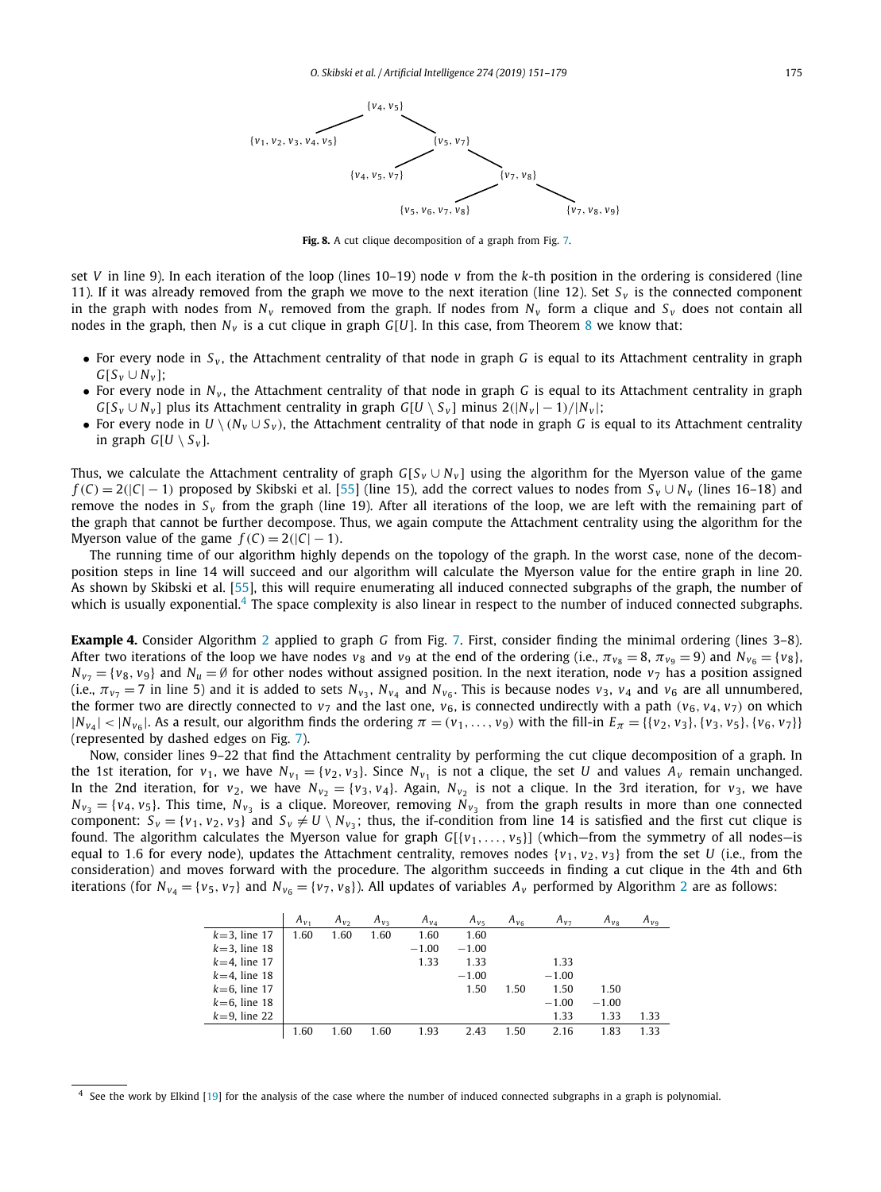**Fig. 8.** A cut clique decomposition of a graph from Fig. 7.

set $V$ in line 9). In each iteration of the loop (lines 10–19) node $v$ from the $k$-th position in the ordering is considered (line 11). If it was already removed from the graph we move to the next iteration (line 12). Set $S_v$ is the connected component in the graph with nodes from $N_v$ removed from the graph. If nodes from $N_v$ form a clique and $S_v$ does not contain all nodes in the graph, then $N_v$ is a cut clique in graph $G[U]$. In this case, from Theorem 8 we know that:

- For every node in $S_v$, the Attachment centrality of that node in graph $G$ is equal to its Attachment centrality in graph $G[S_v \cup N_v]$;
- For every node in $N_v$, the Attachment centrality of that node in graph $G$ is equal to its Attachment centrality in graph $G[S_v \cup N_v]$ plus its Attachment centrality in graph $G[U \setminus S_v]$ minus $2(|N_v| - 1)/|N_v|$;
- For every node in $U \setminus (N_v \cup S_v)$, the Attachment centrality of that node in graph $G$ is equal to its Attachment centrality in graph $G[U \setminus S_v]$.

Thus, we calculate the Attachment centrality of graph $G[S_v \cup N_v]$ using the algorithm for the Myerson value of the game $f(C) = 2(|C| - 1)$ proposed by Skibski et al. [55] (line 15), add the correct values to nodes from $S_v \cup N_v$ (lines 16–18) and remove the nodes in $S_v$ from the graph (line 19). After all iterations of the loop, we are left with the remaining part of the graph that cannot be further decompose. Thus, we again compute the Attachment centrality using the algorithm for the Myerson value of the game $f(C) = 2(|C| - 1)$.

The running time of our algorithm highly depends on the topology of the graph. In the worst case, none of the decomposition steps in line 14 will succeed and our algorithm will calculate the Myerson value for the entire graph in line 20. As shown by Skibski et al. [55], this will require enumerating all induced connected subgraphs of the graph, the number of which is usually exponential.[4] The space complexity is also linear in respect to the number of induced connected subgraphs.

**Example 4.** Consider Algorithm 2 applied to graph $G$ from Fig. 7. First, consider finding the minimal ordering (lines 3–8). After two iterations of the loop we have nodes $v_8$ and $v_9$ at the end of the ordering (i.e., $\pi_{v_8} = 8$, $\pi_{v_9} = 9$) and $N_{v_6} = \{v_8\}$, $N_{v_7} = \{v_8, v_9\}$ and $N_u = \emptyset$ for other nodes without assigned position. In the next iteration, node $v_7$ has a position assigned (i.e., $\pi_{v_7} = 7$ in line 5) and it is added to sets $N_{v_3}$, $N_{v_4}$ and $N_{v_6}$. This is because nodes $v_3$, $v_4$ and $v_6$ are all unnumbered, the former two are directly connected to $v_7$ and the last one, $v_6$, is connected undirectly with a path $(v_6, v_4, v_7)$ on which $|N_{v_4}| < |N_{v_6}|$. As a result, our algorithm finds the ordering $\pi = (v_1, \ldots, v_9)$ with the fill-in $E_\pi = \{\{v_2, v_3\}, \{v_3, v_5\}, \{v_6, v_7\}\}$ (represented by dashed edges on Fig. 7).

Now, consider lines 9–22 that find the Attachment centrality by performing the cut clique decomposition of a graph. In the 1st iteration, for $v_1$, we have $N_{v_1} = \{v_2, v_3\}$. Since $N_{v_1}$ is not a clique, the set $U$ and values $A_v$ remain unchanged. In the 2nd iteration, for $v_2$, we have $N_{v_2} = \{v_3, v_4\}$. Again, $N_{v_2}$ is not a clique. In the 3rd iteration, for $v_3$, we have $N_{v_3} = \{v_4, v_5\}$. This time, $N_{v_3}$ is a clique. Moreover, removing $N_{v_3}$ from the graph results in more than one connected component: $S_v = \{v_1, v_2, v_3\}$ and $S_v \neq U \setminus N_{v_3}$; thus, the if-condition from line 14 is satisfied and the first cut clique is found. The algorithm calculates the Myerson value for graph $G[\{v_1, \ldots, v_5\}]$ (which—from the symmetry of all nodes—is equal to 1.6 for every node), updates the Attachment centrality, removes nodes $\{v_1, v_2, v_3\}$ from the set $U$ (i.e., from the consideration) and moves forward with the procedure. The algorithm succeeds in finding a cut clique in the 4th and 6th iterations (for $N_{v_4} = \{v_5, v_7\}$ and $N_{v_6} = \{v_7, v_8\}$). All updates of variables $A_v$ performed by Algorithm 2 are as follows:

| | $A_{v_1}$ | $A_{v_2}$ | $A_{v_3}$ | $A_{v_4}$ | $A_{v_5}$ | $A_{v_6}$ | $A_{v_7}$ | $A_{v_8}$ | $A_{v_9}$ |
|---|---|---|---|---|---|---|---|---|---|
| $k$=3, line 17 | 1.60 | 1.60 | 1.60 | 1.60 | 1.60 | | | | |
| $k$=3, line 18 | | | | −1.00 | −1.00 | | | | |
| $k$=4, line 17 | | | | 1.33 | 1.33 | | 1.33 | | |
| $k$=4, line 18 | | | | | −1.00 | | −1.00 | | |
| $k$=6, line 17 | | | | | 1.50 | 1.50 | 1.50 | 1.50 | |
| $k$=6, line 18 | | | | | | | −1.00 | −1.00 | |
| $k$=9, line 22 | | | | | | | 1.33 | 1.33 | 1.33 |
| | 1.60 | 1.60 | 1.60 | 1.93 | 2.43 | 1.50 | 2.16 | 1.83 | 1.33 |

[4] See the work by Elkind [19] for the analysis of the case where the number of induced connected subgraphs in a graph is polynomial.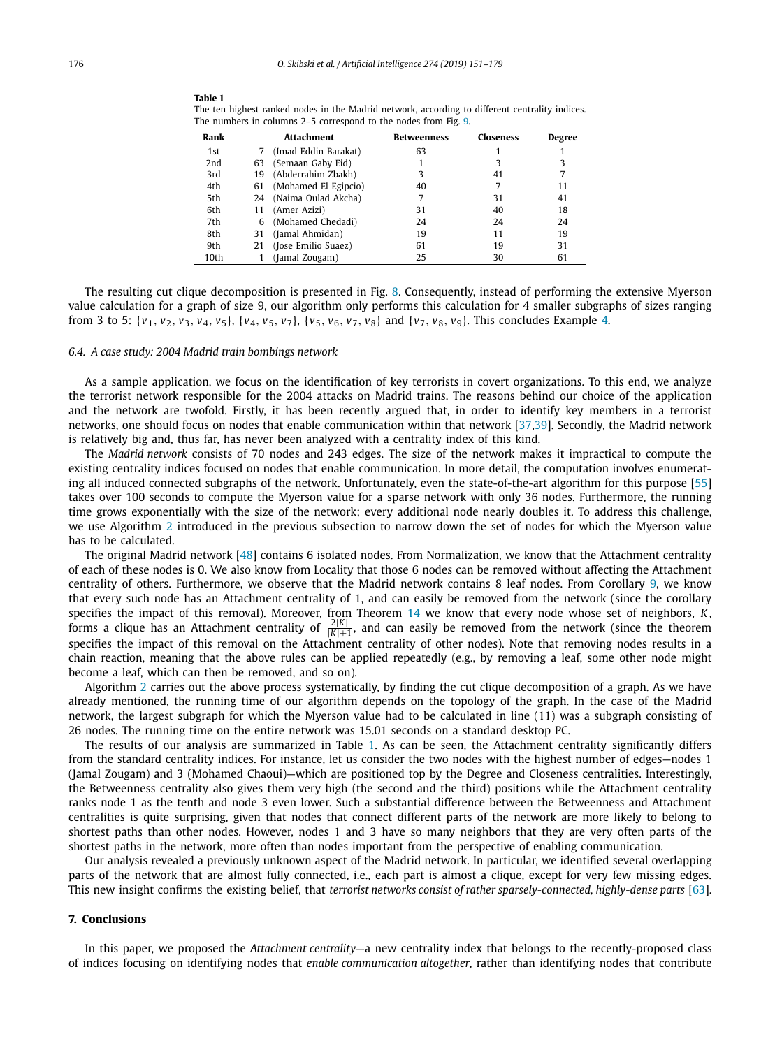**Table 1**
The ten highest ranked nodes in the Madrid network, according to different centrality indices. The numbers in columns 2–5 correspond to the nodes from Fig. 9.

| Rank | Attachment | Betweenness | Closeness | Degree |
|---|---|---|---|---|
| 1st | 7 (Imad Eddin Barakat) | 63 | 1 | 1 |
| 2nd | 63 (Semaan Gaby Eid) | 1 | 3 | 3 |
| 3rd | 19 (Abderrahim Zbakh) | 3 | 41 | 7 |
| 4th | 61 (Mohamed El Egipcio) | 40 | 7 | 11 |
| 5th | 24 (Naima Oulad Akcha) | 7 | 31 | 41 |
| 6th | 11 (Amer Azizi) | 31 | 40 | 18 |
| 7th | 6 (Mohamed Chedadi) | 24 | 24 | 24 |
| 8th | 31 (Jamal Ahmidan) | 19 | 11 | 19 |
| 9th | 21 (Jose Emilio Suaez) | 61 | 19 | 31 |
| 10th | 1 (Jamal Zougam) | 25 | 30 | 61 |

The resulting cut clique decomposition is presented in Fig. 8. Consequently, instead of performing the extensive Myerson value calculation for a graph of size 9, our algorithm only performs this calculation for 4 smaller subgraphs of sizes ranging from 3 to 5: $\{v_1, v_2, v_3, v_4, v_5\}$, $\{v_4, v_5, v_7\}$, $\{v_5, v_6, v_7, v_8\}$ and $\{v_7, v_8, v_9\}$. This concludes Example 4.

### 6.4. A case study: 2004 Madrid train bombings network

As a sample application, we focus on the identification of key terrorists in covert organizations. To this end, we analyze the terrorist network responsible for the 2004 attacks on Madrid trains. The reasons behind our choice of the application and the network are twofold. Firstly, it has been recently argued that, in order to identify key members in a terrorist networks, one should focus on nodes that enable communication within that network [37,39]. Secondly, the Madrid network is relatively big and, thus far, has never been analyzed with a centrality index of this kind.

The *Madrid network* consists of 70 nodes and 243 edges. The size of the network makes it impractical to compute the existing centrality indices focused on nodes that enable communication. In more detail, the computation involves enumerating all induced connected subgraphs of the network. Unfortunately, even the state-of-the-art algorithm for this purpose [55] takes over 100 seconds to compute the Myerson value for a sparse network with only 36 nodes. Furthermore, the running time grows exponentially with the size of the network; every additional node nearly doubles it. To address this challenge, we use Algorithm 2 introduced in the previous subsection to narrow down the set of nodes for which the Myerson value has to be calculated.

The original Madrid network [48] contains 6 isolated nodes. From Normalization, we know that the Attachment centrality of each of these nodes is 0. We also know from Locality that those 6 nodes can be removed without affecting the Attachment centrality of others. Furthermore, we observe that the Madrid network contains 8 leaf nodes. From Corollary 9, we know that every such node has an Attachment centrality of 1, and can easily be removed from the network (since the corollary specifies the impact of this removal). Moreover, from Theorem 14 we know that every node whose set of neighbors, $K$, forms a clique has an Attachment centrality of $\frac{2|K|}{|K|+1}$, and can easily be removed from the network (since the theorem specifies the impact of this removal on the Attachment centrality of other nodes). Note that removing nodes results in a chain reaction, meaning that the above rules can be applied repeatedly (e.g., by removing a leaf, some other node might become a leaf, which can then be removed, and so on).

Algorithm 2 carries out the above process systematically, by finding the cut clique decomposition of a graph. As we have already mentioned, the running time of our algorithm depends on the topology of the graph. In the case of the Madrid network, the largest subgraph for which the Myerson value had to be calculated in line (11) was a subgraph consisting of 26 nodes. The running time on the entire network was 15.01 seconds on a standard desktop PC.

The results of our analysis are summarized in Table 1. As can be seen, the Attachment centrality significantly differs from the standard centrality indices. For instance, let us consider the two nodes with the highest number of edges—nodes 1 (Jamal Zougam) and 3 (Mohamed Chaoui)—which are positioned top by the Degree and Closeness centralities. Interestingly, the Betweenness centrality also gives them very high (the second and the third) positions while the Attachment centrality ranks node 1 as the tenth and node 3 even lower. Such a substantial difference between the Betweenness and Attachment centralities is quite surprising, given that nodes that connect different parts of the network are more likely to belong to shortest paths than other nodes. However, nodes 1 and 3 have so many neighbors that they are very often parts of the shortest paths in the network, more often than nodes important from the perspective of enabling communication.

Our analysis revealed a previously unknown aspect of the Madrid network. In particular, we identified several overlapping parts of the network that are almost fully connected, i.e., each part is almost a clique, except for very few missing edges. This new insight confirms the existing belief, that *terrorist networks consist of rather sparsely-connected, highly-dense parts* [63].

## 7. Conclusions

In this paper, we proposed the *Attachment centrality*—a new centrality index that belongs to the recently-proposed class of indices focusing on identifying nodes that *enable communication altogether*, rather than identifying nodes that contribute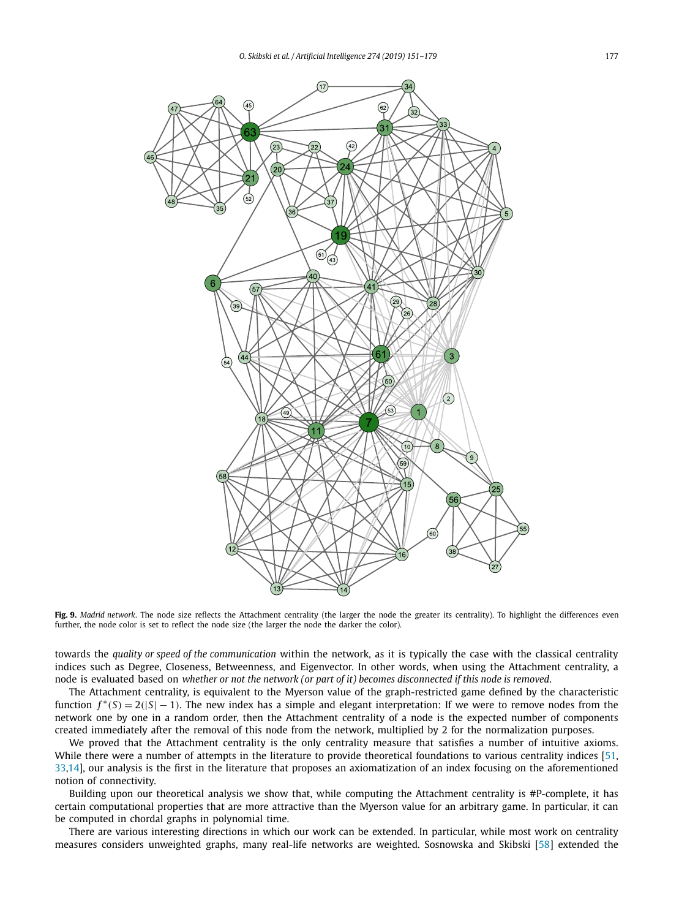**Fig. 9.** *Madrid network*. The node size reflects the Attachment centrality (the larger the node the greater its centrality). To highlight the differences even further, the node color is set to reflect the node size (the larger the node the darker the color).

towards the *quality or speed of the communication* within the network, as it is typically the case with the classical centrality indices such as Degree, Closeness, Betweenness, and Eigenvector. In other words, when using the Attachment centrality, a node is evaluated based on *whether or not the network (or part of it) becomes disconnected if this node is removed*.

The Attachment centrality, is equivalent to the Myerson value of the graph-restricted game defined by the characteristic function $f^*(S) = 2(|S| - 1)$. The new index has a simple and elegant interpretation: If we were to remove nodes from the network one by one in a random order, then the Attachment centrality of a node is the expected number of components created immediately after the removal of this node from the network, multiplied by 2 for the normalization purposes.

We proved that the Attachment centrality is the only centrality measure that satisfies a number of intuitive axioms. While there were a number of attempts in the literature to provide theoretical foundations to various centrality indices [51, 33,14], our analysis is the first in the literature that proposes an axiomatization of an index focusing on the aforementioned notion of connectivity.

Building upon our theoretical analysis we show that, while computing the Attachment centrality is #P-complete, it has certain computational properties that are more attractive than the Myerson value for an arbitrary game. In particular, it can be computed in chordal graphs in polynomial time.

There are various interesting directions in which our work can be extended. In particular, while most work on centrality measures considers unweighted graphs, many real-life networks are weighted. Sosnowska and Skibski [58] extended the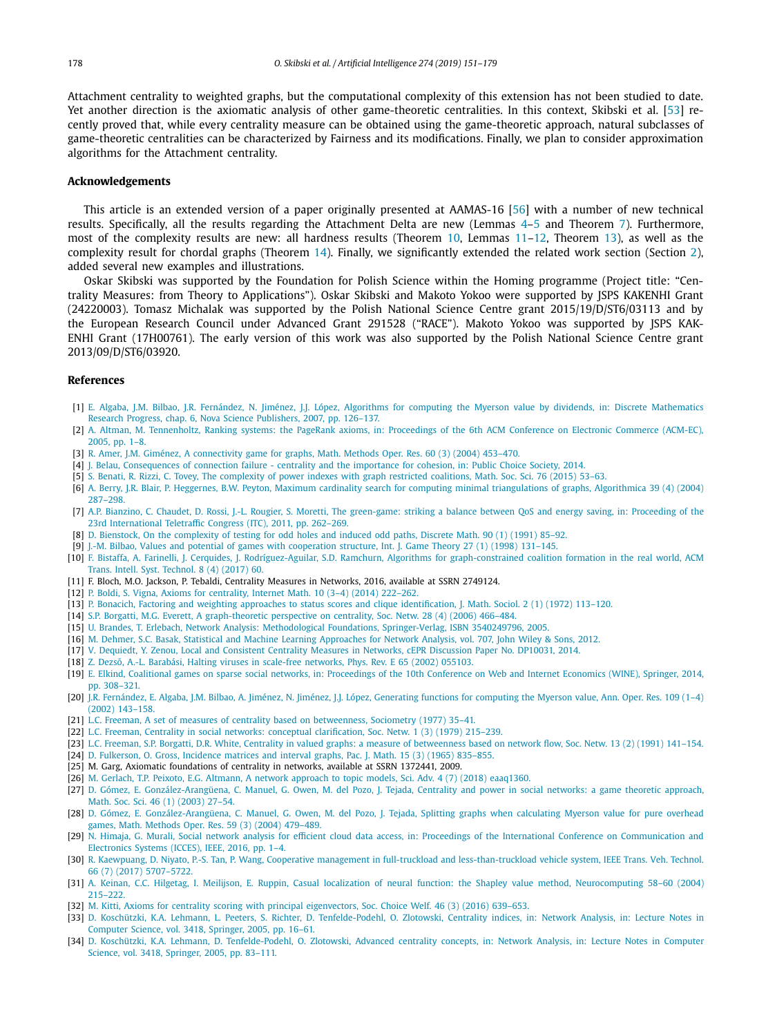Attachment centrality to weighted graphs, but the computational complexity of this extension has not been studied to date. Yet another direction is the axiomatic analysis of other game-theoretic centralities. In this context, Skibski et al. [53] recently proved that, while every centrality measure can be obtained using the game-theoretic approach, natural subclasses of game-theoretic centralities can be characterized by Fairness and its modifications. Finally, we plan to consider approximation algorithms for the Attachment centrality.

## Acknowledgements

This article is an extended version of a paper originally presented at AAMAS-16 [56] with a number of new technical results. Specifically, all the results regarding the Attachment Delta are new (Lemmas 4–5 and Theorem 7). Furthermore, most of the complexity results are new: all hardness results (Theorem 10, Lemmas 11–12, Theorem 13), as well as the complexity result for chordal graphs (Theorem 14). Finally, we significantly extended the related work section (Section 2), added several new examples and illustrations.

Oskar Skibski was supported by the Foundation for Polish Science within the Homing programme (Project title: "Centrality Measures: from Theory to Applications"). Oskar Skibski and Makoto Yokoo were supported by JSPS KAKENHI Grant (24220003). Tomasz Michalak was supported by the Polish National Science Centre grant 2015/19/D/ST6/03113 and by the European Research Council under Advanced Grant 291528 ("RACE"). Makoto Yokoo was supported by JSPS KAKENHI Grant (17H00761). The early version of this work was also supported by the Polish National Science Centre grant 2013/09/D/ST6/03920.

## References

[1] E. Algaba, J.M. Bilbao, J.R. Fernández, N. Jiménez, J.J. López, Algorithms for computing the Myerson value by dividends, in: Discrete Mathematics Research Progress, chap. 6, Nova Science Publishers, 2007, pp. 126–137.

[2] A. Altman, M. Tennenholtz, Ranking systems: the PageRank axioms, in: Proceedings of the 6th ACM Conference on Electronic Commerce (ACM-EC), 2005, pp. 1–8.

[3] R. Amer, J.M. Giménez, A connectivity game for graphs, Math. Methods Oper. Res. 60 (3) (2004) 453–470.

[4] J. Belau, Consequences of connection failure - centrality and the importance for cohesion, in: Public Choice Society, 2014.

[5] S. Benati, R. Rizzi, C. Tovey, The complexity of power indexes with graph restricted coalitions, Math. Soc. Sci. 76 (2015) 53–63.

[6] A. Berry, J.R. Blair, P. Heggernes, B.W. Peyton, Maximum cardinality search for computing minimal triangulations of graphs, Algorithmica 39 (4) (2004) 287–298.

[7] A.P. Bianzino, C. Chaudet, D. Rossi, J.-L. Rougier, S. Moretti, The green-game: striking a balance between QoS and energy saving, in: Proceeding of the 23rd International Teletraffic Congress (ITC), 2011, pp. 262–269.

[8] D. Bienstock, On the complexity of testing for odd holes and induced odd paths, Discrete Math. 90 (1) (1991) 85–92.

[9] J.-M. Bilbao, Values and potential of games with cooperation structure, Int. J. Game Theory 27 (1) (1998) 131–145.

[10] F. Bistaffa, A. Farinelli, J. Cerquides, J. Rodríguez-Aguilar, S.D. Ramchurn, Algorithms for graph-constrained coalition formation in the real world, ACM Trans. Intell. Syst. Technol. 8 (4) (2017) 60.

[11] F. Bloch, M.O. Jackson, P. Tebaldi, Centrality Measures in Networks, 2016, available at SSRN 2749124.

[12] P. Boldi, S. Vigna, Axioms for centrality, Internet Math. 10 (3–4) (2014) 222–262.

[13] P. Bonacich, Factoring and weighting approaches to status scores and clique identification, J. Math. Sociol. 2 (1) (1972) 113–120.

[14] S.P. Borgatti, M.G. Everett, A graph-theoretic perspective on centrality, Soc. Netw. 28 (4) (2006) 466–484.

[15] U. Brandes, T. Erlebach, Network Analysis: Methodological Foundations, Springer-Verlag, ISBN 3540249796, 2005.

[16] M. Dehmer, S.C. Basak, Statistical and Machine Learning Approaches for Network Analysis, vol. 707, John Wiley & Sons, 2012.

[17] V. Dequiedt, Y. Zenou, Local and Consistent Centrality Measures in Networks, cEPR Discussion Paper No. DP10031, 2014.

[18] Z. Dezső, A.-L. Barabási, Halting viruses in scale-free networks, Phys. Rev. E 65 (2002) 055103.

[19] E. Elkind, Coalitional games on sparse social networks, in: Proceedings of the 10th Conference on Web and Internet Economics (WINE), Springer, 2014, pp. 308–321.

[20] J.R. Fernández, E. Algaba, J.M. Bilbao, A. Jiménez, N. Jiménez, J.J. López, Generating functions for computing the Myerson value, Ann. Oper. Res. 109 (1–4) (2002) 143–158.

[21] L.C. Freeman, A set of measures of centrality based on betweenness, Sociometry (1977) 35–41.

[22] L.C. Freeman, Centrality in social networks: conceptual clarification, Soc. Netw. 1 (3) (1979) 215–239.

[23] L.C. Freeman, S.P. Borgatti, D.R. White, Centrality in valued graphs: a measure of betweenness based on network flow, Soc. Netw. 13 (2) (1991) 141–154.

[24] D. Fulkerson, O. Gross, Incidence matrices and interval graphs, Pac. J. Math. 15 (3) (1965) 835–855.

[25] M. Garg, Axiomatic foundations of centrality in networks, available at SSRN 1372441, 2009.

[26] M. Gerlach, T.P. Peixoto, E.G. Altmann, A network approach to topic models, Sci. Adv. 4 (7) (2018) eaaq1360.

[27] D. Gómez, E. González-Arangüena, C. Manuel, G. Owen, M. del Pozo, J. Tejada, Centrality and power in social networks: a game theoretic approach, Math. Soc. Sci. 46 (1) (2003) 27–54.

[28] D. Gómez, E. González-Arangüena, C. Manuel, G. Owen, M. del Pozo, J. Tejada, Splitting graphs when calculating Myerson value for pure overhead games, Math. Methods Oper. Res. 59 (3) (2004) 479–489.

[29] N. Himaja, G. Murali, Social network analysis for efficient cloud data access, in: Proceedings of the International Conference on Communication and Electronics Systems (ICCES), IEEE, 2016, pp. 1–4.

[30] R. Kaewpuang, D. Niyato, P.-S. Tan, P. Wang, Cooperative management in full-truckload and less-than-truckload vehicle system, IEEE Trans. Veh. Technol. 66 (7) (2017) 5707–5722.

[31] A. Keinan, C.C. Hilgetag, I. Meilijson, E. Ruppin, Casual localization of neural function: the Shapley value method, Neurocomputing 58–60 (2004) 215–222.

[32] M. Kitti, Axioms for centrality scoring with principal eigenvectors, Soc. Choice Welf. 46 (3) (2016) 639–653.

[33] D. Koschützki, K.A. Lehmann, L. Peeters, S. Richter, D. Tenfelde-Podehl, O. Zlotowski, Centrality indices, in: Network Analysis, in: Lecture Notes in Computer Science, vol. 3418, Springer, 2005, pp. 16–61.

[34] D. Koschützki, K.A. Lehmann, D. Tenfelde-Podehl, O. Zlotowski, Advanced centrality concepts, in: Network Analysis, in: Lecture Notes in Computer Science, vol. 3418, Springer, 2005, pp. 83–111.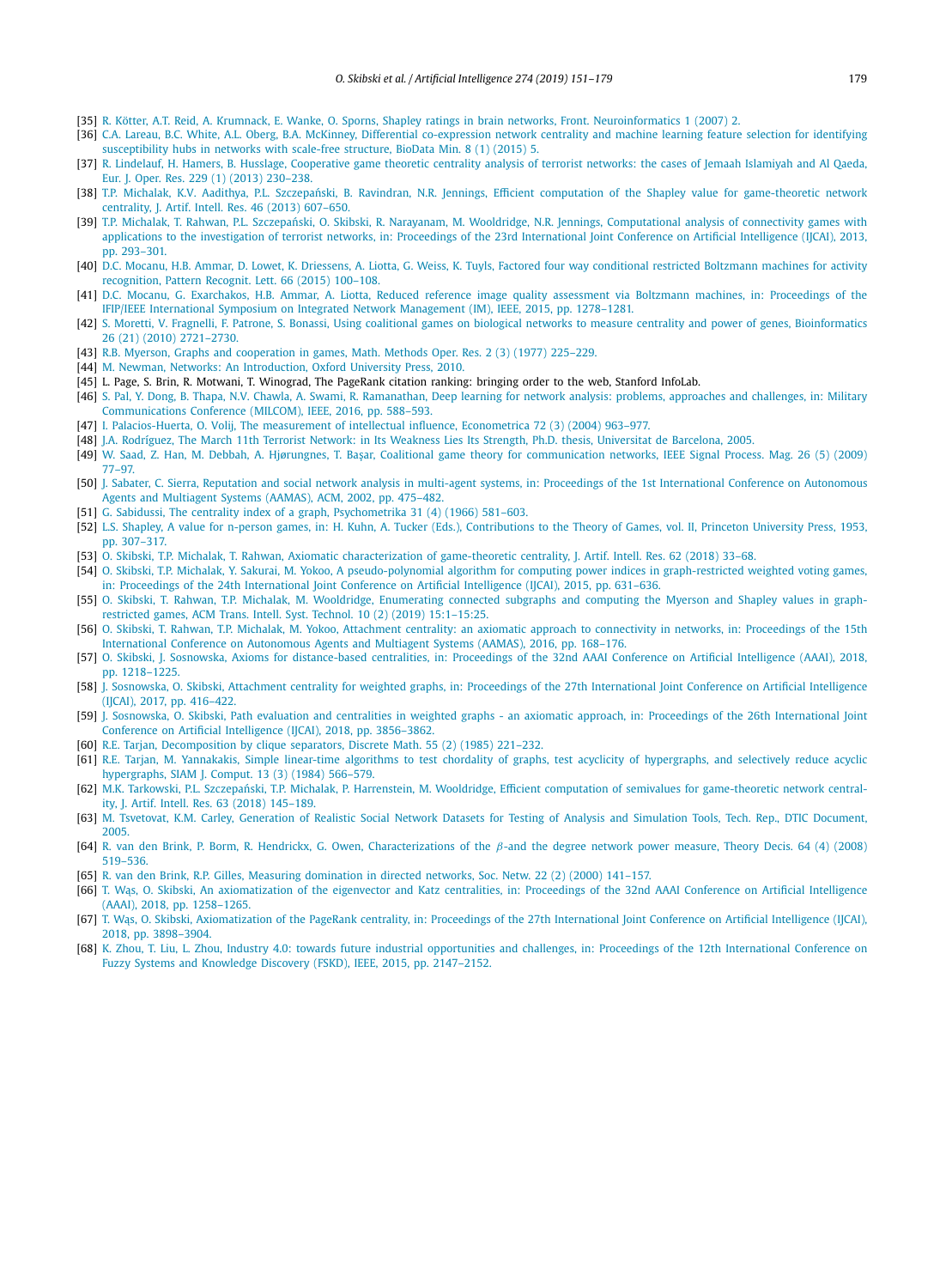[35] R. Kötter, A.T. Reid, A. Krumnack, E. Wanke, O. Sporns, Shapley ratings in brain networks, Front. Neuroinformatics 1 (2007) 2.

[36] C.A. Lareau, B.C. White, A.L. Oberg, B.A. McKinney, Differential co-expression network centrality and machine learning feature selection for identifying susceptibility hubs in networks with scale-free structure, BioData Min. 8 (1) (2015) 5.

[37] R. Lindelauf, H. Hamers, B. Husslage, Cooperative game theoretic centrality analysis of terrorist networks: the cases of Jemaah Islamiyah and Al Qaeda, Eur. J. Oper. Res. 229 (1) (2013) 230–238.

[38] T.P. Michalak, K.V. Aadithya, P.L. Szczepański, B. Ravindran, N.R. Jennings, Efficient computation of the Shapley value for game-theoretic network centrality, J. Artif. Intell. Res. 46 (2013) 607–650.

[39] T.P. Michalak, T. Rahwan, P.L. Szczepański, O. Skibski, R. Narayanam, M. Wooldridge, N.R. Jennings, Computational analysis of connectivity games with applications to the investigation of terrorist networks, in: Proceedings of the 23rd International Joint Conference on Artificial Intelligence (IJCAI), 2013, pp. 293–301.

[40] D.C. Mocanu, H.B. Ammar, D. Lowet, K. Driessens, A. Liotta, G. Weiss, K. Tuyls, Factored four way conditional restricted Boltzmann machines for activity recognition, Pattern Recognit. Lett. 66 (2015) 100–108.

[41] D.C. Mocanu, G. Exarchakos, H.B. Ammar, A. Liotta, Reduced reference image quality assessment via Boltzmann machines, in: Proceedings of the IFIP/IEEE International Symposium on Integrated Network Management (IM), IEEE, 2015, pp. 1278–1281.

[42] S. Moretti, V. Fragnelli, F. Patrone, S. Bonassi, Using coalitional games on biological networks to measure centrality and power of genes, Bioinformatics 26 (21) (2010) 2721–2730.

[43] R.B. Myerson, Graphs and cooperation in games, Math. Methods Oper. Res. 2 (3) (1977) 225–229.

[44] M. Newman, Networks: An Introduction, Oxford University Press, 2010.

[45] L. Page, S. Brin, R. Motwani, T. Winograd, The PageRank citation ranking: bringing order to the web, Stanford InfoLab.

[46] S. Pal, Y. Dong, B. Thapa, N.V. Chawla, A. Swami, R. Ramanathan, Deep learning for network analysis: problems, approaches and challenges, in: Military Communications Conference (MILCOM), IEEE, 2016, pp. 588–593.

[47] I. Palacios-Huerta, O. Volij, The measurement of intellectual influence, Econometrica 72 (3) (2004) 963–977.

[48] J.A. Rodríguez, The March 11th Terrorist Network: in Its Weakness Lies Its Strength, Ph.D. thesis, Universitat de Barcelona, 2005.

[49] W. Saad, Z. Han, M. Debbah, A. Hjørungnes, T. Başar, Coalitional game theory for communication networks, IEEE Signal Process. Mag. 26 (5) (2009) 77–97.

[50] J. Sabater, C. Sierra, Reputation and social network analysis in multi-agent systems, in: Proceedings of the 1st International Conference on Autonomous Agents and Multiagent Systems (AAMAS), ACM, 2002, pp. 475–482.

[51] G. Sabidussi, The centrality index of a graph, Psychometrika 31 (4) (1966) 581–603.

[52] L.S. Shapley, A value for n-person games, in: H. Kuhn, A. Tucker (Eds.), Contributions to the Theory of Games, vol. II, Princeton University Press, 1953, pp. 307–317.

[53] O. Skibski, T.P. Michalak, T. Rahwan, Axiomatic characterization of game-theoretic centrality, J. Artif. Intell. Res. 62 (2018) 33–68.

[54] O. Skibski, T.P. Michalak, Y. Sakurai, M. Yokoo, A pseudo-polynomial algorithm for computing power indices in graph-restricted weighted voting games, in: Proceedings of the 24th International Joint Conference on Artificial Intelligence (IJCAI), 2015, pp. 631–636.

[55] O. Skibski, T. Rahwan, T.P. Michalak, M. Wooldridge, Enumerating connected subgraphs and computing the Myerson and Shapley values in graph-restricted games, ACM Trans. Intell. Syst. Technol. 10 (2) (2019) 15:1–15:25.

[56] O. Skibski, T. Rahwan, T.P. Michalak, M. Yokoo, Attachment centrality: an axiomatic approach to connectivity in networks, in: Proceedings of the 15th International Conference on Autonomous Agents and Multiagent Systems (AAMAS), 2016, pp. 168–176.

[57] O. Skibski, J. Sosnowska, Axioms for distance-based centralities, in: Proceedings of the 32nd AAAI Conference on Artificial Intelligence (AAAI), 2018, pp. 1218–1225.

[58] J. Sosnowska, O. Skibski, Attachment centrality for weighted graphs, in: Proceedings of the 27th International Joint Conference on Artificial Intelligence (IJCAI), 2017, pp. 416–422.

[59] J. Sosnowska, O. Skibski, Path evaluation and centralities in weighted graphs - an axiomatic approach, in: Proceedings of the 26th International Joint Conference on Artificial Intelligence (IJCAI), 2018, pp. 3856–3862.

[60] R.E. Tarjan, Decomposition by clique separators, Discrete Math. 55 (2) (1985) 221–232.

[61] R.E. Tarjan, M. Yannakakis, Simple linear-time algorithms to test chordality of graphs, test acyclicity of hypergraphs, and selectively reduce acyclic hypergraphs, SIAM J. Comput. 13 (3) (1984) 566–579.

[62] M.K. Tarkowski, P.L. Szczepański, T.P. Michalak, P. Harrenstein, M. Wooldridge, Efficient computation of semivalues for game-theoretic network centrality, J. Artif. Intell. Res. 63 (2018) 145–189.

[63] M. Tsvetovat, K.M. Carley, Generation of Realistic Social Network Datasets for Testing of Analysis and Simulation Tools, Tech. Rep., DTIC Document, 2005.

[64] R. van den Brink, P. Borm, R. Hendrickx, G. Owen, Characterizations of the $\beta$-and the degree network power measure, Theory Decis. 64 (4) (2008) 519–536.

[65] R. van den Brink, R.P. Gilles, Measuring domination in directed networks, Soc. Netw. 22 (2) (2000) 141–157.

[66] T. Wąs, O. Skibski, An axiomatization of the eigenvector and Katz centralities, in: Proceedings of the 32nd AAAI Conference on Artificial Intelligence (AAAI), 2018, pp. 1258–1265.

[67] T. Wąs, O. Skibski, Axiomatization of the PageRank centrality, in: Proceedings of the 27th International Joint Conference on Artificial Intelligence (IJCAI), 2018, pp. 3898–3904.

[68] K. Zhou, T. Liu, L. Zhou, Industry 4.0: towards future industrial opportunities and challenges, in: Proceedings of the 12th International Conference on Fuzzy Systems and Knowledge Discovery (FSKD), IEEE, 2015, pp. 2147–2152.